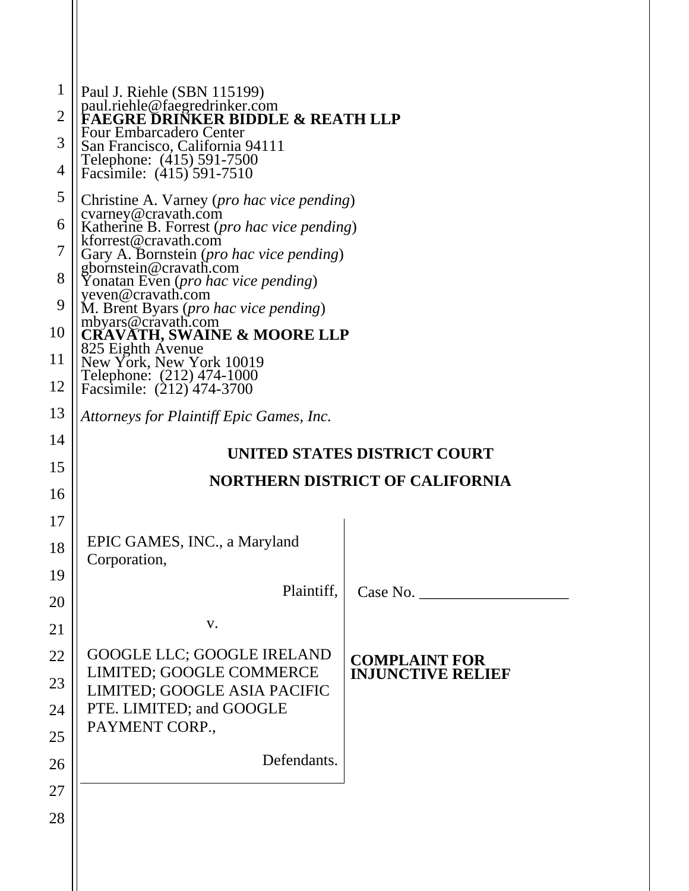Paul J. Riehle (SBN 115199)
paul.riehle@faegredrinker.com
**FAEGRE DRINKER BIDDLE & REATH LLP**
Four Embarcadero Center
San Francisco, California 94111
Telephone: (415) 591-7500
Facsimile: (415) 591-7510

Christine A. Varney (*pro hac vice pending*)
cvarney@cravath.com
Katherine B. Forrest (*pro hac vice pending*)
kforrest@cravath.com
Gary A. Bornstein (*pro hac vice pending*)
gbornstein@cravath.com
Yonatan Even (*pro hac vice pending*)
yeven@cravath.com
M. Brent Byars (*pro hac vice pending*)
mbyars@cravath.com
**CRAVATH, SWAINE & MOORE LLP**
825 Eighth Avenue
New York, New York 10019
Telephone: (212) 474-1000
Facsimile: (212) 474-3700

*Attorneys for Plaintiff Epic Games, Inc.*

**UNITED STATES DISTRICT COURT**

**NORTHERN DISTRICT OF CALIFORNIA**

EPIC GAMES, INC., a Maryland Corporation,

Plaintiff,

v.

GOOGLE LLC; GOOGLE IRELAND LIMITED; GOOGLE COMMERCE LIMITED; GOOGLE ASIA PACIFIC PTE. LIMITED; and GOOGLE PAYMENT CORP.,

Defendants.

Case No. ___________________

**COMPLAINT FOR INJUNCTIVE RELIEF**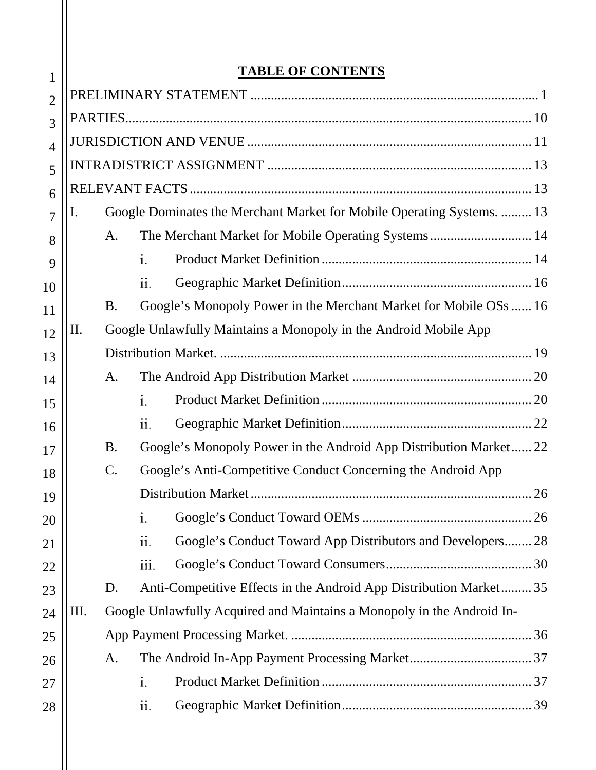# TABLE OF CONTENTS

PRELIMINARY STATEMENT .................................................................................... 1

PARTIES........................................................................................................... 10

JURISDICTION AND VENUE ................................................................................. 11

INTRADISTRICT ASSIGNMENT ............................................................................ 13

RELEVANT FACTS ............................................................................................. 13

I. Google Dominates the Merchant Market for Mobile Operating Systems. ......... 13

- A. The Merchant Market for Mobile Operating Systems .............................. 14
  - i. Product Market Definition ............................................................ 14
  - ii. Geographic Market Definition ....................................................... 16
- B. Google's Monopoly Power in the Merchant Market for Mobile OSs ...... 16

II. Google Unlawfully Maintains a Monopoly in the Android Mobile App Distribution Market. ........................................................................................ 19

- A. The Android App Distribution Market ..................................................... 20
  - i. Product Market Definition ............................................................ 20
  - ii. Geographic Market Definition ....................................................... 22
- B. Google's Monopoly Power in the Android App Distribution Market ...... 22
- C. Google's Anti-Competitive Conduct Concerning the Android App Distribution Market ................................................................................. 26
  - i. Google's Conduct Toward OEMs ................................................. 26
  - ii. Google's Conduct Toward App Distributors and Developers........ 28
  - iii. Google's Conduct Toward Consumers .......................................... 30
- D. Anti-Competitive Effects in the Android App Distribution Market ......... 35

III. Google Unlawfully Acquired and Maintains a Monopoly in the Android In-App Payment Processing Market. ...................................................................... 36

- A. The Android In-App Payment Processing Market.................................... 37
  - i. Product Market Definition ............................................................ 37
  - ii. Geographic Market Definition ....................................................... 39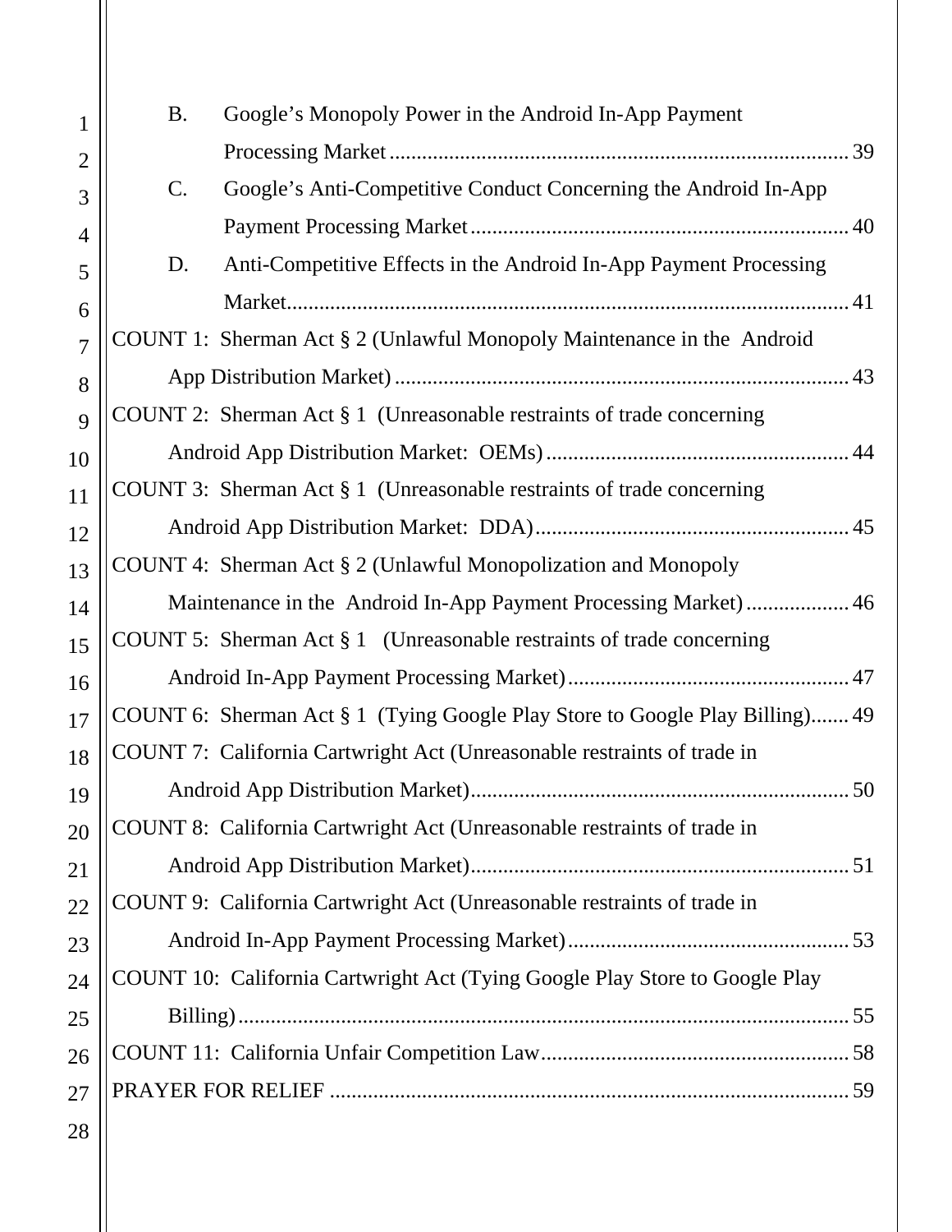B. Google's Monopoly Power in the Android In-App Payment Processing Market ........ 39

C. Google's Anti-Competitive Conduct Concerning the Android In-App Payment Processing Market ........ 40

D. Anti-Competitive Effects in the Android In-App Payment Processing Market ........ 41

COUNT 1: Sherman Act § 2 (Unlawful Monopoly Maintenance in the Android App Distribution Market) ........ 43

COUNT 2: Sherman Act § 1 (Unreasonable restraints of trade concerning Android App Distribution Market: OEMs) ........ 44

COUNT 3: Sherman Act § 1 (Unreasonable restraints of trade concerning Android App Distribution Market: DDA) ........ 45

COUNT 4: Sherman Act § 2 (Unlawful Monopolization and Monopoly Maintenance in the Android In-App Payment Processing Market) ........ 46

COUNT 5: Sherman Act § 1 (Unreasonable restraints of trade concerning Android In-App Payment Processing Market) ........ 47

COUNT 6: Sherman Act § 1 (Tying Google Play Store to Google Play Billing) ........ 49

COUNT 7: California Cartwright Act (Unreasonable restraints of trade in Android App Distribution Market) ........ 50

COUNT 8: California Cartwright Act (Unreasonable restraints of trade in Android App Distribution Market) ........ 51

COUNT 9: California Cartwright Act (Unreasonable restraints of trade in Android In-App Payment Processing Market) ........ 53

COUNT 10: California Cartwright Act (Tying Google Play Store to Google Play Billing) ........ 55

COUNT 11: California Unfair Competition Law ........ 58

PRAYER FOR RELIEF ........ 59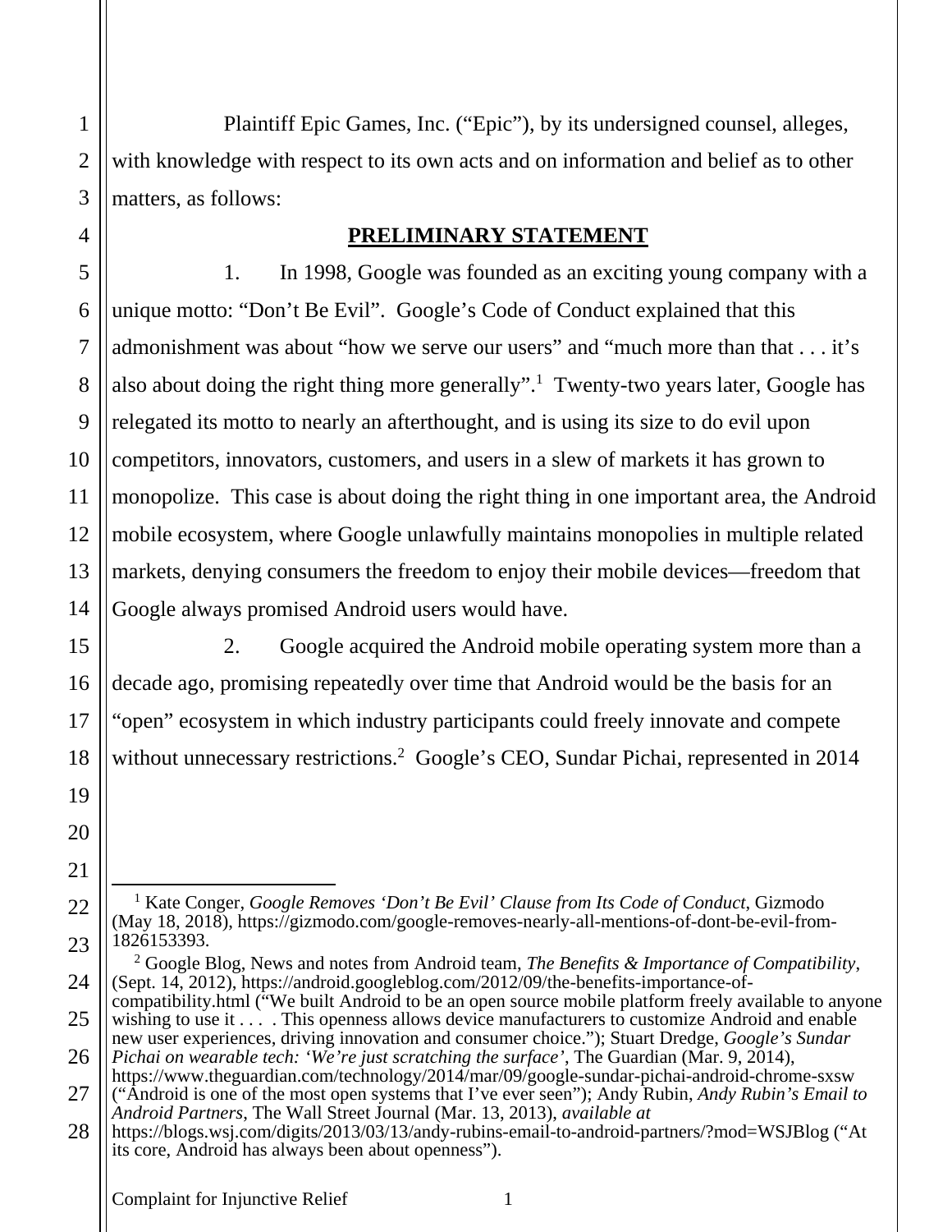Plaintiff Epic Games, Inc. ("Epic"), by its undersigned counsel, alleges, with knowledge with respect to its own acts and on information and belief as to other matters, as follows:

## PRELIMINARY STATEMENT

1. In 1998, Google was founded as an exciting young company with a unique motto: "Don't Be Evil". Google's Code of Conduct explained that this admonishment was about "how we serve our users" and "much more than that . . . it's also about doing the right thing more generally".[1] Twenty-two years later, Google has relegated its motto to nearly an afterthought, and is using its size to do evil upon competitors, innovators, customers, and users in a slew of markets it has grown to monopolize. This case is about doing the right thing in one important area, the Android mobile ecosystem, where Google unlawfully maintains monopolies in multiple related markets, denying consumers the freedom to enjoy their mobile devices—freedom that Google always promised Android users would have.

2. Google acquired the Android mobile operating system more than a decade ago, promising repeatedly over time that Android would be the basis for an "open" ecosystem in which industry participants could freely innovate and compete without unnecessary restrictions.[2] Google's CEO, Sundar Pichai, represented in 2014

---

[1] Kate Conger, *Google Removes 'Don't Be Evil' Clause from Its Code of Conduct*, Gizmodo (May 18, 2018), https://gizmodo.com/google-removes-nearly-all-mentions-of-dont-be-evil-from-1826153393.

[2] Google Blog, News and notes from Android team, *The Benefits & Importance of Compatibility*, (Sept. 14, 2012), https://android.googleblog.com/2012/09/the-benefits-importance-of-compatibility.html ("We built Android to be an open source mobile platform freely available to anyone wishing to use it . . . . This openness allows device manufacturers to customize Android and enable new user experiences, driving innovation and consumer choice."); Stuart Dredge, *Google's Sundar Pichai on wearable tech: 'We're just scratching the surface'*, The Guardian (Mar. 9, 2014), https://www.theguardian.com/technology/2014/mar/09/google-sundar-pichai-android-chrome-sxsw ("Android is one of the most open systems that I've ever seen"); Andy Rubin, *Andy Rubin's Email to Android Partners*, The Wall Street Journal (Mar. 13, 2013), *available at* https://blogs.wsj.com/digits/2013/03/13/andy-rubins-email-to-android-partners/?mod=WSJBlog ("At its core, Android has always been about openness").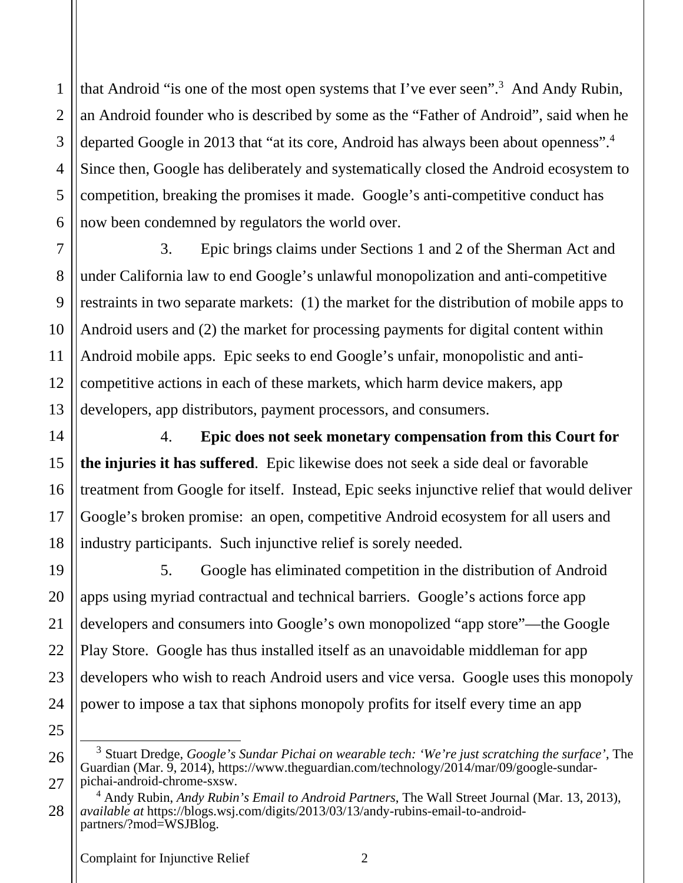that Android "is one of the most open systems that I've ever seen".[3] And Andy Rubin, an Android founder who is described by some as the "Father of Android", said when he departed Google in 2013 that "at its core, Android has always been about openness".[4] Since then, Google has deliberately and systematically closed the Android ecosystem to competition, breaking the promises it made. Google's anti-competitive conduct has now been condemned by regulators the world over.

3. Epic brings claims under Sections 1 and 2 of the Sherman Act and under California law to end Google's unlawful monopolization and anti-competitive restraints in two separate markets: (1) the market for the distribution of mobile apps to Android users and (2) the market for processing payments for digital content within Android mobile apps. Epic seeks to end Google's unfair, monopolistic and anti-competitive actions in each of these markets, which harm device makers, app developers, app distributors, payment processors, and consumers.

4. **Epic does not seek monetary compensation from this Court for the injuries it has suffered**. Epic likewise does not seek a side deal or favorable treatment from Google for itself. Instead, Epic seeks injunctive relief that would deliver Google's broken promise: an open, competitive Android ecosystem for all users and industry participants. Such injunctive relief is sorely needed.

5. Google has eliminated competition in the distribution of Android apps using myriad contractual and technical barriers. Google's actions force app developers and consumers into Google's own monopolized "app store"—the Google Play Store. Google has thus installed itself as an unavoidable middleman for app developers who wish to reach Android users and vice versa. Google uses this monopoly power to impose a tax that siphons monopoly profits for itself every time an app

---

[3] Stuart Dredge, *Google's Sundar Pichai on wearable tech: 'We're just scratching the surface'*, The Guardian (Mar. 9, 2014), https://www.theguardian.com/technology/2014/mar/09/google-sundar-pichai-android-chrome-sxsw.

[4] Andy Rubin, *Andy Rubin's Email to Android Partners*, The Wall Street Journal (Mar. 13, 2013), *available at* https://blogs.wsj.com/digits/2013/03/13/andy-rubins-email-to-android-partners/?mod=WSJBlog.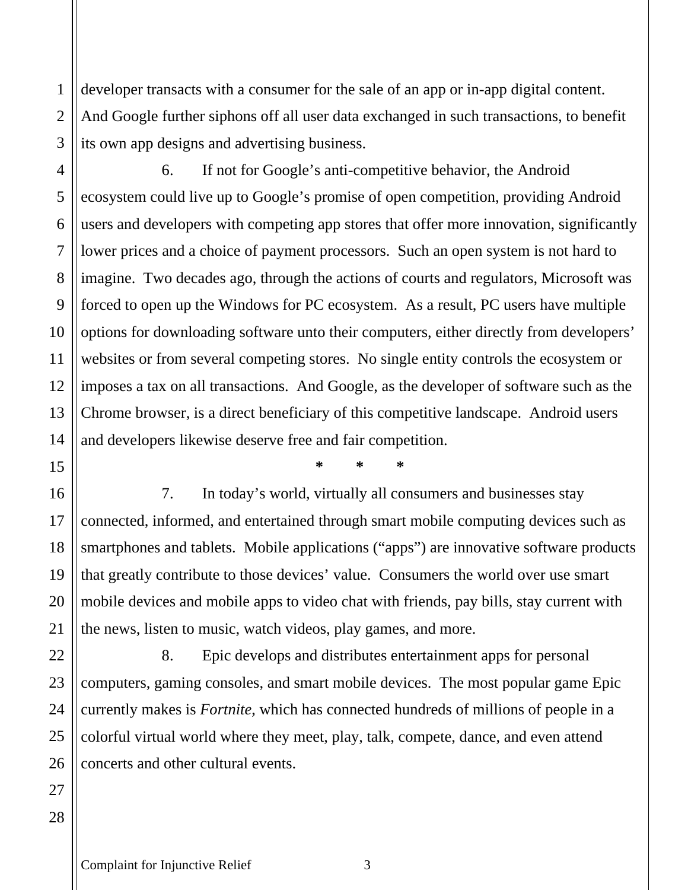developer transacts with a consumer for the sale of an app or in-app digital content. And Google further siphons off all user data exchanged in such transactions, to benefit its own app designs and advertising business.

6. If not for Google's anti-competitive behavior, the Android ecosystem could live up to Google's promise of open competition, providing Android users and developers with competing app stores that offer more innovation, significantly lower prices and a choice of payment processors. Such an open system is not hard to imagine. Two decades ago, through the actions of courts and regulators, Microsoft was forced to open up the Windows for PC ecosystem. As a result, PC users have multiple options for downloading software unto their computers, either directly from developers' websites or from several competing stores. No single entity controls the ecosystem or imposes a tax on all transactions. And Google, as the developer of software such as the Chrome browser, is a direct beneficiary of this competitive landscape. Android users and developers likewise deserve free and fair competition.

\* \* \*

7. In today's world, virtually all consumers and businesses stay connected, informed, and entertained through smart mobile computing devices such as smartphones and tablets. Mobile applications ("apps") are innovative software products that greatly contribute to those devices' value. Consumers the world over use smart mobile devices and mobile apps to video chat with friends, pay bills, stay current with the news, listen to music, watch videos, play games, and more.

8. Epic develops and distributes entertainment apps for personal computers, gaming consoles, and smart mobile devices. The most popular game Epic currently makes is *Fortnite*, which has connected hundreds of millions of people in a colorful virtual world where they meet, play, talk, compete, dance, and even attend concerts and other cultural events.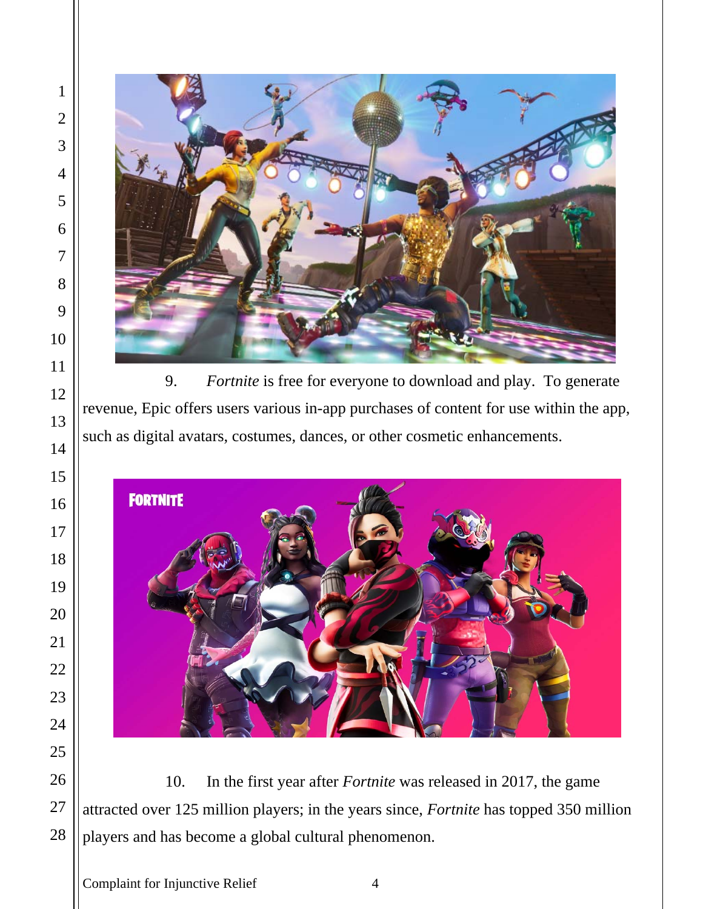9. *Fortnite* is free for everyone to download and play. To generate revenue, Epic offers users various in-app purchases of content for use within the app, such as digital avatars, costumes, dances, or other cosmetic enhancements.

10. In the first year after *Fortnite* was released in 2017, the game attracted over 125 million players; in the years since, *Fortnite* has topped 350 million players and has become a global cultural phenomenon.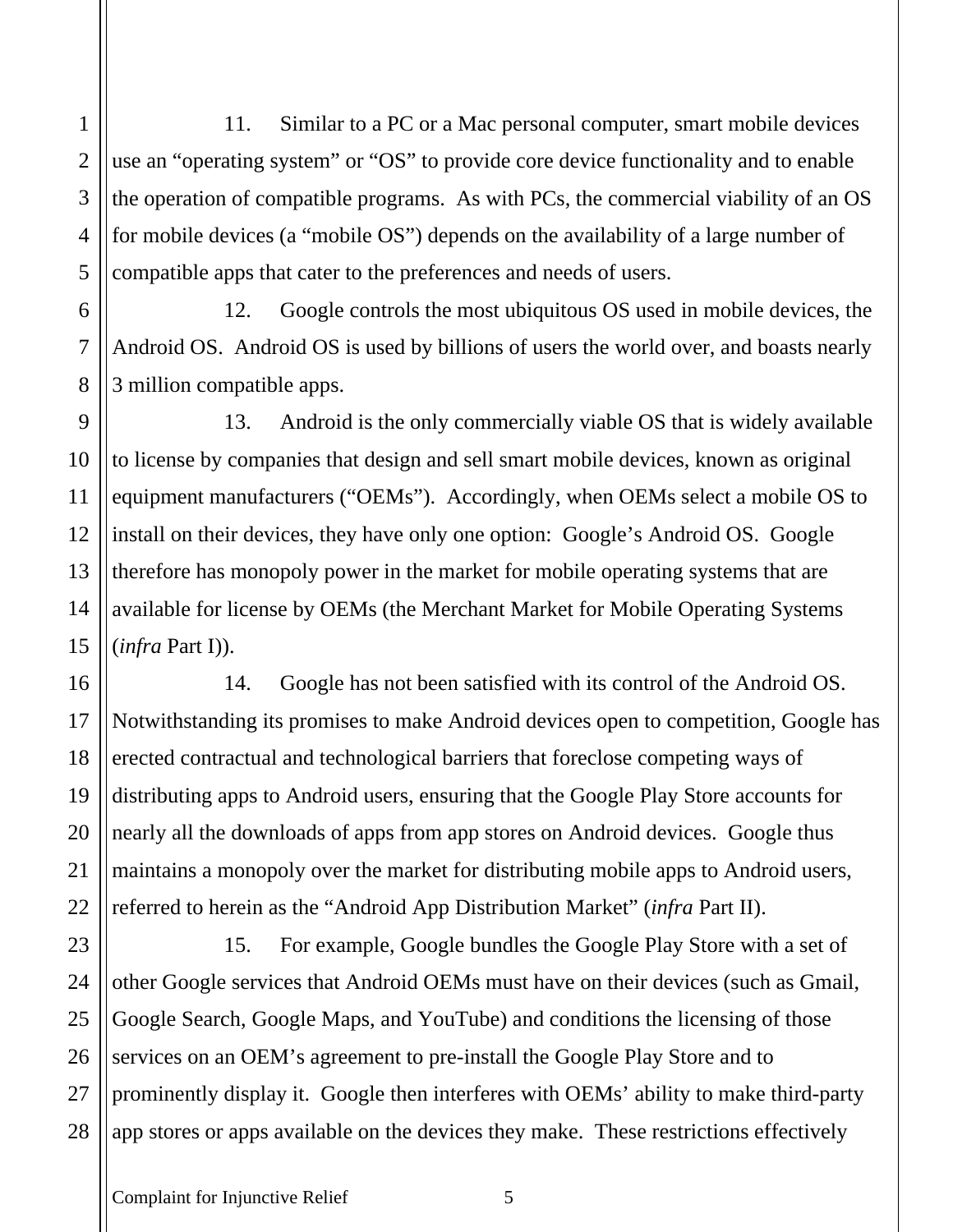11. Similar to a PC or a Mac personal computer, smart mobile devices use an "operating system" or "OS" to provide core device functionality and to enable the operation of compatible programs. As with PCs, the commercial viability of an OS for mobile devices (a "mobile OS") depends on the availability of a large number of compatible apps that cater to the preferences and needs of users.

12. Google controls the most ubiquitous OS used in mobile devices, the Android OS. Android OS is used by billions of users the world over, and boasts nearly 3 million compatible apps.

13. Android is the only commercially viable OS that is widely available to license by companies that design and sell smart mobile devices, known as original equipment manufacturers ("OEMs"). Accordingly, when OEMs select a mobile OS to install on their devices, they have only one option: Google's Android OS. Google therefore has monopoly power in the market for mobile operating systems that are available for license by OEMs (the Merchant Market for Mobile Operating Systems (*infra* Part I)).

14. Google has not been satisfied with its control of the Android OS. Notwithstanding its promises to make Android devices open to competition, Google has erected contractual and technological barriers that foreclose competing ways of distributing apps to Android users, ensuring that the Google Play Store accounts for nearly all the downloads of apps from app stores on Android devices. Google thus maintains a monopoly over the market for distributing mobile apps to Android users, referred to herein as the "Android App Distribution Market" (*infra* Part II).

15. For example, Google bundles the Google Play Store with a set of other Google services that Android OEMs must have on their devices (such as Gmail, Google Search, Google Maps, and YouTube) and conditions the licensing of those services on an OEM's agreement to pre-install the Google Play Store and to prominently display it. Google then interferes with OEMs' ability to make third-party app stores or apps available on the devices they make. These restrictions effectively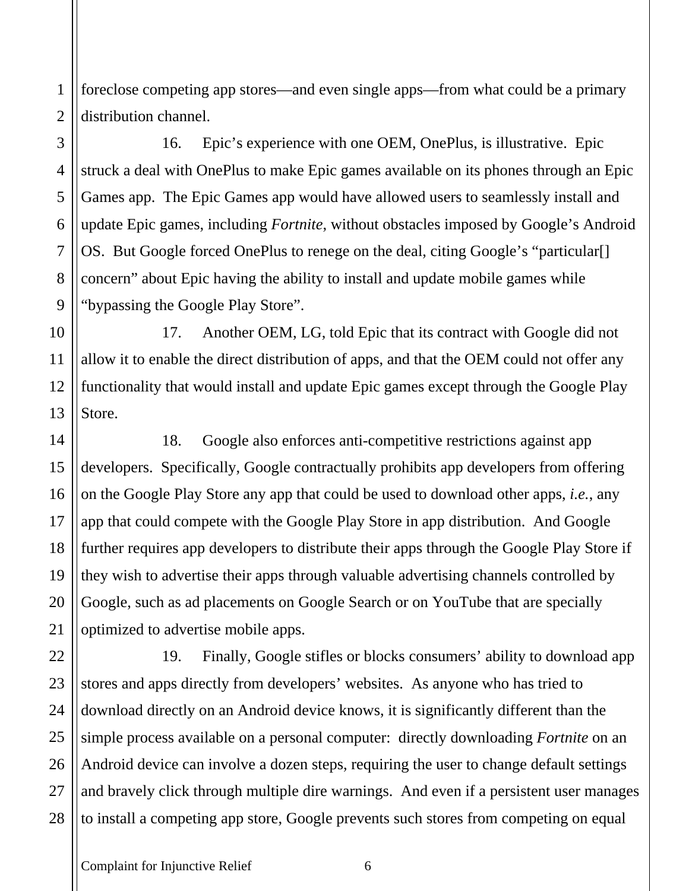foreclose competing app stores—and even single apps—from what could be a primary distribution channel.

16. Epic's experience with one OEM, OnePlus, is illustrative. Epic struck a deal with OnePlus to make Epic games available on its phones through an Epic Games app. The Epic Games app would have allowed users to seamlessly install and update Epic games, including *Fortnite*, without obstacles imposed by Google's Android OS. But Google forced OnePlus to renege on the deal, citing Google's "particular[] concern" about Epic having the ability to install and update mobile games while "bypassing the Google Play Store".

17. Another OEM, LG, told Epic that its contract with Google did not allow it to enable the direct distribution of apps, and that the OEM could not offer any functionality that would install and update Epic games except through the Google Play Store.

18. Google also enforces anti-competitive restrictions against app developers. Specifically, Google contractually prohibits app developers from offering on the Google Play Store any app that could be used to download other apps, *i.e.*, any app that could compete with the Google Play Store in app distribution. And Google further requires app developers to distribute their apps through the Google Play Store if they wish to advertise their apps through valuable advertising channels controlled by Google, such as ad placements on Google Search or on YouTube that are specially optimized to advertise mobile apps.

19. Finally, Google stifles or blocks consumers' ability to download app stores and apps directly from developers' websites. As anyone who has tried to download directly on an Android device knows, it is significantly different than the simple process available on a personal computer: directly downloading *Fortnite* on an Android device can involve a dozen steps, requiring the user to change default settings and bravely click through multiple dire warnings. And even if a persistent user manages to install a competing app store, Google prevents such stores from competing on equal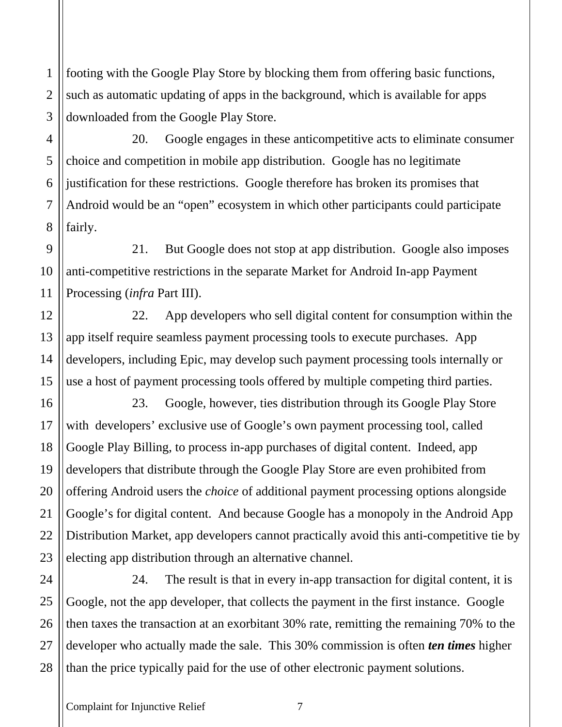footing with the Google Play Store by blocking them from offering basic functions, such as automatic updating of apps in the background, which is available for apps downloaded from the Google Play Store.

20. Google engages in these anticompetitive acts to eliminate consumer choice and competition in mobile app distribution. Google has no legitimate justification for these restrictions. Google therefore has broken its promises that Android would be an "open" ecosystem in which other participants could participate fairly.

21. But Google does not stop at app distribution. Google also imposes anti-competitive restrictions in the separate Market for Android In-app Payment Processing (*infra* Part III).

22. App developers who sell digital content for consumption within the app itself require seamless payment processing tools to execute purchases. App developers, including Epic, may develop such payment processing tools internally or use a host of payment processing tools offered by multiple competing third parties.

23. Google, however, ties distribution through its Google Play Store with developers' exclusive use of Google's own payment processing tool, called Google Play Billing, to process in-app purchases of digital content. Indeed, app developers that distribute through the Google Play Store are even prohibited from offering Android users the *choice* of additional payment processing options alongside Google's for digital content. And because Google has a monopoly in the Android App Distribution Market, app developers cannot practically avoid this anti-competitive tie by electing app distribution through an alternative channel.

24. The result is that in every in-app transaction for digital content, it is Google, not the app developer, that collects the payment in the first instance. Google then taxes the transaction at an exorbitant 30% rate, remitting the remaining 70% to the developer who actually made the sale. This 30% commission is often ***ten times*** higher than the price typically paid for the use of other electronic payment solutions.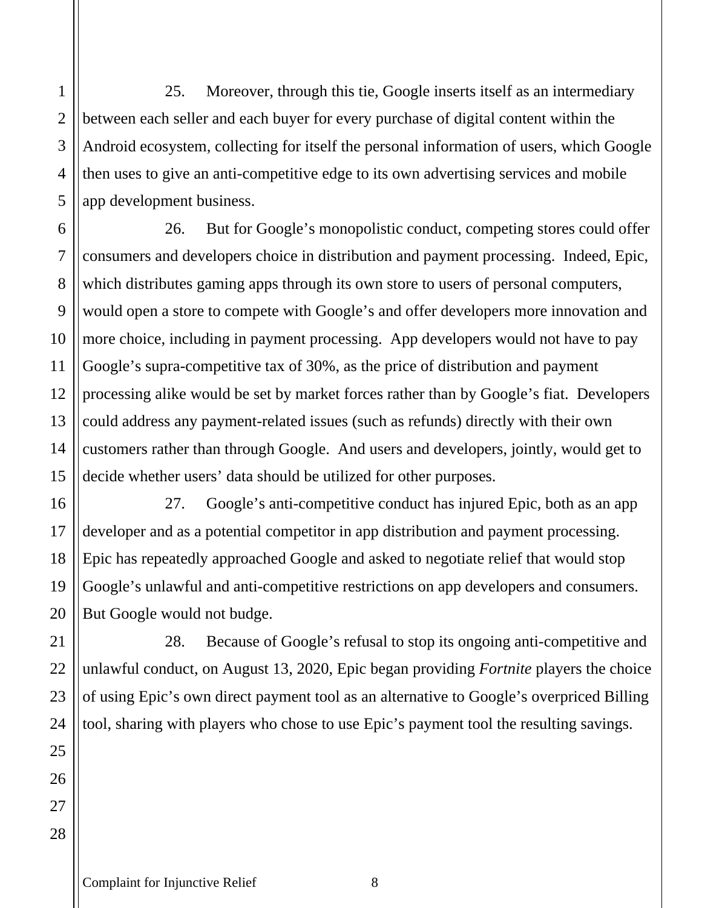25. Moreover, through this tie, Google inserts itself as an intermediary between each seller and each buyer for every purchase of digital content within the Android ecosystem, collecting for itself the personal information of users, which Google then uses to give an anti-competitive edge to its own advertising services and mobile app development business.

26. But for Google's monopolistic conduct, competing stores could offer consumers and developers choice in distribution and payment processing. Indeed, Epic, which distributes gaming apps through its own store to users of personal computers, would open a store to compete with Google's and offer developers more innovation and more choice, including in payment processing. App developers would not have to pay Google's supra-competitive tax of 30%, as the price of distribution and payment processing alike would be set by market forces rather than by Google's fiat. Developers could address any payment-related issues (such as refunds) directly with their own customers rather than through Google. And users and developers, jointly, would get to decide whether users' data should be utilized for other purposes.

27. Google's anti-competitive conduct has injured Epic, both as an app developer and as a potential competitor in app distribution and payment processing. Epic has repeatedly approached Google and asked to negotiate relief that would stop Google's unlawful and anti-competitive restrictions on app developers and consumers. But Google would not budge.

28. Because of Google's refusal to stop its ongoing anti-competitive and unlawful conduct, on August 13, 2020, Epic began providing *Fortnite* players the choice of using Epic's own direct payment tool as an alternative to Google's overpriced Billing tool, sharing with players who chose to use Epic's payment tool the resulting savings.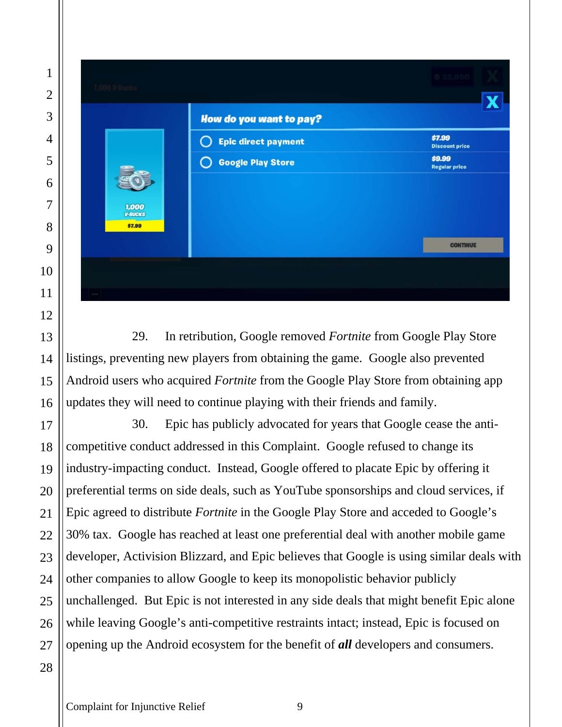29. In retribution, Google removed *Fortnite* from Google Play Store listings, preventing new players from obtaining the game. Google also prevented Android users who acquired *Fortnite* from the Google Play Store from obtaining app updates they will need to continue playing with their friends and family.

30. Epic has publicly advocated for years that Google cease the anti-competitive conduct addressed in this Complaint. Google refused to change its industry-impacting conduct. Instead, Google offered to placate Epic by offering it preferential terms on side deals, such as YouTube sponsorships and cloud services, if Epic agreed to distribute *Fortnite* in the Google Play Store and acceded to Google's 30% tax. Google has reached at least one preferential deal with another mobile game developer, Activision Blizzard, and Epic believes that Google is using similar deals with other companies to allow Google to keep its monopolistic behavior publicly unchallenged. But Epic is not interested in any side deals that might benefit Epic alone while leaving Google's anti-competitive restraints intact; instead, Epic is focused on opening up the Android ecosystem for the benefit of ***all*** developers and consumers.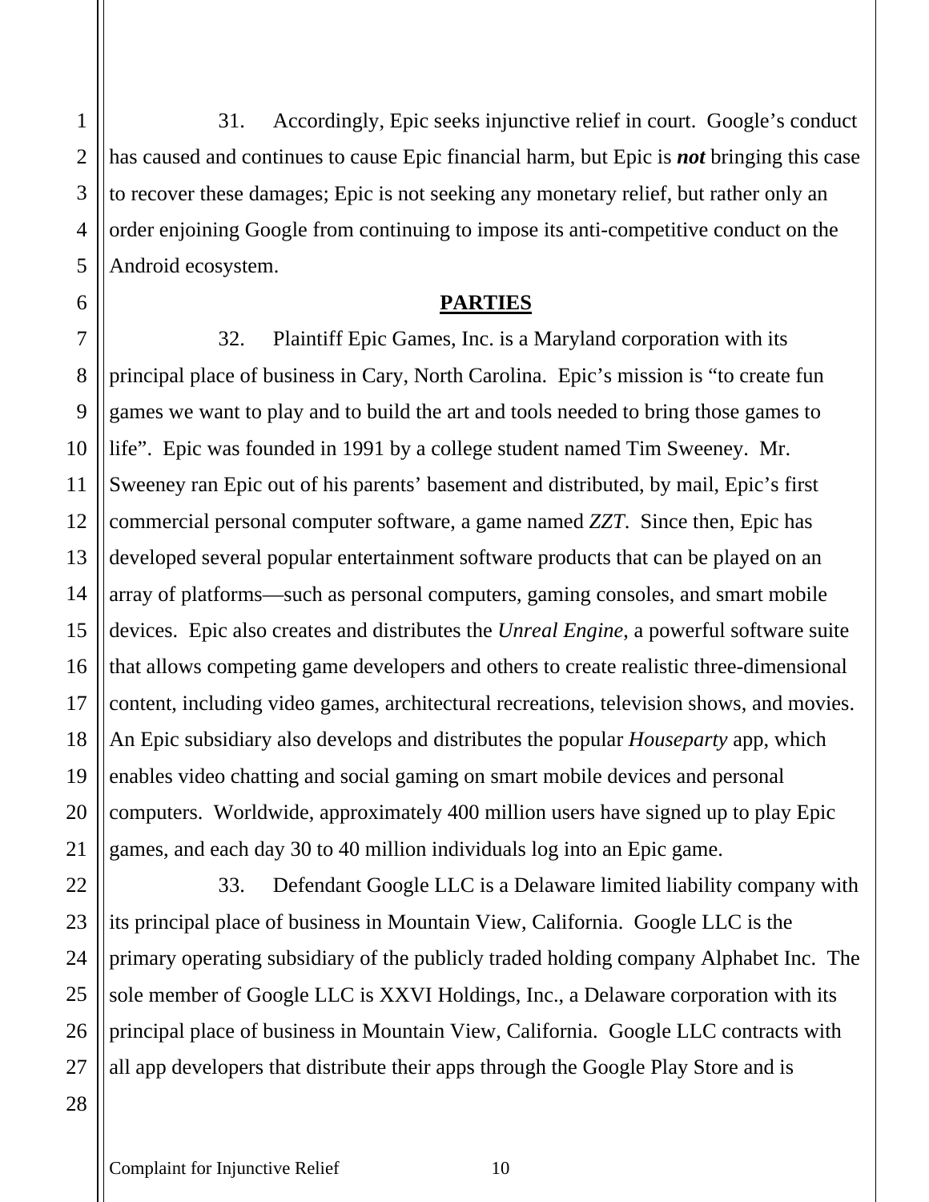31. Accordingly, Epic seeks injunctive relief in court. Google's conduct has caused and continues to cause Epic financial harm, but Epic is ***not*** bringing this case to recover these damages; Epic is not seeking any monetary relief, but rather only an order enjoining Google from continuing to impose its anti-competitive conduct on the Android ecosystem.

## PARTIES

32. Plaintiff Epic Games, Inc. is a Maryland corporation with its principal place of business in Cary, North Carolina. Epic's mission is "to create fun games we want to play and to build the art and tools needed to bring those games to life". Epic was founded in 1991 by a college student named Tim Sweeney. Mr. Sweeney ran Epic out of his parents' basement and distributed, by mail, Epic's first commercial personal computer software, a game named *ZZT*. Since then, Epic has developed several popular entertainment software products that can be played on an array of platforms—such as personal computers, gaming consoles, and smart mobile devices. Epic also creates and distributes the *Unreal Engine*, a powerful software suite that allows competing game developers and others to create realistic three-dimensional content, including video games, architectural recreations, television shows, and movies. An Epic subsidiary also develops and distributes the popular *Houseparty* app, which enables video chatting and social gaming on smart mobile devices and personal computers. Worldwide, approximately 400 million users have signed up to play Epic games, and each day 30 to 40 million individuals log into an Epic game.

33. Defendant Google LLC is a Delaware limited liability company with its principal place of business in Mountain View, California. Google LLC is the primary operating subsidiary of the publicly traded holding company Alphabet Inc. The sole member of Google LLC is XXVI Holdings, Inc., a Delaware corporation with its principal place of business in Mountain View, California. Google LLC contracts with all app developers that distribute their apps through the Google Play Store and is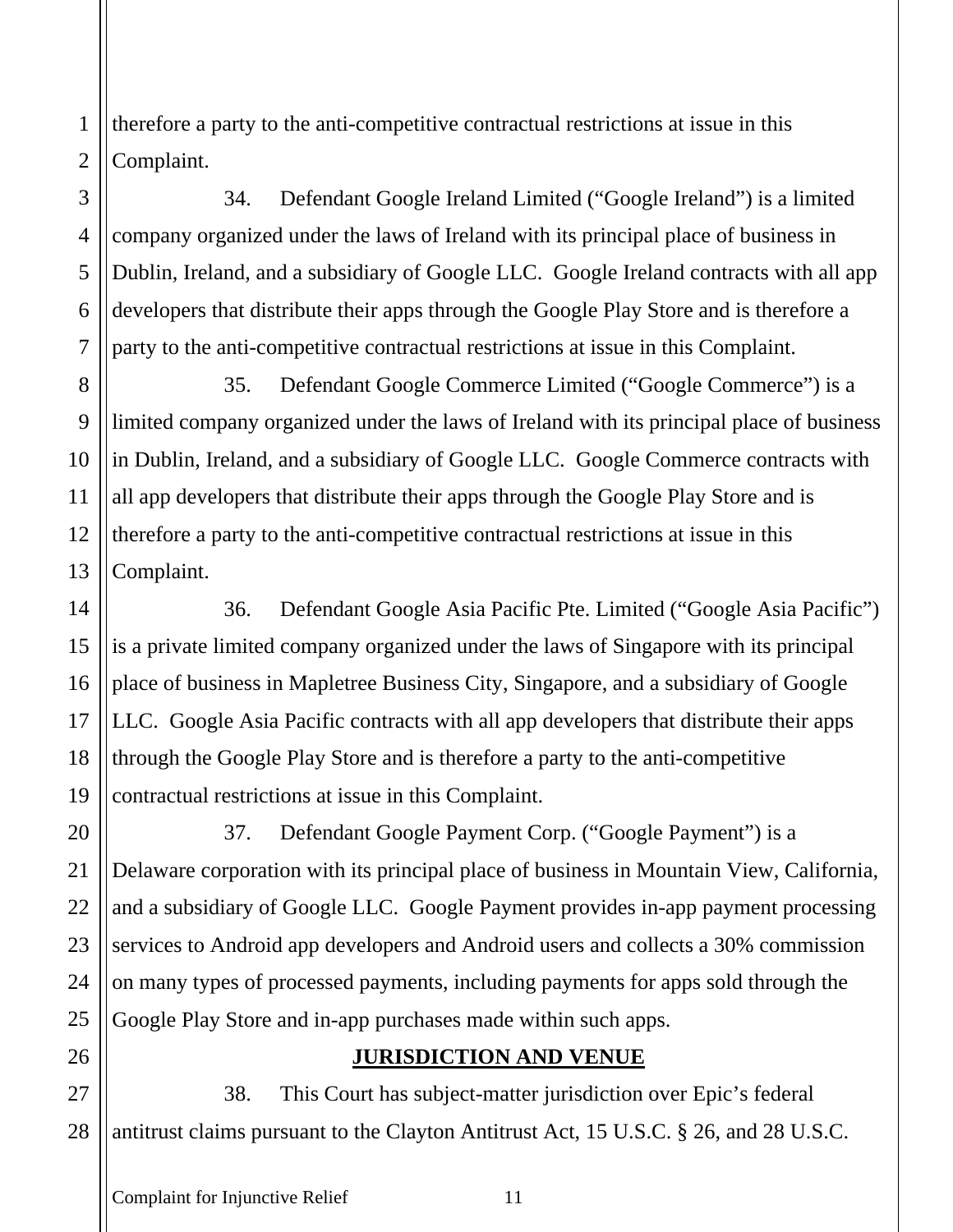therefore a party to the anti-competitive contractual restrictions at issue in this Complaint.

34. Defendant Google Ireland Limited ("Google Ireland") is a limited company organized under the laws of Ireland with its principal place of business in Dublin, Ireland, and a subsidiary of Google LLC. Google Ireland contracts with all app developers that distribute their apps through the Google Play Store and is therefore a party to the anti-competitive contractual restrictions at issue in this Complaint.

35. Defendant Google Commerce Limited ("Google Commerce") is a limited company organized under the laws of Ireland with its principal place of business in Dublin, Ireland, and a subsidiary of Google LLC. Google Commerce contracts with all app developers that distribute their apps through the Google Play Store and is therefore a party to the anti-competitive contractual restrictions at issue in this Complaint.

36. Defendant Google Asia Pacific Pte. Limited ("Google Asia Pacific") is a private limited company organized under the laws of Singapore with its principal place of business in Mapletree Business City, Singapore, and a subsidiary of Google LLC. Google Asia Pacific contracts with all app developers that distribute their apps through the Google Play Store and is therefore a party to the anti-competitive contractual restrictions at issue in this Complaint.

37. Defendant Google Payment Corp. ("Google Payment") is a Delaware corporation with its principal place of business in Mountain View, California, and a subsidiary of Google LLC. Google Payment provides in-app payment processing services to Android app developers and Android users and collects a 30% commission on many types of processed payments, including payments for apps sold through the Google Play Store and in-app purchases made within such apps.

## JURISDICTION AND VENUE

38. This Court has subject-matter jurisdiction over Epic's federal antitrust claims pursuant to the Clayton Antitrust Act, 15 U.S.C. § 26, and 28 U.S.C.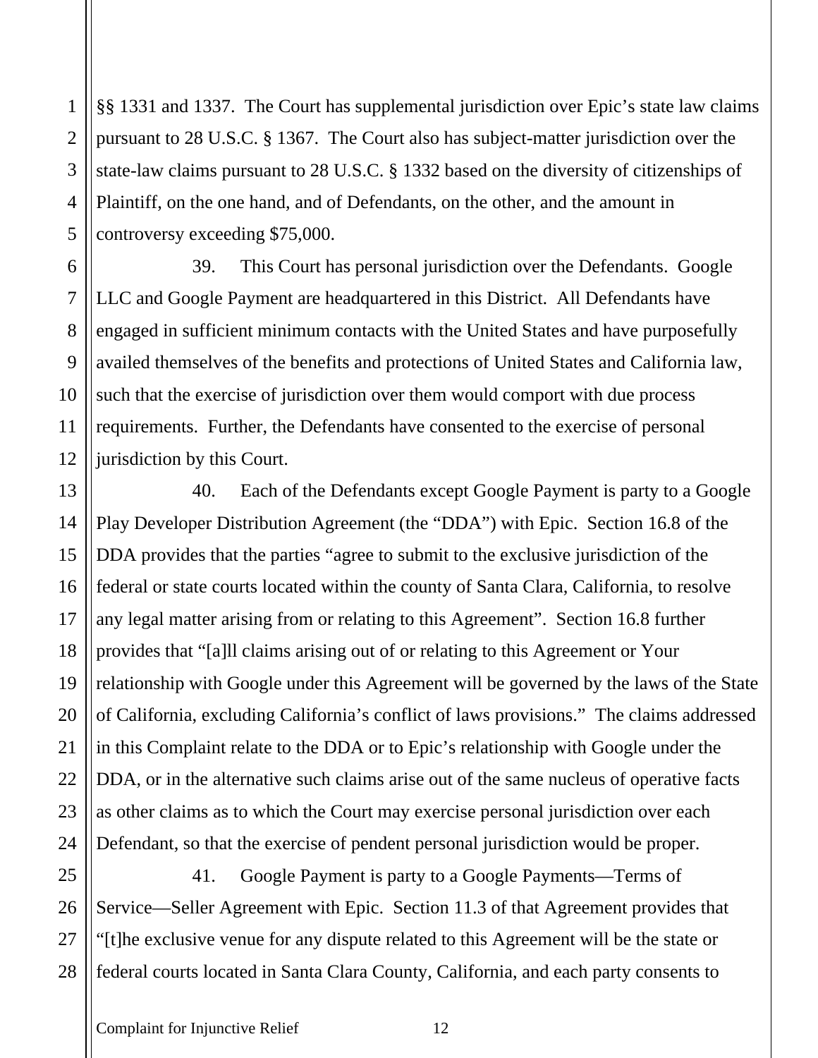§§ 1331 and 1337. The Court has supplemental jurisdiction over Epic's state law claims pursuant to 28 U.S.C. § 1367. The Court also has subject-matter jurisdiction over the state-law claims pursuant to 28 U.S.C. § 1332 based on the diversity of citizenships of Plaintiff, on the one hand, and of Defendants, on the other, and the amount in controversy exceeding $75,000.

39. This Court has personal jurisdiction over the Defendants. Google LLC and Google Payment are headquartered in this District. All Defendants have engaged in sufficient minimum contacts with the United States and have purposefully availed themselves of the benefits and protections of United States and California law, such that the exercise of jurisdiction over them would comport with due process requirements. Further, the Defendants have consented to the exercise of personal jurisdiction by this Court.

40. Each of the Defendants except Google Payment is party to a Google Play Developer Distribution Agreement (the "DDA") with Epic. Section 16.8 of the DDA provides that the parties "agree to submit to the exclusive jurisdiction of the federal or state courts located within the county of Santa Clara, California, to resolve any legal matter arising from or relating to this Agreement". Section 16.8 further provides that "[a]ll claims arising out of or relating to this Agreement or Your relationship with Google under this Agreement will be governed by the laws of the State of California, excluding California's conflict of laws provisions." The claims addressed in this Complaint relate to the DDA or to Epic's relationship with Google under the DDA, or in the alternative such claims arise out of the same nucleus of operative facts as other claims as to which the Court may exercise personal jurisdiction over each Defendant, so that the exercise of pendent personal jurisdiction would be proper.

41. Google Payment is party to a Google Payments—Terms of Service—Seller Agreement with Epic. Section 11.3 of that Agreement provides that "[t]he exclusive venue for any dispute related to this Agreement will be the state or federal courts located in Santa Clara County, California, and each party consents to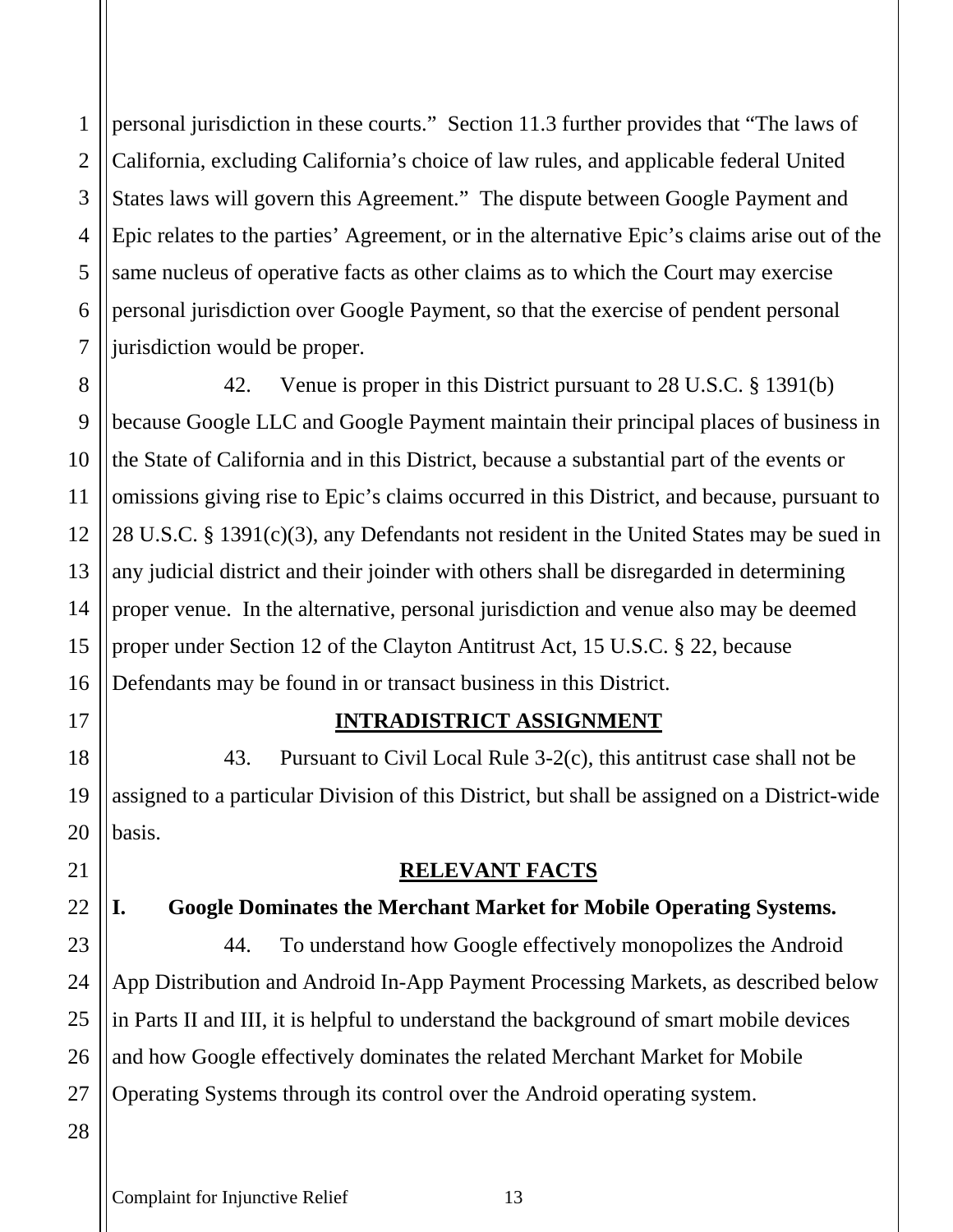personal jurisdiction in these courts." Section 11.3 further provides that "The laws of California, excluding California's choice of law rules, and applicable federal United States laws will govern this Agreement." The dispute between Google Payment and Epic relates to the parties' Agreement, or in the alternative Epic's claims arise out of the same nucleus of operative facts as other claims as to which the Court may exercise personal jurisdiction over Google Payment, so that the exercise of pendent personal jurisdiction would be proper.

42. Venue is proper in this District pursuant to 28 U.S.C. § 1391(b) because Google LLC and Google Payment maintain their principal places of business in the State of California and in this District, because a substantial part of the events or omissions giving rise to Epic's claims occurred in this District, and because, pursuant to 28 U.S.C. § 1391(c)(3), any Defendants not resident in the United States may be sued in any judicial district and their joinder with others shall be disregarded in determining proper venue. In the alternative, personal jurisdiction and venue also may be deemed proper under Section 12 of the Clayton Antitrust Act, 15 U.S.C. § 22, because Defendants may be found in or transact business in this District.

## INTRADISTRICT ASSIGNMENT

43. Pursuant to Civil Local Rule 3-2(c), this antitrust case shall not be assigned to a particular Division of this District, but shall be assigned on a District-wide basis.

## RELEVANT FACTS

### I. Google Dominates the Merchant Market for Mobile Operating Systems.

44. To understand how Google effectively monopolizes the Android App Distribution and Android In-App Payment Processing Markets, as described below in Parts II and III, it is helpful to understand the background of smart mobile devices and how Google effectively dominates the related Merchant Market for Mobile Operating Systems through its control over the Android operating system.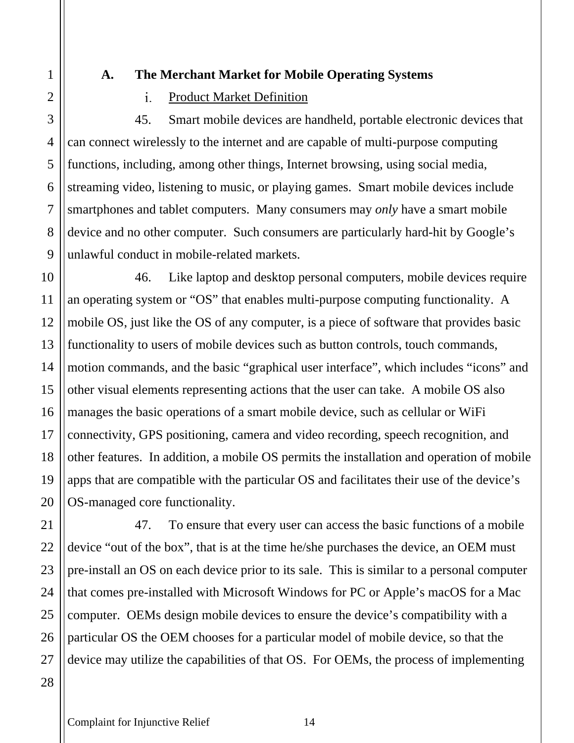### A. The Merchant Market for Mobile Operating Systems

#### i. Product Market Definition

45. Smart mobile devices are handheld, portable electronic devices that can connect wirelessly to the internet and are capable of multi-purpose computing functions, including, among other things, Internet browsing, using social media, streaming video, listening to music, or playing games. Smart mobile devices include smartphones and tablet computers. Many consumers may *only* have a smart mobile device and no other computer. Such consumers are particularly hard-hit by Google's unlawful conduct in mobile-related markets.

46. Like laptop and desktop personal computers, mobile devices require an operating system or "OS" that enables multi-purpose computing functionality. A mobile OS, just like the OS of any computer, is a piece of software that provides basic functionality to users of mobile devices such as button controls, touch commands, motion commands, and the basic "graphical user interface", which includes "icons" and other visual elements representing actions that the user can take. A mobile OS also manages the basic operations of a smart mobile device, such as cellular or WiFi connectivity, GPS positioning, camera and video recording, speech recognition, and other features. In addition, a mobile OS permits the installation and operation of mobile apps that are compatible with the particular OS and facilitates their use of the device's OS-managed core functionality.

47. To ensure that every user can access the basic functions of a mobile device "out of the box", that is at the time he/she purchases the device, an OEM must pre-install an OS on each device prior to its sale. This is similar to a personal computer that comes pre-installed with Microsoft Windows for PC or Apple's macOS for a Mac computer. OEMs design mobile devices to ensure the device's compatibility with a particular OS the OEM chooses for a particular model of mobile device, so that the device may utilize the capabilities of that OS. For OEMs, the process of implementing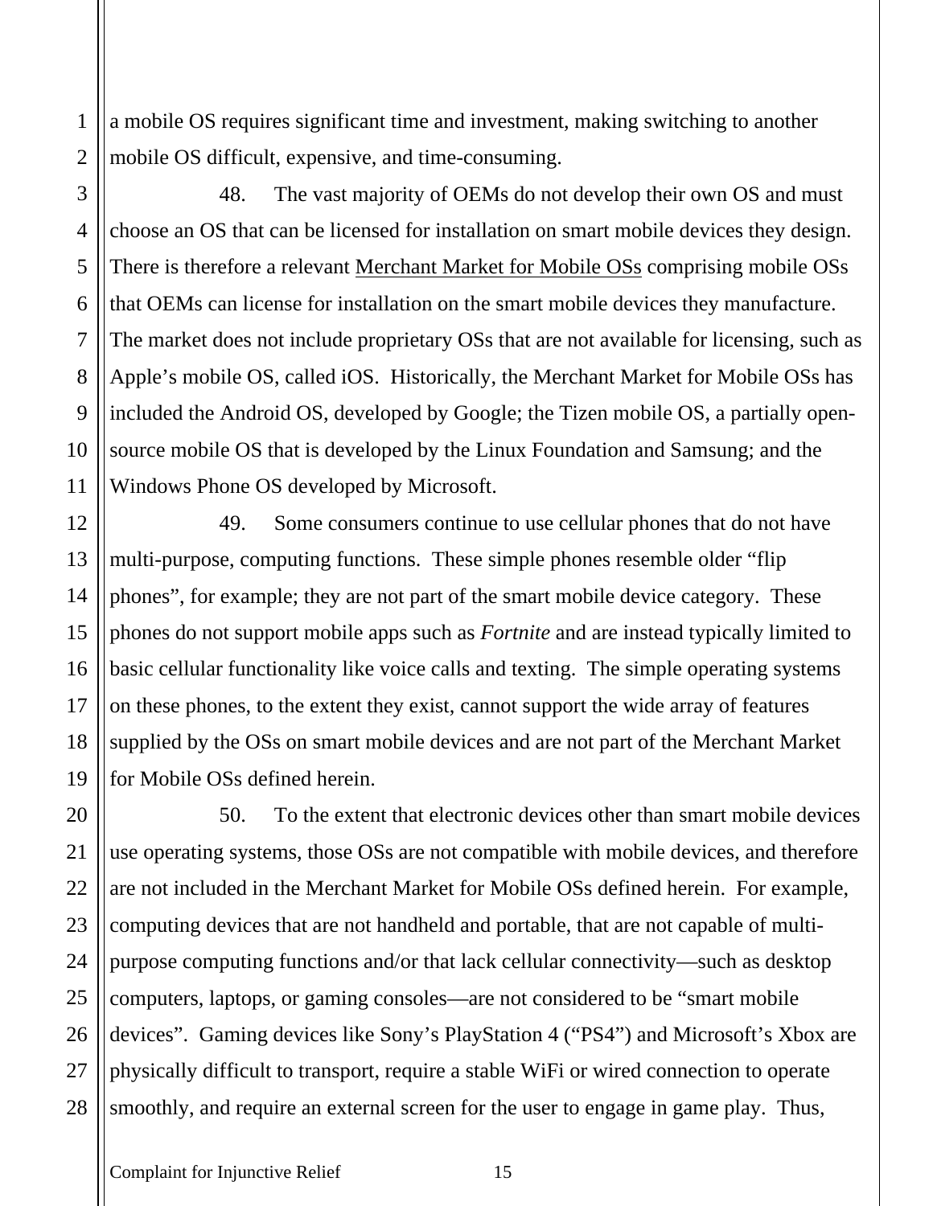a mobile OS requires significant time and investment, making switching to another mobile OS difficult, expensive, and time-consuming.

48. The vast majority of OEMs do not develop their own OS and must choose an OS that can be licensed for installation on smart mobile devices they design. There is therefore a relevant Merchant Market for Mobile OSs comprising mobile OSs that OEMs can license for installation on the smart mobile devices they manufacture. The market does not include proprietary OSs that are not available for licensing, such as Apple's mobile OS, called iOS. Historically, the Merchant Market for Mobile OSs has included the Android OS, developed by Google; the Tizen mobile OS, a partially open-source mobile OS that is developed by the Linux Foundation and Samsung; and the Windows Phone OS developed by Microsoft.

49. Some consumers continue to use cellular phones that do not have multi-purpose, computing functions. These simple phones resemble older "flip phones", for example; they are not part of the smart mobile device category. These phones do not support mobile apps such as *Fortnite* and are instead typically limited to basic cellular functionality like voice calls and texting. The simple operating systems on these phones, to the extent they exist, cannot support the wide array of features supplied by the OSs on smart mobile devices and are not part of the Merchant Market for Mobile OSs defined herein.

50. To the extent that electronic devices other than smart mobile devices use operating systems, those OSs are not compatible with mobile devices, and therefore are not included in the Merchant Market for Mobile OSs defined herein. For example, computing devices that are not handheld and portable, that are not capable of multi-purpose computing functions and/or that lack cellular connectivity—such as desktop computers, laptops, or gaming consoles—are not considered to be "smart mobile devices". Gaming devices like Sony's PlayStation 4 ("PS4") and Microsoft's Xbox are physically difficult to transport, require a stable WiFi or wired connection to operate smoothly, and require an external screen for the user to engage in game play. Thus,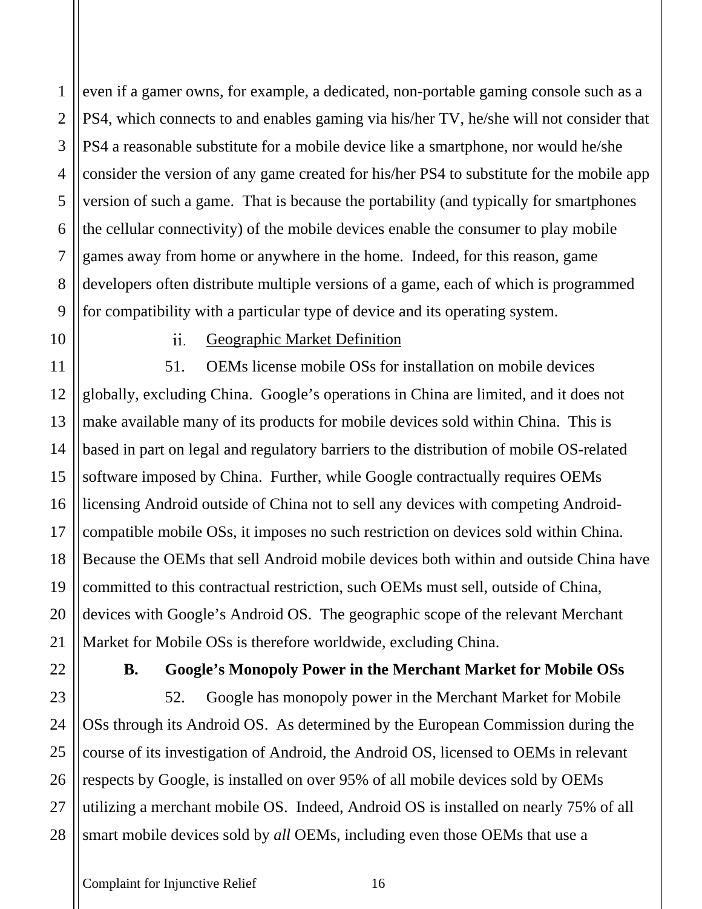even if a gamer owns, for example, a dedicated, non-portable gaming console such as a PS4, which connects to and enables gaming via his/her TV, he/she will not consider that PS4 a reasonable substitute for a mobile device like a smartphone, nor would he/she consider the version of any game created for his/her PS4 to substitute for the mobile app version of such a game. That is because the portability (and typically for smartphones the cellular connectivity) of the mobile devices enable the consumer to play mobile games away from home or anywhere in the home. Indeed, for this reason, game developers often distribute multiple versions of a game, each of which is programmed for compatibility with a particular type of device and its operating system.

ii. Geographic Market Definition

51. OEMs license mobile OSs for installation on mobile devices globally, excluding China. Google's operations in China are limited, and it does not make available many of its products for mobile devices sold within China. This is based in part on legal and regulatory barriers to the distribution of mobile OS-related software imposed by China. Further, while Google contractually requires OEMs licensing Android outside of China not to sell any devices with competing Android-compatible mobile OSs, it imposes no such restriction on devices sold within China. Because the OEMs that sell Android mobile devices both within and outside China have committed to this contractual restriction, such OEMs must sell, outside of China, devices with Google's Android OS. The geographic scope of the relevant Merchant Market for Mobile OSs is therefore worldwide, excluding China.

### B. Google's Monopoly Power in the Merchant Market for Mobile OSs

52. Google has monopoly power in the Merchant Market for Mobile OSs through its Android OS. As determined by the European Commission during the course of its investigation of Android, the Android OS, licensed to OEMs in relevant respects by Google, is installed on over 95% of all mobile devices sold by OEMs utilizing a merchant mobile OS. Indeed, Android OS is installed on nearly 75% of all smart mobile devices sold by *all* OEMs, including even those OEMs that use a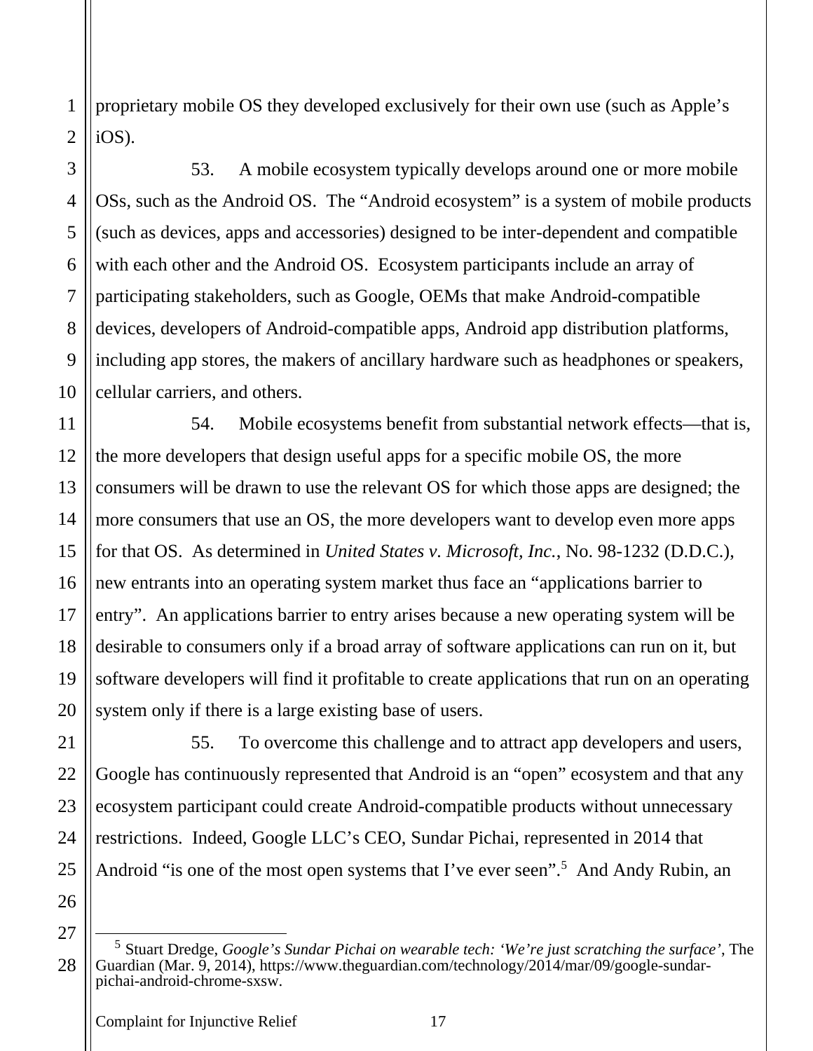proprietary mobile OS they developed exclusively for their own use (such as Apple's iOS).

53. A mobile ecosystem typically develops around one or more mobile OSs, such as the Android OS. The "Android ecosystem" is a system of mobile products (such as devices, apps and accessories) designed to be inter-dependent and compatible with each other and the Android OS. Ecosystem participants include an array of participating stakeholders, such as Google, OEMs that make Android-compatible devices, developers of Android-compatible apps, Android app distribution platforms, including app stores, the makers of ancillary hardware such as headphones or speakers, cellular carriers, and others.

54. Mobile ecosystems benefit from substantial network effects—that is, the more developers that design useful apps for a specific mobile OS, the more consumers will be drawn to use the relevant OS for which those apps are designed; the more consumers that use an OS, the more developers want to develop even more apps for that OS. As determined in *United States v. Microsoft, Inc.*, No. 98-1232 (D.D.C.), new entrants into an operating system market thus face an "applications barrier to entry". An applications barrier to entry arises because a new operating system will be desirable to consumers only if a broad array of software applications can run on it, but software developers will find it profitable to create applications that run on an operating system only if there is a large existing base of users.

55. To overcome this challenge and to attract app developers and users, Google has continuously represented that Android is an "open" ecosystem and that any ecosystem participant could create Android-compatible products without unnecessary restrictions. Indeed, Google LLC's CEO, Sundar Pichai, represented in 2014 that Android "is one of the most open systems that I've ever seen".[5] And Andy Rubin, an

[5] Stuart Dredge, *Google's Sundar Pichai on wearable tech: 'We're just scratching the surface'*, The Guardian (Mar. 9, 2014), https://www.theguardian.com/technology/2014/mar/09/google-sundar-pichai-android-chrome-sxsw.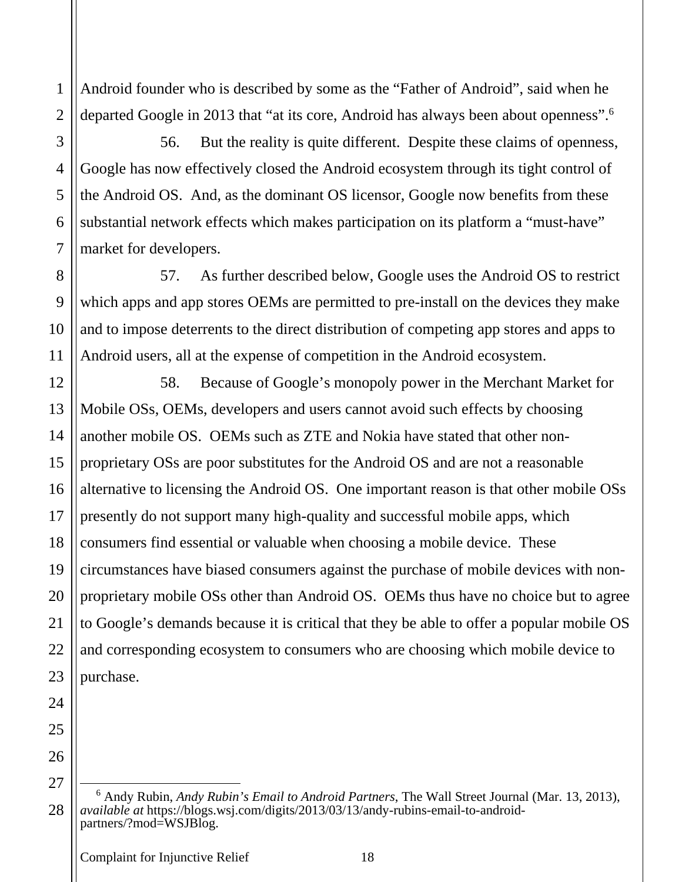Android founder who is described by some as the "Father of Android", said when he departed Google in 2013 that "at its core, Android has always been about openness".[6]

56. But the reality is quite different. Despite these claims of openness, Google has now effectively closed the Android ecosystem through its tight control of the Android OS. And, as the dominant OS licensor, Google now benefits from these substantial network effects which makes participation on its platform a "must-have" market for developers.

57. As further described below, Google uses the Android OS to restrict which apps and app stores OEMs are permitted to pre-install on the devices they make and to impose deterrents to the direct distribution of competing app stores and apps to Android users, all at the expense of competition in the Android ecosystem.

58. Because of Google's monopoly power in the Merchant Market for Mobile OSs, OEMs, developers and users cannot avoid such effects by choosing another mobile OS. OEMs such as ZTE and Nokia have stated that other non-proprietary OSs are poor substitutes for the Android OS and are not a reasonable alternative to licensing the Android OS. One important reason is that other mobile OSs presently do not support many high-quality and successful mobile apps, which consumers find essential or valuable when choosing a mobile device. These circumstances have biased consumers against the purchase of mobile devices with non-proprietary mobile OSs other than Android OS. OEMs thus have no choice but to agree to Google's demands because it is critical that they be able to offer a popular mobile OS and corresponding ecosystem to consumers who are choosing which mobile device to purchase.

---

[6] Andy Rubin, *Andy Rubin's Email to Android Partners*, The Wall Street Journal (Mar. 13, 2013), *available at* https://blogs.wsj.com/digits/2013/03/13/andy-rubins-email-to-android-partners/?mod=WSJBlog.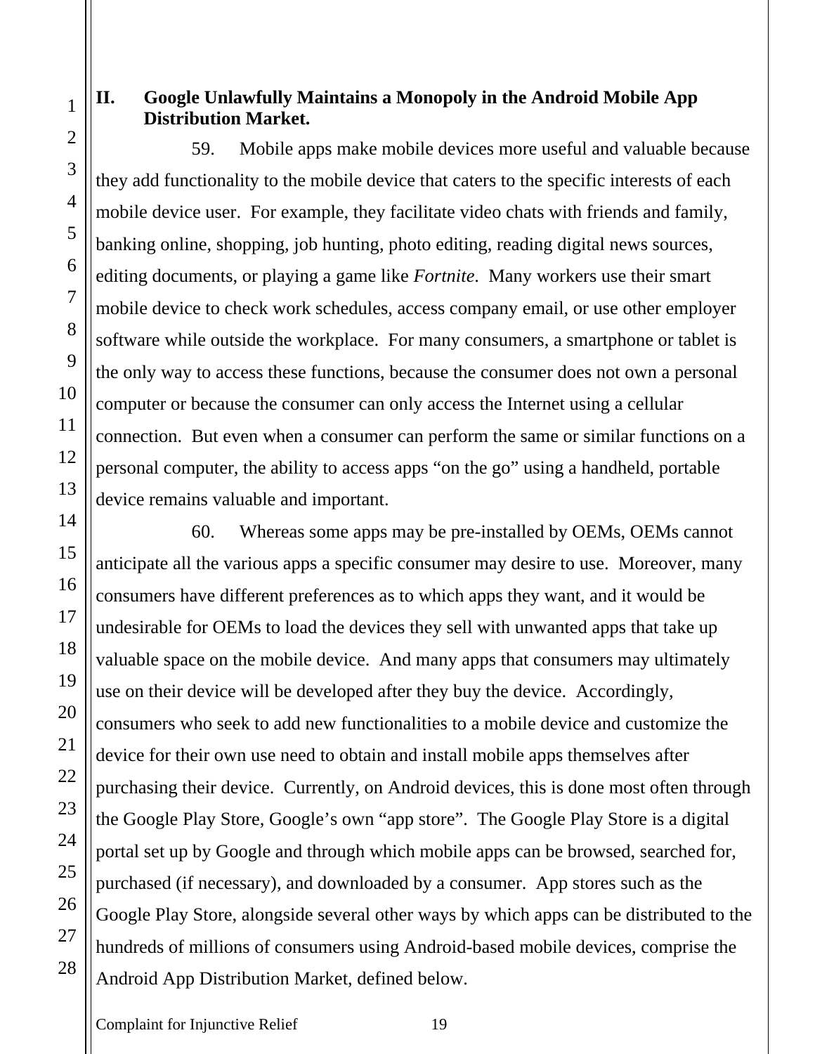## II. Google Unlawfully Maintains a Monopoly in the Android Mobile App Distribution Market.

59. Mobile apps make mobile devices more useful and valuable because they add functionality to the mobile device that caters to the specific interests of each mobile device user. For example, they facilitate video chats with friends and family, banking online, shopping, job hunting, photo editing, reading digital news sources, editing documents, or playing a game like *Fortnite*. Many workers use their smart mobile device to check work schedules, access company email, or use other employer software while outside the workplace. For many consumers, a smartphone or tablet is the only way to access these functions, because the consumer does not own a personal computer or because the consumer can only access the Internet using a cellular connection. But even when a consumer can perform the same or similar functions on a personal computer, the ability to access apps "on the go" using a handheld, portable device remains valuable and important.

60. Whereas some apps may be pre-installed by OEMs, OEMs cannot anticipate all the various apps a specific consumer may desire to use. Moreover, many consumers have different preferences as to which apps they want, and it would be undesirable for OEMs to load the devices they sell with unwanted apps that take up valuable space on the mobile device. And many apps that consumers may ultimately use on their device will be developed after they buy the device. Accordingly, consumers who seek to add new functionalities to a mobile device and customize the device for their own use need to obtain and install mobile apps themselves after purchasing their device. Currently, on Android devices, this is done most often through the Google Play Store, Google's own "app store". The Google Play Store is a digital portal set up by Google and through which mobile apps can be browsed, searched for, purchased (if necessary), and downloaded by a consumer. App stores such as the Google Play Store, alongside several other ways by which apps can be distributed to the hundreds of millions of consumers using Android-based mobile devices, comprise the Android App Distribution Market, defined below.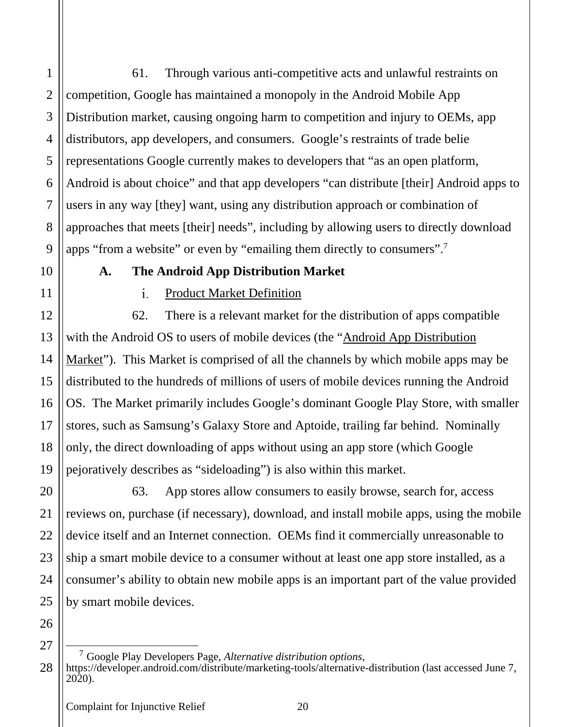61. Through various anti-competitive acts and unlawful restraints on competition, Google has maintained a monopoly in the Android Mobile App Distribution market, causing ongoing harm to competition and injury to OEMs, app distributors, app developers, and consumers. Google's restraints of trade belie representations Google currently makes to developers that "as an open platform, Android is about choice" and that app developers "can distribute [their] Android apps to users in any way [they] want, using any distribution approach or combination of approaches that meets [their] needs", including by allowing users to directly download apps "from a website" or even by "emailing them directly to consumers".[7]

### A. The Android App Distribution Market

#### i. Product Market Definition

62. There is a relevant market for the distribution of apps compatible with the Android OS to users of mobile devices (the "Android App Distribution Market"). This Market is comprised of all the channels by which mobile apps may be distributed to the hundreds of millions of users of mobile devices running the Android OS. The Market primarily includes Google's dominant Google Play Store, with smaller stores, such as Samsung's Galaxy Store and Aptoide, trailing far behind. Nominally only, the direct downloading of apps without using an app store (which Google pejoratively describes as "sideloading") is also within this market.

63. App stores allow consumers to easily browse, search for, access reviews on, purchase (if necessary), download, and install mobile apps, using the mobile device itself and an Internet connection. OEMs find it commercially unreasonable to ship a smart mobile device to a consumer without at least one app store installed, as a consumer's ability to obtain new mobile apps is an important part of the value provided by smart mobile devices.

---

[7] Google Play Developers Page, *Alternative distribution options*, https://developer.android.com/distribute/marketing-tools/alternative-distribution (last accessed June 7, 2020).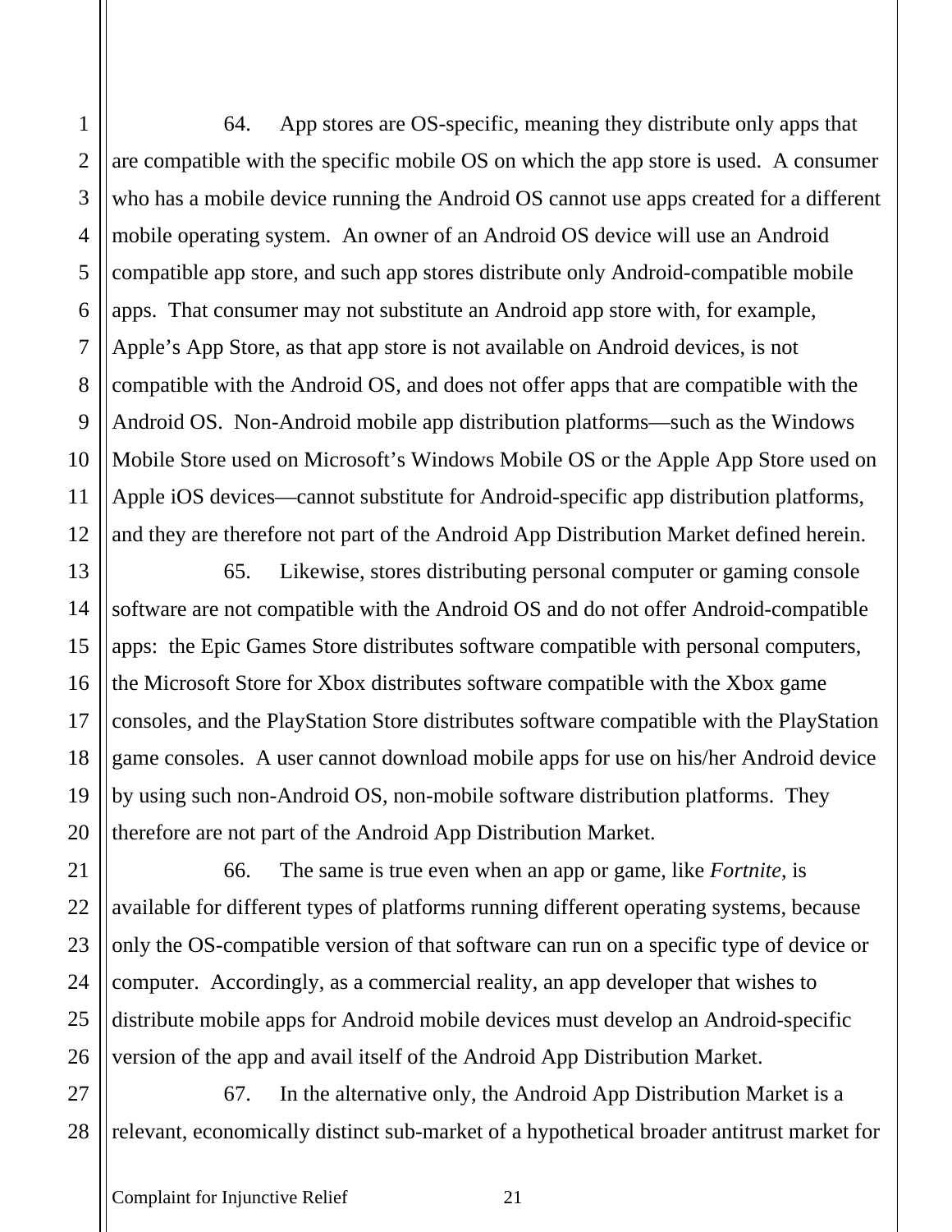64. App stores are OS-specific, meaning they distribute only apps that are compatible with the specific mobile OS on which the app store is used. A consumer who has a mobile device running the Android OS cannot use apps created for a different mobile operating system. An owner of an Android OS device will use an Android compatible app store, and such app stores distribute only Android-compatible mobile apps. That consumer may not substitute an Android app store with, for example, Apple's App Store, as that app store is not available on Android devices, is not compatible with the Android OS, and does not offer apps that are compatible with the Android OS. Non-Android mobile app distribution platforms—such as the Windows Mobile Store used on Microsoft's Windows Mobile OS or the Apple App Store used on Apple iOS devices—cannot substitute for Android-specific app distribution platforms, and they are therefore not part of the Android App Distribution Market defined herein.

65. Likewise, stores distributing personal computer or gaming console software are not compatible with the Android OS and do not offer Android-compatible apps: the Epic Games Store distributes software compatible with personal computers, the Microsoft Store for Xbox distributes software compatible with the Xbox game consoles, and the PlayStation Store distributes software compatible with the PlayStation game consoles. A user cannot download mobile apps for use on his/her Android device by using such non-Android OS, non-mobile software distribution platforms. They therefore are not part of the Android App Distribution Market.

66. The same is true even when an app or game, like *Fortnite*, is available for different types of platforms running different operating systems, because only the OS-compatible version of that software can run on a specific type of device or computer. Accordingly, as a commercial reality, an app developer that wishes to distribute mobile apps for Android mobile devices must develop an Android-specific version of the app and avail itself of the Android App Distribution Market.

67. In the alternative only, the Android App Distribution Market is a relevant, economically distinct sub-market of a hypothetical broader antitrust market for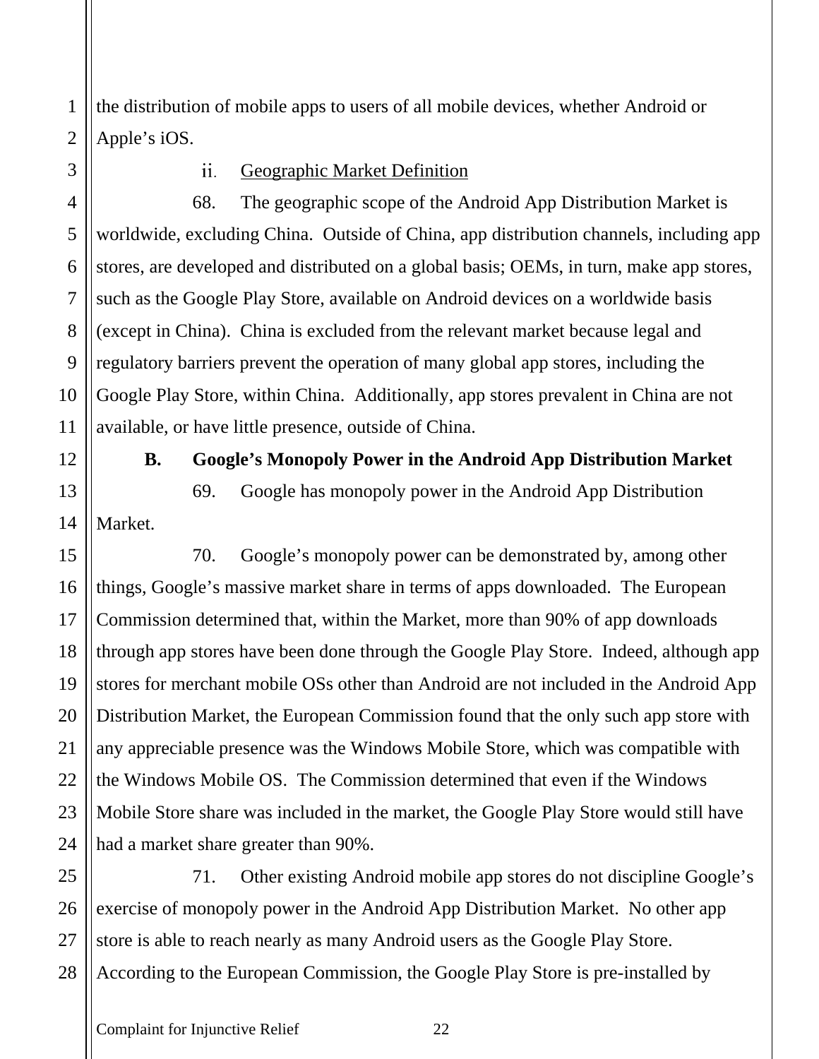the distribution of mobile apps to users of all mobile devices, whether Android or Apple's iOS.

ii. Geographic Market Definition

68. The geographic scope of the Android App Distribution Market is worldwide, excluding China. Outside of China, app distribution channels, including app stores, are developed and distributed on a global basis; OEMs, in turn, make app stores, such as the Google Play Store, available on Android devices on a worldwide basis (except in China). China is excluded from the relevant market because legal and regulatory barriers prevent the operation of many global app stores, including the Google Play Store, within China. Additionally, app stores prevalent in China are not available, or have little presence, outside of China.

**B. Google's Monopoly Power in the Android App Distribution Market**

69. Google has monopoly power in the Android App Distribution Market.

70. Google's monopoly power can be demonstrated by, among other things, Google's massive market share in terms of apps downloaded. The European Commission determined that, within the Market, more than 90% of app downloads through app stores have been done through the Google Play Store. Indeed, although app stores for merchant mobile OSs other than Android are not included in the Android App Distribution Market, the European Commission found that the only such app store with any appreciable presence was the Windows Mobile Store, which was compatible with the Windows Mobile OS. The Commission determined that even if the Windows Mobile Store share was included in the market, the Google Play Store would still have had a market share greater than 90%.

71. Other existing Android mobile app stores do not discipline Google's exercise of monopoly power in the Android App Distribution Market. No other app store is able to reach nearly as many Android users as the Google Play Store. According to the European Commission, the Google Play Store is pre-installed by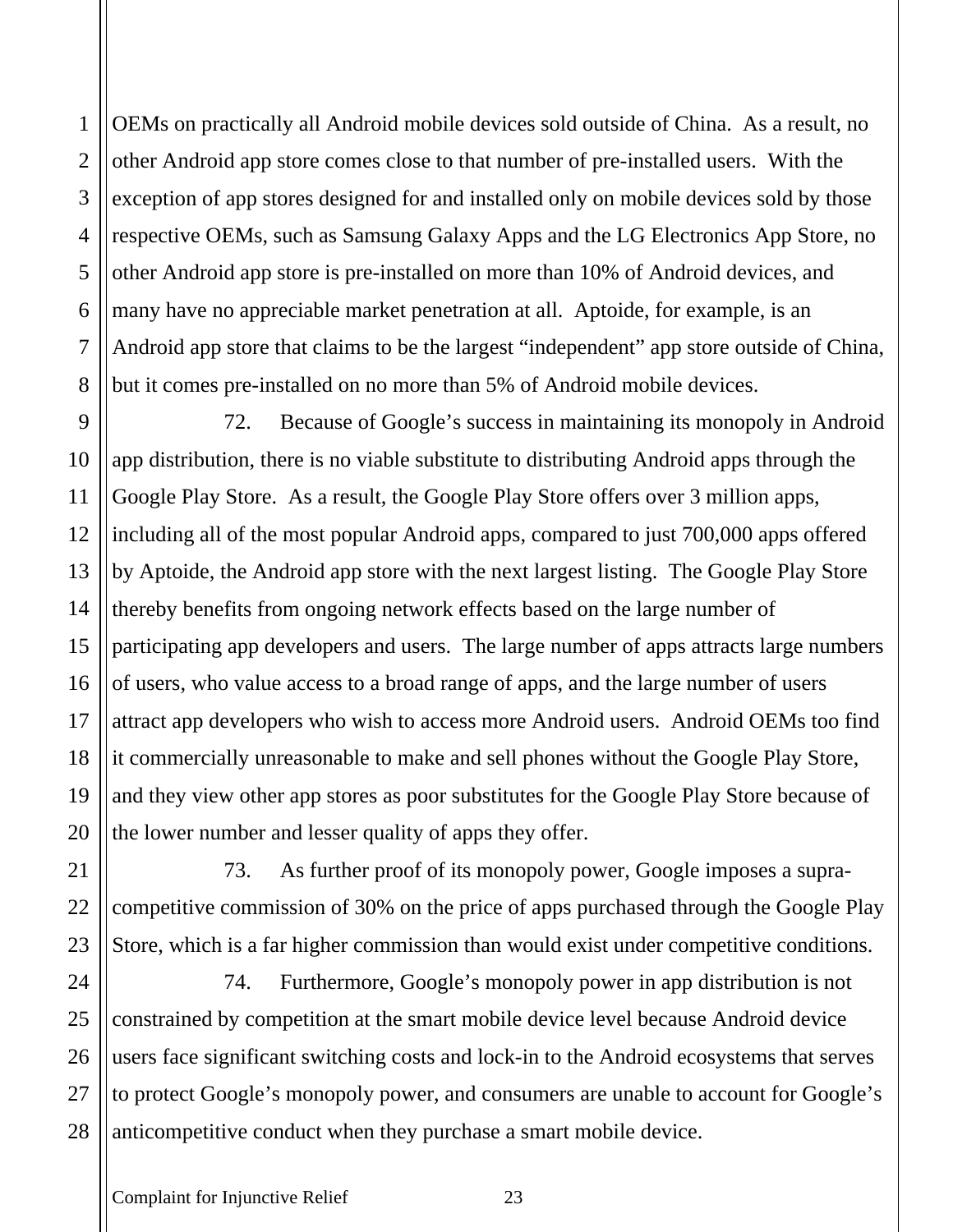OEMs on practically all Android mobile devices sold outside of China. As a result, no other Android app store comes close to that number of pre-installed users. With the exception of app stores designed for and installed only on mobile devices sold by those respective OEMs, such as Samsung Galaxy Apps and the LG Electronics App Store, no other Android app store is pre-installed on more than 10% of Android devices, and many have no appreciable market penetration at all. Aptoide, for example, is an Android app store that claims to be the largest "independent" app store outside of China, but it comes pre-installed on no more than 5% of Android mobile devices.

72. Because of Google's success in maintaining its monopoly in Android app distribution, there is no viable substitute to distributing Android apps through the Google Play Store. As a result, the Google Play Store offers over 3 million apps, including all of the most popular Android apps, compared to just 700,000 apps offered by Aptoide, the Android app store with the next largest listing. The Google Play Store thereby benefits from ongoing network effects based on the large number of participating app developers and users. The large number of apps attracts large numbers of users, who value access to a broad range of apps, and the large number of users attract app developers who wish to access more Android users. Android OEMs too find it commercially unreasonable to make and sell phones without the Google Play Store, and they view other app stores as poor substitutes for the Google Play Store because of the lower number and lesser quality of apps they offer.

73. As further proof of its monopoly power, Google imposes a supra-competitive commission of 30% on the price of apps purchased through the Google Play Store, which is a far higher commission than would exist under competitive conditions.

74. Furthermore, Google's monopoly power in app distribution is not constrained by competition at the smart mobile device level because Android device users face significant switching costs and lock-in to the Android ecosystems that serves to protect Google's monopoly power, and consumers are unable to account for Google's anticompetitive conduct when they purchase a smart mobile device.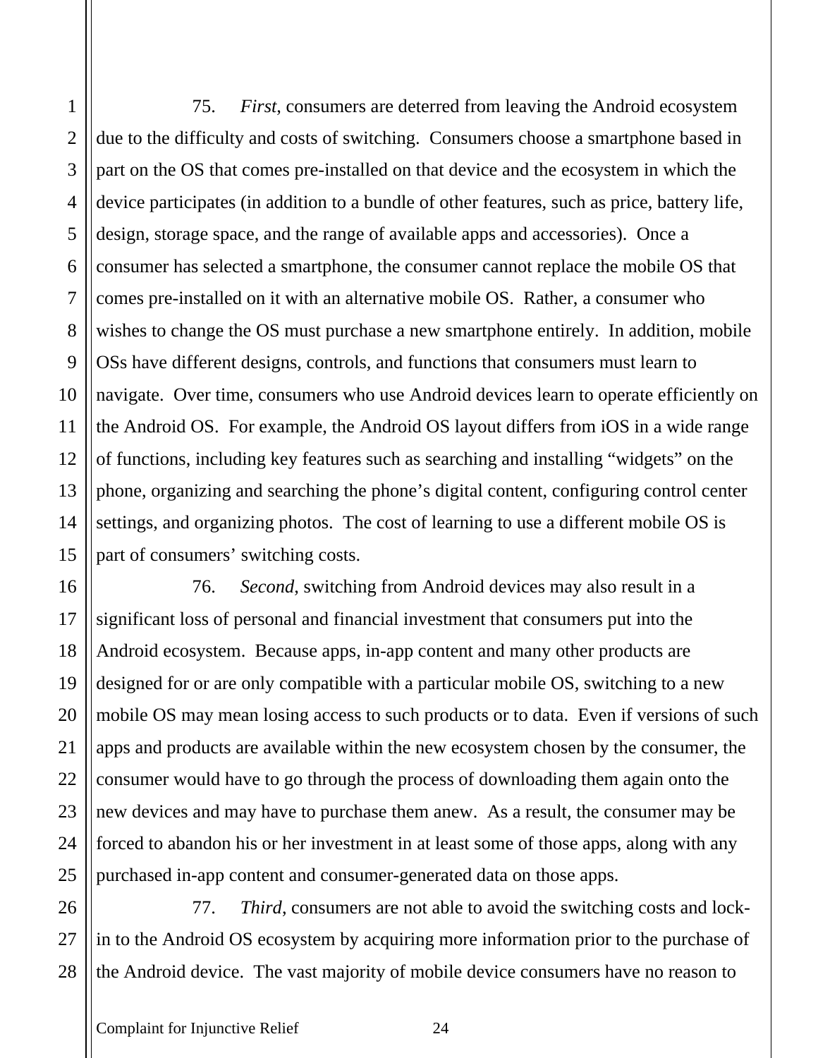75. *First*, consumers are deterred from leaving the Android ecosystem due to the difficulty and costs of switching. Consumers choose a smartphone based in part on the OS that comes pre-installed on that device and the ecosystem in which the device participates (in addition to a bundle of other features, such as price, battery life, design, storage space, and the range of available apps and accessories). Once a consumer has selected a smartphone, the consumer cannot replace the mobile OS that comes pre-installed on it with an alternative mobile OS. Rather, a consumer who wishes to change the OS must purchase a new smartphone entirely. In addition, mobile OSs have different designs, controls, and functions that consumers must learn to navigate. Over time, consumers who use Android devices learn to operate efficiently on the Android OS. For example, the Android OS layout differs from iOS in a wide range of functions, including key features such as searching and installing "widgets" on the phone, organizing and searching the phone's digital content, configuring control center settings, and organizing photos. The cost of learning to use a different mobile OS is part of consumers' switching costs.

76. *Second*, switching from Android devices may also result in a significant loss of personal and financial investment that consumers put into the Android ecosystem. Because apps, in-app content and many other products are designed for or are only compatible with a particular mobile OS, switching to a new mobile OS may mean losing access to such products or to data. Even if versions of such apps and products are available within the new ecosystem chosen by the consumer, the consumer would have to go through the process of downloading them again onto the new devices and may have to purchase them anew. As a result, the consumer may be forced to abandon his or her investment in at least some of those apps, along with any purchased in-app content and consumer-generated data on those apps.

77. *Third*, consumers are not able to avoid the switching costs and lock-in to the Android OS ecosystem by acquiring more information prior to the purchase of the Android device. The vast majority of mobile device consumers have no reason to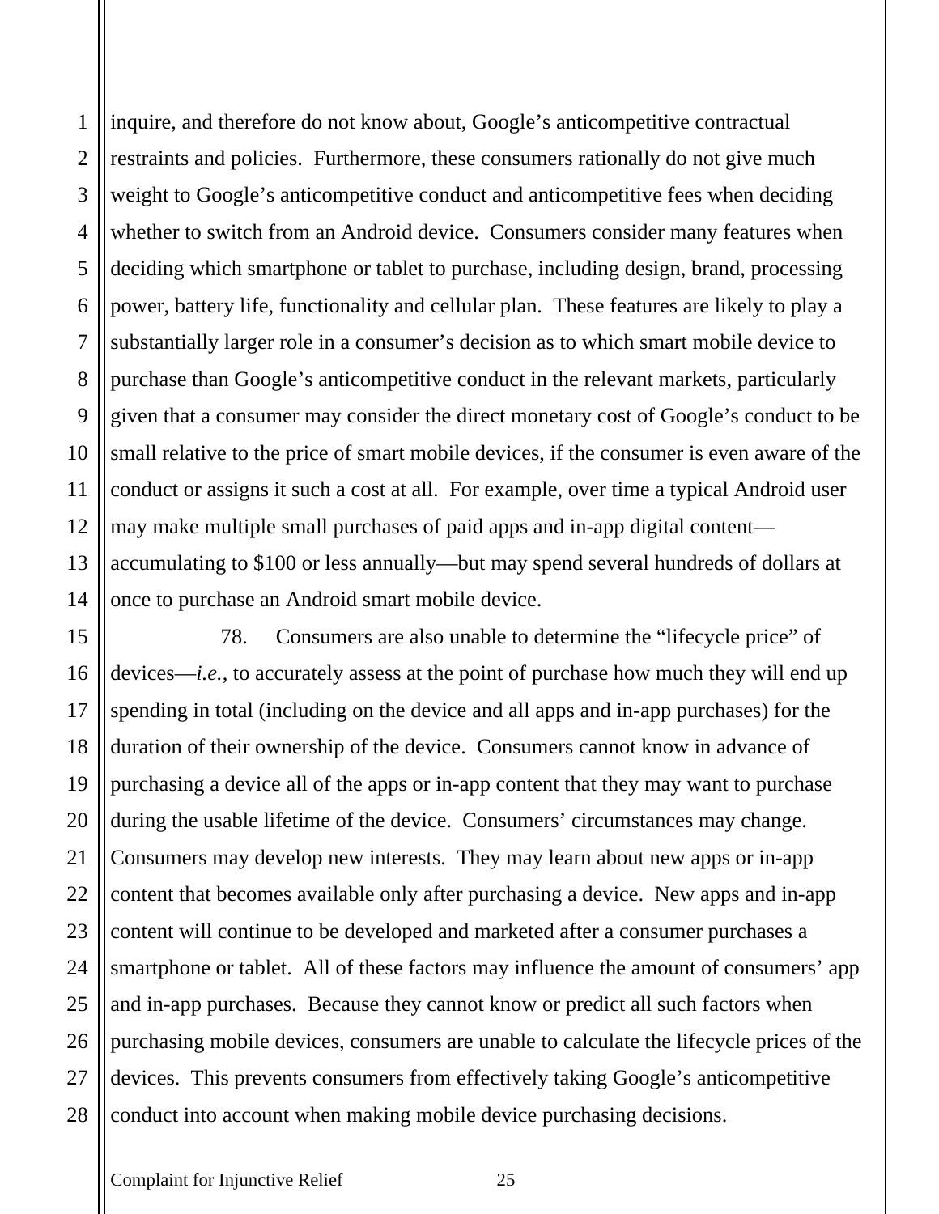inquire, and therefore do not know about, Google's anticompetitive contractual restraints and policies. Furthermore, these consumers rationally do not give much weight to Google's anticompetitive conduct and anticompetitive fees when deciding whether to switch from an Android device. Consumers consider many features when deciding which smartphone or tablet to purchase, including design, brand, processing power, battery life, functionality and cellular plan. These features are likely to play a substantially larger role in a consumer's decision as to which smart mobile device to purchase than Google's anticompetitive conduct in the relevant markets, particularly given that a consumer may consider the direct monetary cost of Google's conduct to be small relative to the price of smart mobile devices, if the consumer is even aware of the conduct or assigns it such a cost at all. For example, over time a typical Android user may make multiple small purchases of paid apps and in-app digital content—accumulating to $100 or less annually—but may spend several hundreds of dollars at once to purchase an Android smart mobile device.

78. Consumers are also unable to determine the "lifecycle price" of devices—*i.e.*, to accurately assess at the point of purchase how much they will end up spending in total (including on the device and all apps and in-app purchases) for the duration of their ownership of the device. Consumers cannot know in advance of purchasing a device all of the apps or in-app content that they may want to purchase during the usable lifetime of the device. Consumers' circumstances may change. Consumers may develop new interests. They may learn about new apps or in-app content that becomes available only after purchasing a device. New apps and in-app content will continue to be developed and marketed after a consumer purchases a smartphone or tablet. All of these factors may influence the amount of consumers' app and in-app purchases. Because they cannot know or predict all such factors when purchasing mobile devices, consumers are unable to calculate the lifecycle prices of the devices. This prevents consumers from effectively taking Google's anticompetitive conduct into account when making mobile device purchasing decisions.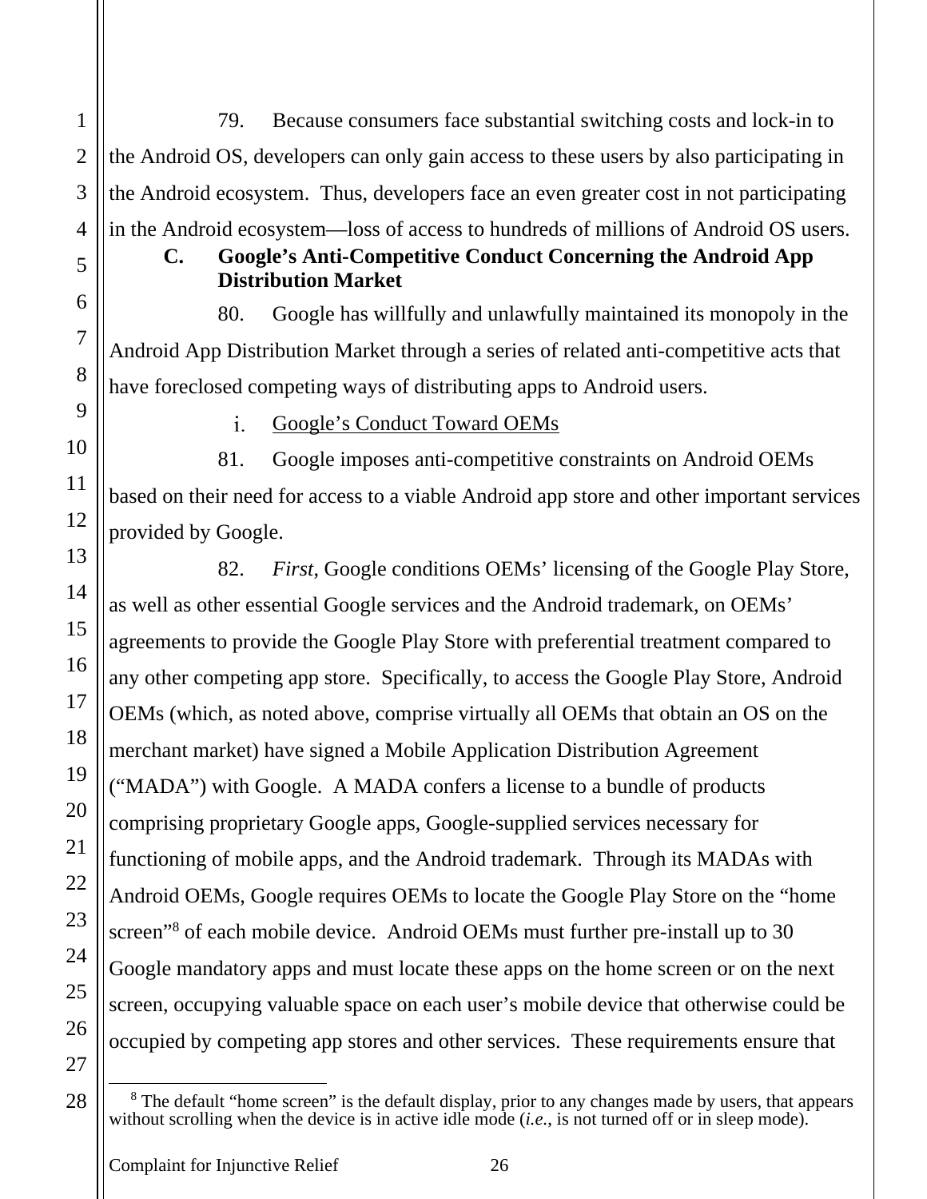79. Because consumers face substantial switching costs and lock-in to the Android OS, developers can only gain access to these users by also participating in the Android ecosystem. Thus, developers face an even greater cost in not participating in the Android ecosystem—loss of access to hundreds of millions of Android OS users.

### C. Google's Anti-Competitive Conduct Concerning the Android App Distribution Market

80. Google has willfully and unlawfully maintained its monopoly in the Android App Distribution Market through a series of related anti-competitive acts that have foreclosed competing ways of distributing apps to Android users.

#### i. Google's Conduct Toward OEMs

81. Google imposes anti-competitive constraints on Android OEMs based on their need for access to a viable Android app store and other important services provided by Google.

82. *First*, Google conditions OEMs' licensing of the Google Play Store, as well as other essential Google services and the Android trademark, on OEMs' agreements to provide the Google Play Store with preferential treatment compared to any other competing app store. Specifically, to access the Google Play Store, Android OEMs (which, as noted above, comprise virtually all OEMs that obtain an OS on the merchant market) have signed a Mobile Application Distribution Agreement ("MADA") with Google. A MADA confers a license to a bundle of products comprising proprietary Google apps, Google-supplied services necessary for functioning of mobile apps, and the Android trademark. Through its MADAs with Android OEMs, Google requires OEMs to locate the Google Play Store on the "home screen"[8] of each mobile device. Android OEMs must further pre-install up to 30 Google mandatory apps and must locate these apps on the home screen or on the next screen, occupying valuable space on each user's mobile device that otherwise could be occupied by competing app stores and other services. These requirements ensure that

[8] The default "home screen" is the default display, prior to any changes made by users, that appears without scrolling when the device is in active idle mode (*i.e.*, is not turned off or in sleep mode).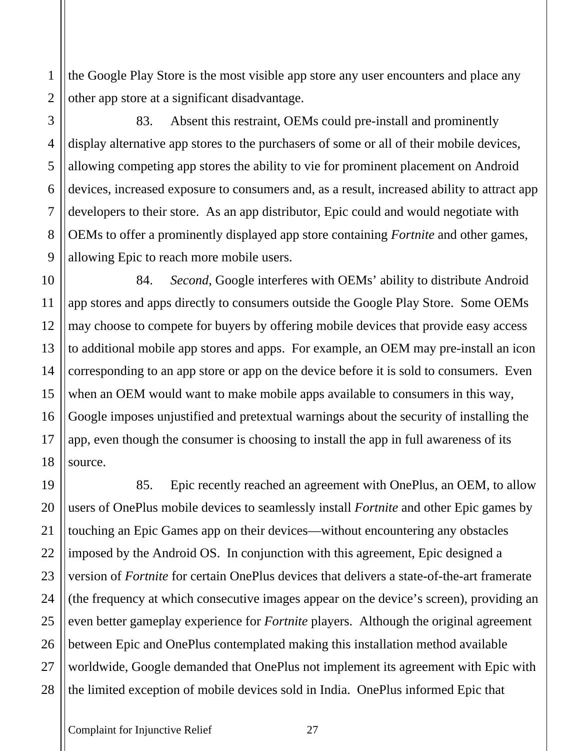the Google Play Store is the most visible app store any user encounters and place any other app store at a significant disadvantage.

83. Absent this restraint, OEMs could pre-install and prominently display alternative app stores to the purchasers of some or all of their mobile devices, allowing competing app stores the ability to vie for prominent placement on Android devices, increased exposure to consumers and, as a result, increased ability to attract app developers to their store. As an app distributor, Epic could and would negotiate with OEMs to offer a prominently displayed app store containing *Fortnite* and other games, allowing Epic to reach more mobile users.

84. *Second*, Google interferes with OEMs' ability to distribute Android app stores and apps directly to consumers outside the Google Play Store. Some OEMs may choose to compete for buyers by offering mobile devices that provide easy access to additional mobile app stores and apps. For example, an OEM may pre-install an icon corresponding to an app store or app on the device before it is sold to consumers. Even when an OEM would want to make mobile apps available to consumers in this way, Google imposes unjustified and pretextual warnings about the security of installing the app, even though the consumer is choosing to install the app in full awareness of its source.

85. Epic recently reached an agreement with OnePlus, an OEM, to allow users of OnePlus mobile devices to seamlessly install *Fortnite* and other Epic games by touching an Epic Games app on their devices—without encountering any obstacles imposed by the Android OS. In conjunction with this agreement, Epic designed a version of *Fortnite* for certain OnePlus devices that delivers a state-of-the-art framerate (the frequency at which consecutive images appear on the device's screen), providing an even better gameplay experience for *Fortnite* players. Although the original agreement between Epic and OnePlus contemplated making this installation method available worldwide, Google demanded that OnePlus not implement its agreement with Epic with the limited exception of mobile devices sold in India. OnePlus informed Epic that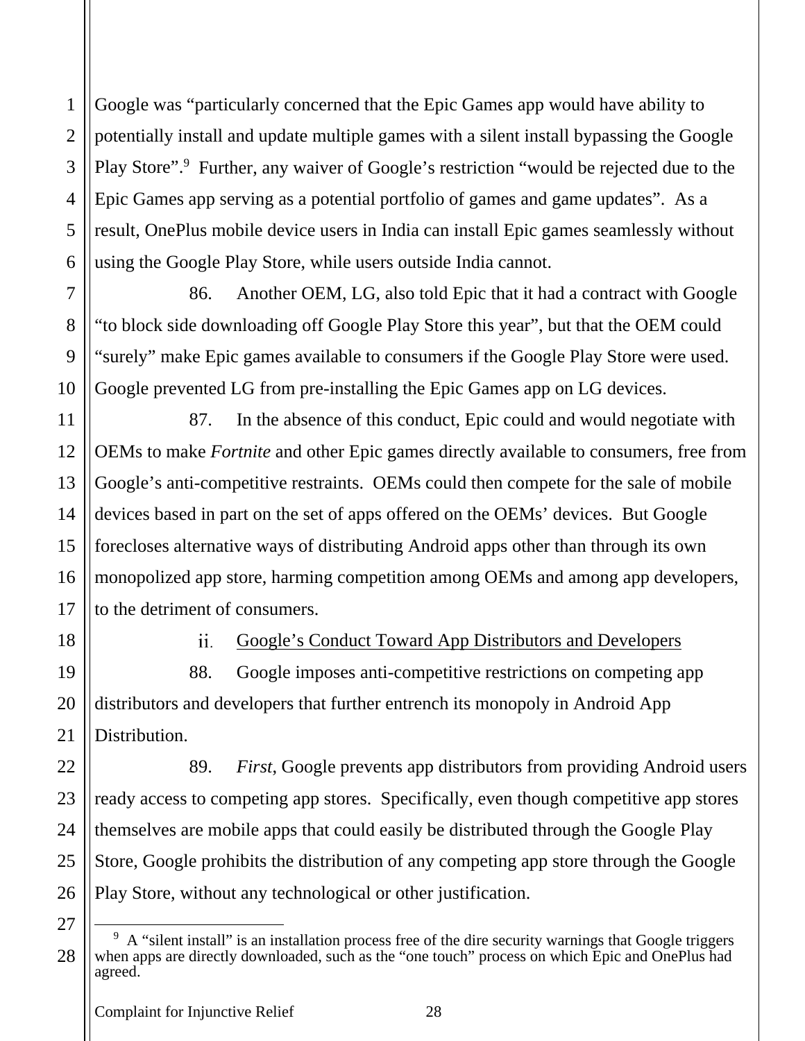Google was "particularly concerned that the Epic Games app would have ability to potentially install and update multiple games with a silent install bypassing the Google Play Store".[9] Further, any waiver of Google's restriction "would be rejected due to the Epic Games app serving as a potential portfolio of games and game updates". As a result, OnePlus mobile device users in India can install Epic games seamlessly without using the Google Play Store, while users outside India cannot.

86. Another OEM, LG, also told Epic that it had a contract with Google "to block side downloading off Google Play Store this year", but that the OEM could "surely" make Epic games available to consumers if the Google Play Store were used. Google prevented LG from pre-installing the Epic Games app on LG devices.

87. In the absence of this conduct, Epic could and would negotiate with OEMs to make *Fortnite* and other Epic games directly available to consumers, free from Google's anti-competitive restraints. OEMs could then compete for the sale of mobile devices based in part on the set of apps offered on the OEMs' devices. But Google forecloses alternative ways of distributing Android apps other than through its own monopolized app store, harming competition among OEMs and among app developers, to the detriment of consumers.

ii. Google's Conduct Toward App Distributors and Developers

88. Google imposes anti-competitive restrictions on competing app distributors and developers that further entrench its monopoly in Android App Distribution.

89. *First*, Google prevents app distributors from providing Android users ready access to competing app stores. Specifically, even though competitive app stores themselves are mobile apps that could easily be distributed through the Google Play Store, Google prohibits the distribution of any competing app store through the Google Play Store, without any technological or other justification.

[9] A "silent install" is an installation process free of the dire security warnings that Google triggers when apps are directly downloaded, such as the "one touch" process on which Epic and OnePlus had agreed.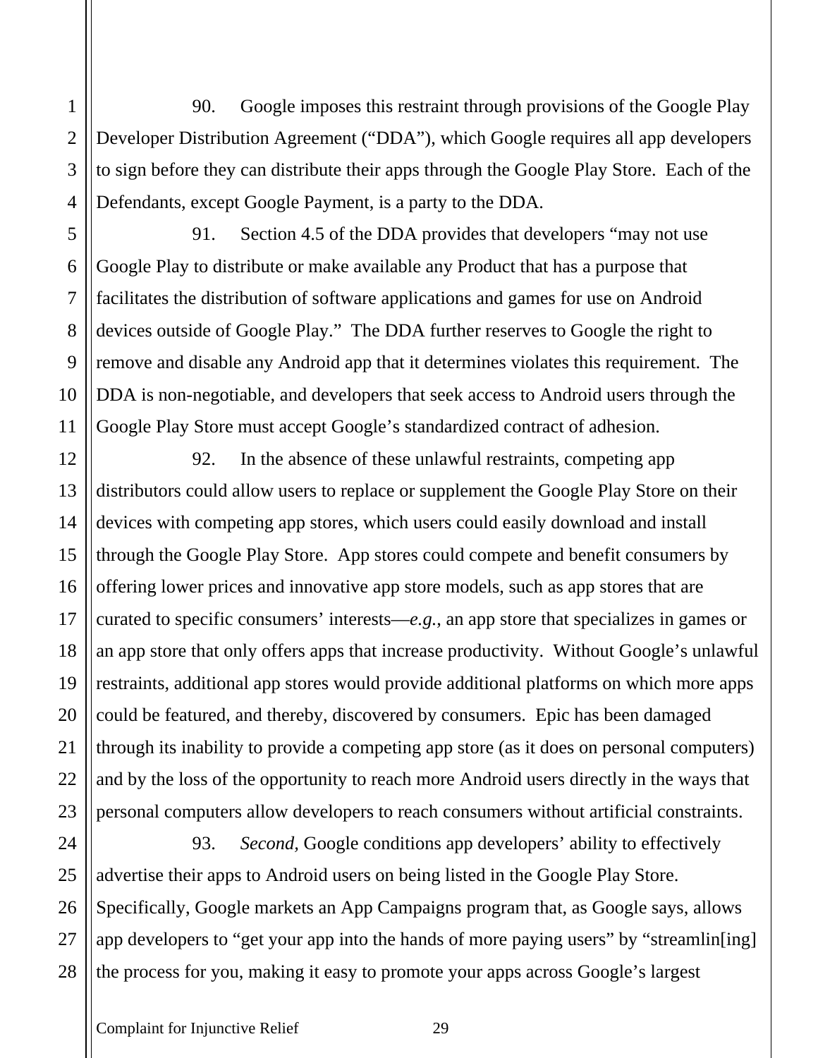90. Google imposes this restraint through provisions of the Google Play Developer Distribution Agreement ("DDA"), which Google requires all app developers to sign before they can distribute their apps through the Google Play Store. Each of the Defendants, except Google Payment, is a party to the DDA.

91. Section 4.5 of the DDA provides that developers "may not use Google Play to distribute or make available any Product that has a purpose that facilitates the distribution of software applications and games for use on Android devices outside of Google Play." The DDA further reserves to Google the right to remove and disable any Android app that it determines violates this requirement. The DDA is non-negotiable, and developers that seek access to Android users through the Google Play Store must accept Google's standardized contract of adhesion.

92. In the absence of these unlawful restraints, competing app distributors could allow users to replace or supplement the Google Play Store on their devices with competing app stores, which users could easily download and install through the Google Play Store. App stores could compete and benefit consumers by offering lower prices and innovative app store models, such as app stores that are curated to specific consumers' interests—*e.g.*, an app store that specializes in games or an app store that only offers apps that increase productivity. Without Google's unlawful restraints, additional app stores would provide additional platforms on which more apps could be featured, and thereby, discovered by consumers. Epic has been damaged through its inability to provide a competing app store (as it does on personal computers) and by the loss of the opportunity to reach more Android users directly in the ways that personal computers allow developers to reach consumers without artificial constraints.

93. *Second*, Google conditions app developers' ability to effectively advertise their apps to Android users on being listed in the Google Play Store. Specifically, Google markets an App Campaigns program that, as Google says, allows app developers to "get your app into the hands of more paying users" by "streamlin[ing] the process for you, making it easy to promote your apps across Google's largest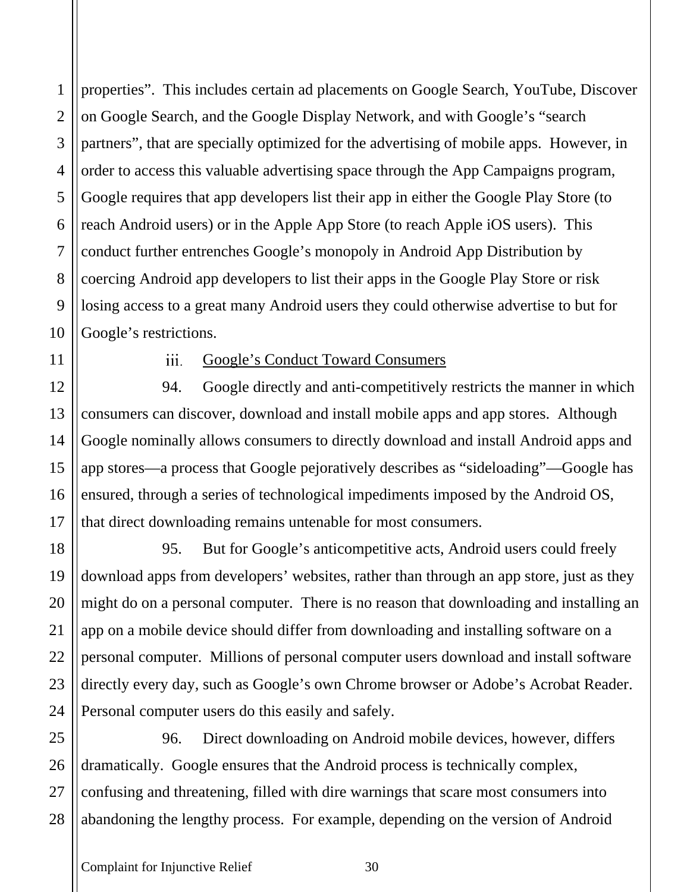properties". This includes certain ad placements on Google Search, YouTube, Discover on Google Search, and the Google Display Network, and with Google's "search partners", that are specially optimized for the advertising of mobile apps. However, in order to access this valuable advertising space through the App Campaigns program, Google requires that app developers list their app in either the Google Play Store (to reach Android users) or in the Apple App Store (to reach Apple iOS users). This conduct further entrenches Google's monopoly in Android App Distribution by coercing Android app developers to list their apps in the Google Play Store or risk losing access to a great many Android users they could otherwise advertise to but for Google's restrictions.

iii. Google's Conduct Toward Consumers

94. Google directly and anti-competitively restricts the manner in which consumers can discover, download and install mobile apps and app stores. Although Google nominally allows consumers to directly download and install Android apps and app stores—a process that Google pejoratively describes as "sideloading"—Google has ensured, through a series of technological impediments imposed by the Android OS, that direct downloading remains untenable for most consumers.

95. But for Google's anticompetitive acts, Android users could freely download apps from developers' websites, rather than through an app store, just as they might do on a personal computer. There is no reason that downloading and installing an app on a mobile device should differ from downloading and installing software on a personal computer. Millions of personal computer users download and install software directly every day, such as Google's own Chrome browser or Adobe's Acrobat Reader. Personal computer users do this easily and safely.

96. Direct downloading on Android mobile devices, however, differs dramatically. Google ensures that the Android process is technically complex, confusing and threatening, filled with dire warnings that scare most consumers into abandoning the lengthy process. For example, depending on the version of Android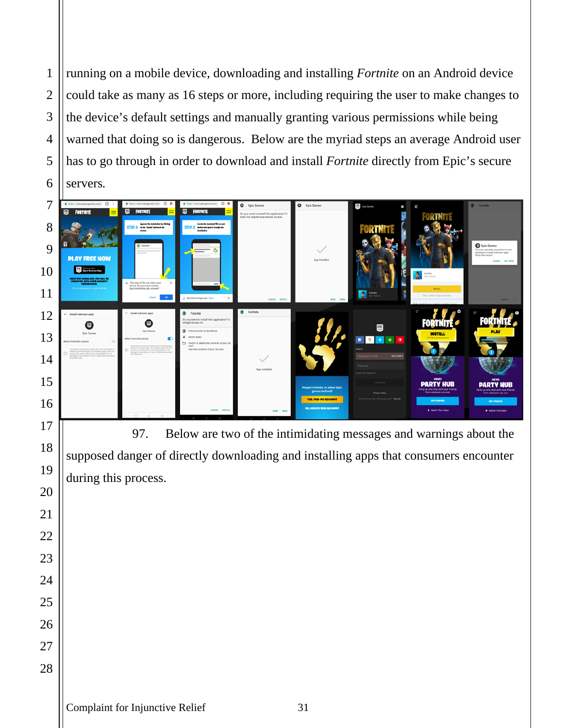running on a mobile device, downloading and installing *Fortnite* on an Android device could take as many as 16 steps or more, including requiring the user to make changes to the device's default settings and manually granting various permissions while being warned that doing so is dangerous. Below are the myriad steps an average Android user has to go through in order to download and install *Fortnite* directly from Epic's secure servers.

97. Below are two of the intimidating messages and warnings about the supposed danger of directly downloading and installing apps that consumers encounter during this process.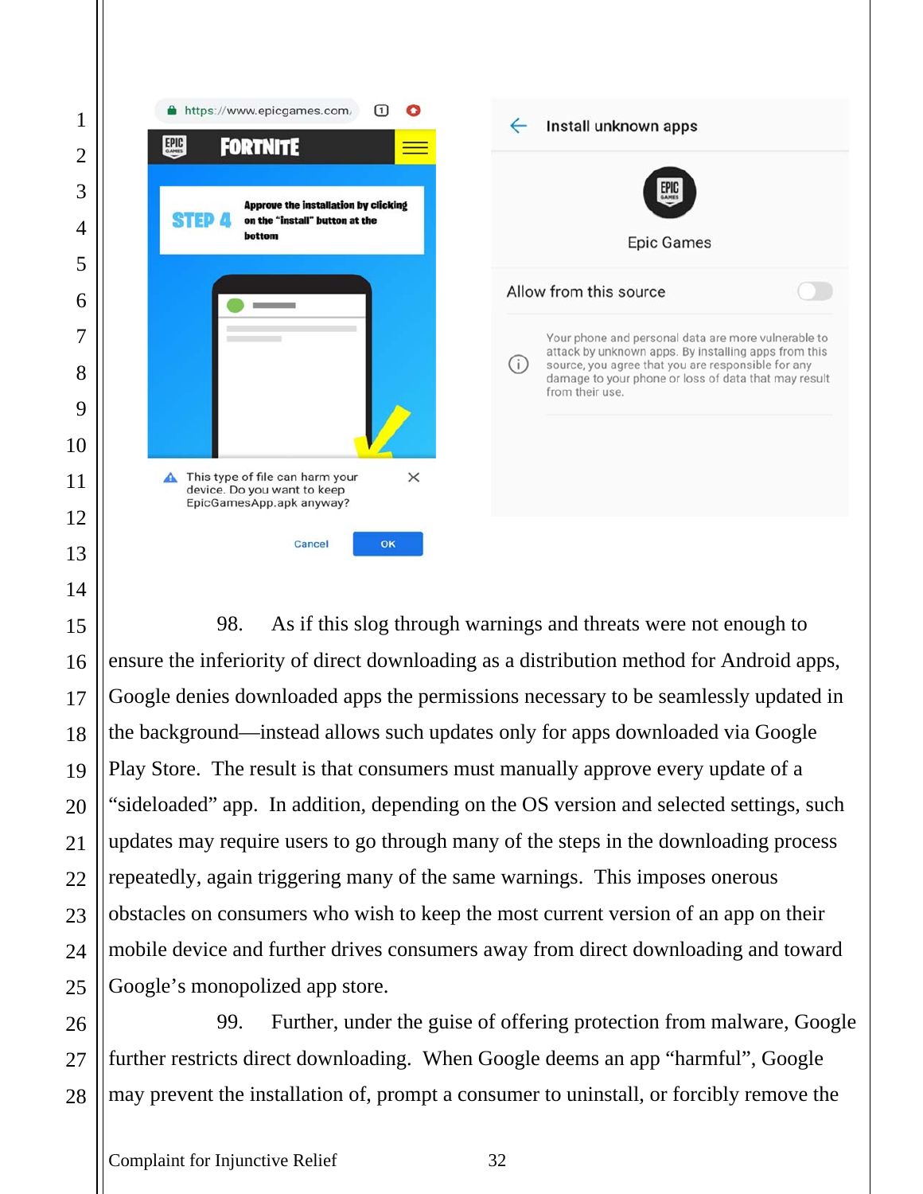98. As if this slog through warnings and threats were not enough to ensure the inferiority of direct downloading as a distribution method for Android apps, Google denies downloaded apps the permissions necessary to be seamlessly updated in the background—instead allows such updates only for apps downloaded via Google Play Store. The result is that consumers must manually approve every update of a "sideloaded" app. In addition, depending on the OS version and selected settings, such updates may require users to go through many of the steps in the downloading process repeatedly, again triggering many of the same warnings. This imposes onerous obstacles on consumers who wish to keep the most current version of an app on their mobile device and further drives consumers away from direct downloading and toward Google's monopolized app store.

99. Further, under the guise of offering protection from malware, Google further restricts direct downloading. When Google deems an app "harmful", Google may prevent the installation of, prompt a consumer to uninstall, or forcibly remove the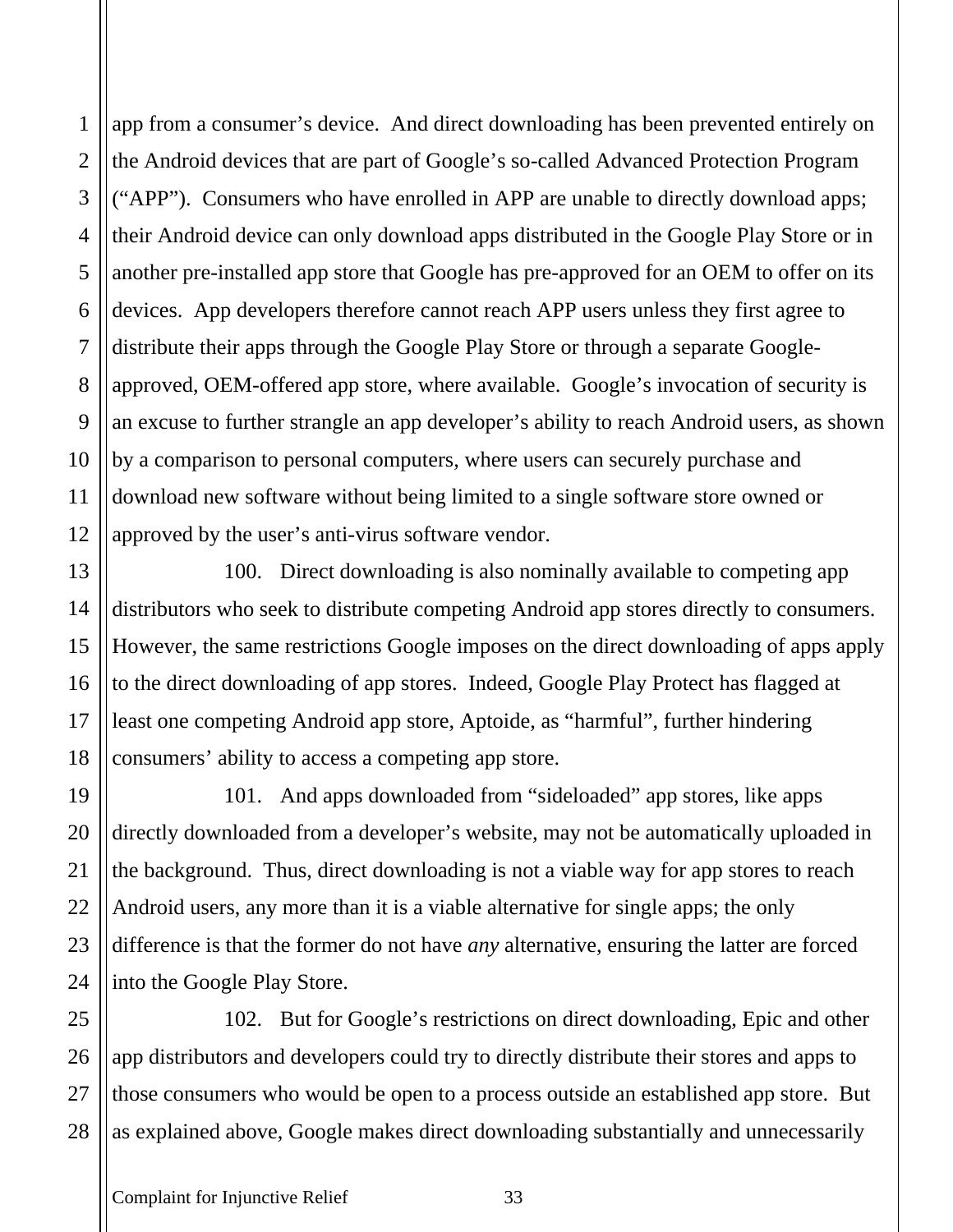app from a consumer's device. And direct downloading has been prevented entirely on the Android devices that are part of Google's so-called Advanced Protection Program ("APP"). Consumers who have enrolled in APP are unable to directly download apps; their Android device can only download apps distributed in the Google Play Store or in another pre-installed app store that Google has pre-approved for an OEM to offer on its devices. App developers therefore cannot reach APP users unless they first agree to distribute their apps through the Google Play Store or through a separate Google-approved, OEM-offered app store, where available. Google's invocation of security is an excuse to further strangle an app developer's ability to reach Android users, as shown by a comparison to personal computers, where users can securely purchase and download new software without being limited to a single software store owned or approved by the user's anti-virus software vendor.

100. Direct downloading is also nominally available to competing app distributors who seek to distribute competing Android app stores directly to consumers. However, the same restrictions Google imposes on the direct downloading of apps apply to the direct downloading of app stores. Indeed, Google Play Protect has flagged at least one competing Android app store, Aptoide, as "harmful", further hindering consumers' ability to access a competing app store.

101. And apps downloaded from "sideloaded" app stores, like apps directly downloaded from a developer's website, may not be automatically uploaded in the background. Thus, direct downloading is not a viable way for app stores to reach Android users, any more than it is a viable alternative for single apps; the only difference is that the former do not have *any* alternative, ensuring the latter are forced into the Google Play Store.

102. But for Google's restrictions on direct downloading, Epic and other app distributors and developers could try to directly distribute their stores and apps to those consumers who would be open to a process outside an established app store. But as explained above, Google makes direct downloading substantially and unnecessarily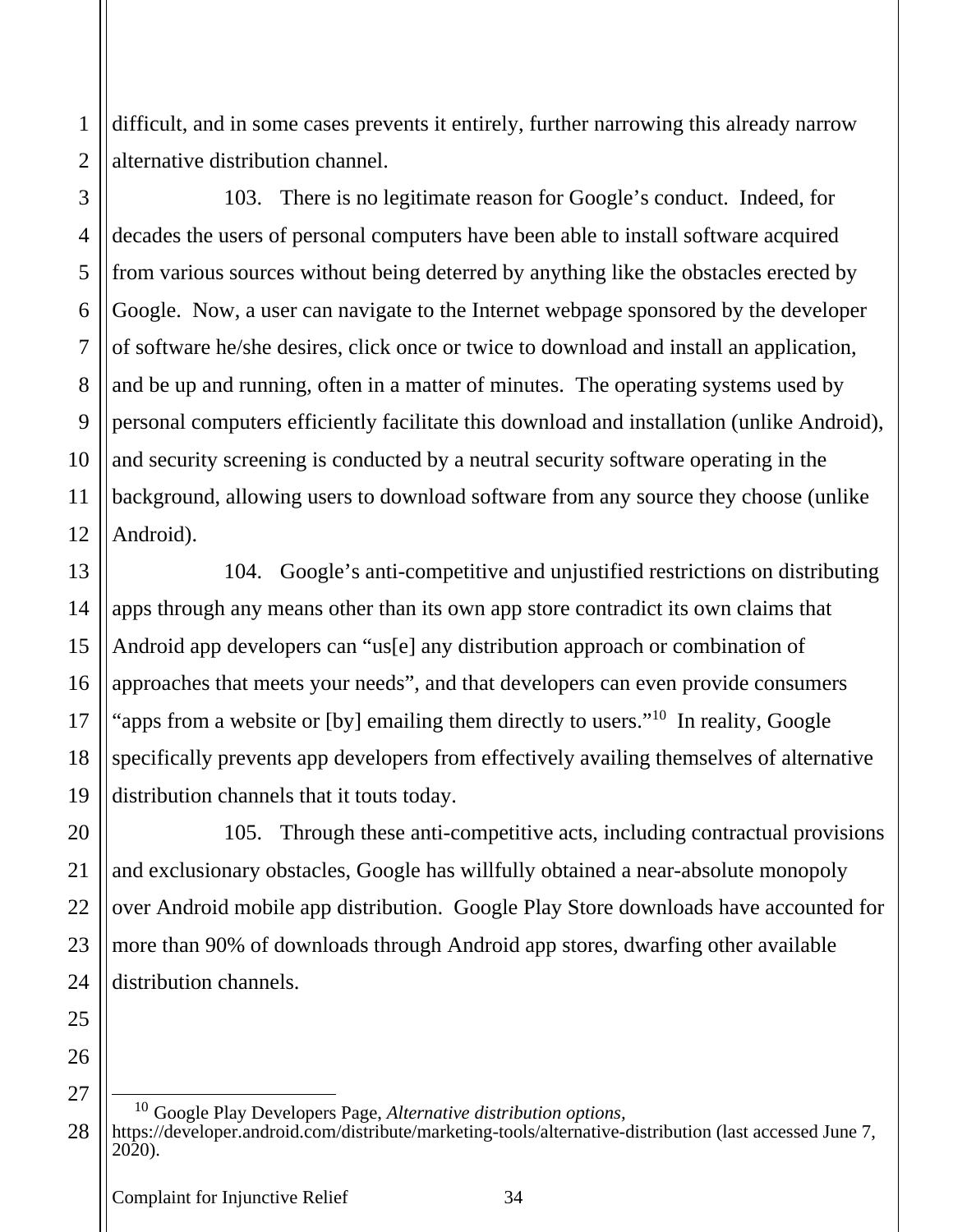difficult, and in some cases prevents it entirely, further narrowing this already narrow alternative distribution channel.

103. There is no legitimate reason for Google's conduct. Indeed, for decades the users of personal computers have been able to install software acquired from various sources without being deterred by anything like the obstacles erected by Google. Now, a user can navigate to the Internet webpage sponsored by the developer of software he/she desires, click once or twice to download and install an application, and be up and running, often in a matter of minutes. The operating systems used by personal computers efficiently facilitate this download and installation (unlike Android), and security screening is conducted by a neutral security software operating in the background, allowing users to download software from any source they choose (unlike Android).

104. Google's anti-competitive and unjustified restrictions on distributing apps through any means other than its own app store contradict its own claims that Android app developers can "us[e] any distribution approach or combination of approaches that meets your needs", and that developers can even provide consumers "apps from a website or [by] emailing them directly to users."[10] In reality, Google specifically prevents app developers from effectively availing themselves of alternative distribution channels that it touts today.

105. Through these anti-competitive acts, including contractual provisions and exclusionary obstacles, Google has willfully obtained a near-absolute monopoly over Android mobile app distribution. Google Play Store downloads have accounted for more than 90% of downloads through Android app stores, dwarfing other available distribution channels.

[10] Google Play Developers Page, *Alternative distribution options*, https://developer.android.com/distribute/marketing-tools/alternative-distribution (last accessed June 7, 2020).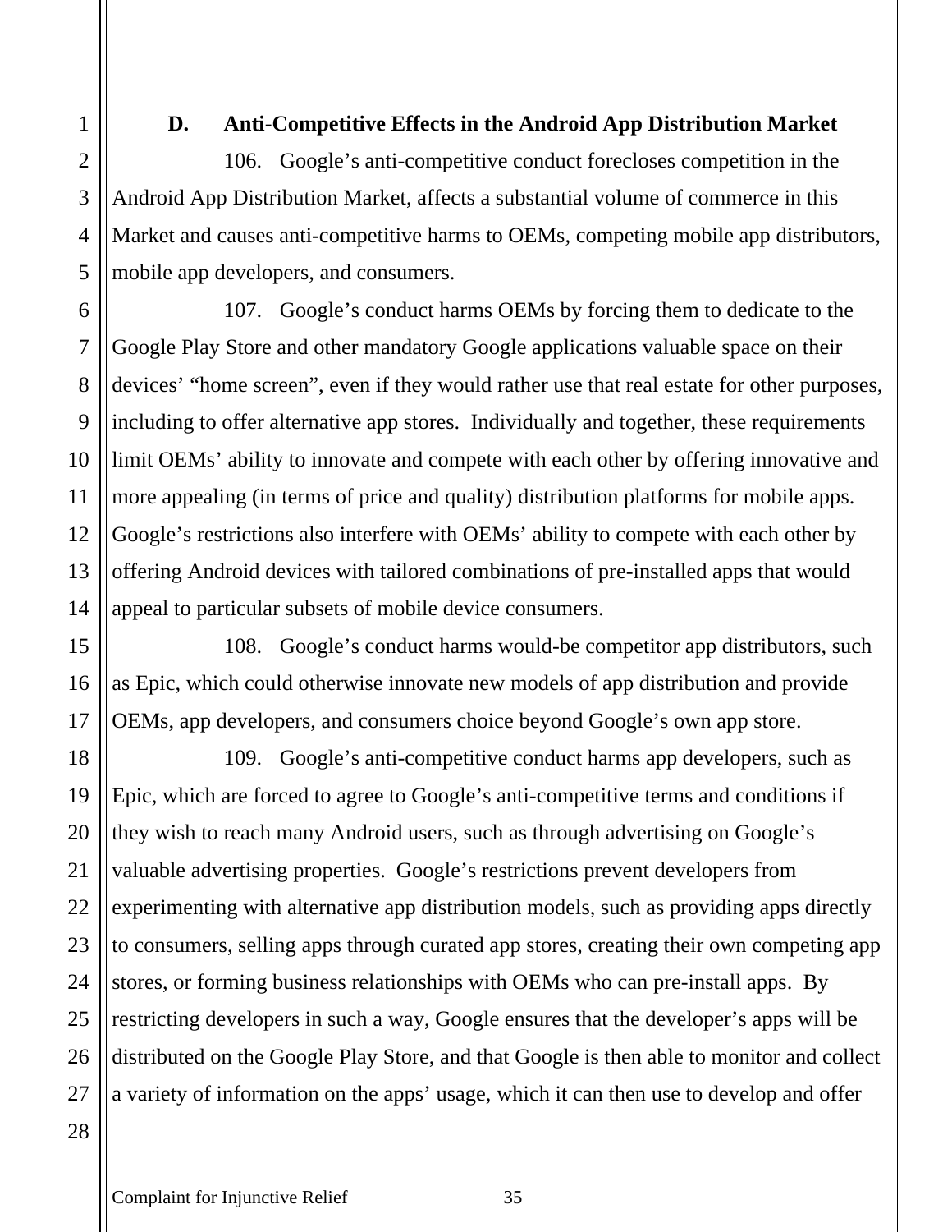### D. Anti-Competitive Effects in the Android App Distribution Market

106. Google's anti-competitive conduct forecloses competition in the Android App Distribution Market, affects a substantial volume of commerce in this Market and causes anti-competitive harms to OEMs, competing mobile app distributors, mobile app developers, and consumers.

107. Google's conduct harms OEMs by forcing them to dedicate to the Google Play Store and other mandatory Google applications valuable space on their devices' "home screen", even if they would rather use that real estate for other purposes, including to offer alternative app stores. Individually and together, these requirements limit OEMs' ability to innovate and compete with each other by offering innovative and more appealing (in terms of price and quality) distribution platforms for mobile apps. Google's restrictions also interfere with OEMs' ability to compete with each other by offering Android devices with tailored combinations of pre-installed apps that would appeal to particular subsets of mobile device consumers.

108. Google's conduct harms would-be competitor app distributors, such as Epic, which could otherwise innovate new models of app distribution and provide OEMs, app developers, and consumers choice beyond Google's own app store.

109. Google's anti-competitive conduct harms app developers, such as Epic, which are forced to agree to Google's anti-competitive terms and conditions if they wish to reach many Android users, such as through advertising on Google's valuable advertising properties. Google's restrictions prevent developers from experimenting with alternative app distribution models, such as providing apps directly to consumers, selling apps through curated app stores, creating their own competing app stores, or forming business relationships with OEMs who can pre-install apps. By restricting developers in such a way, Google ensures that the developer's apps will be distributed on the Google Play Store, and that Google is then able to monitor and collect a variety of information on the apps' usage, which it can then use to develop and offer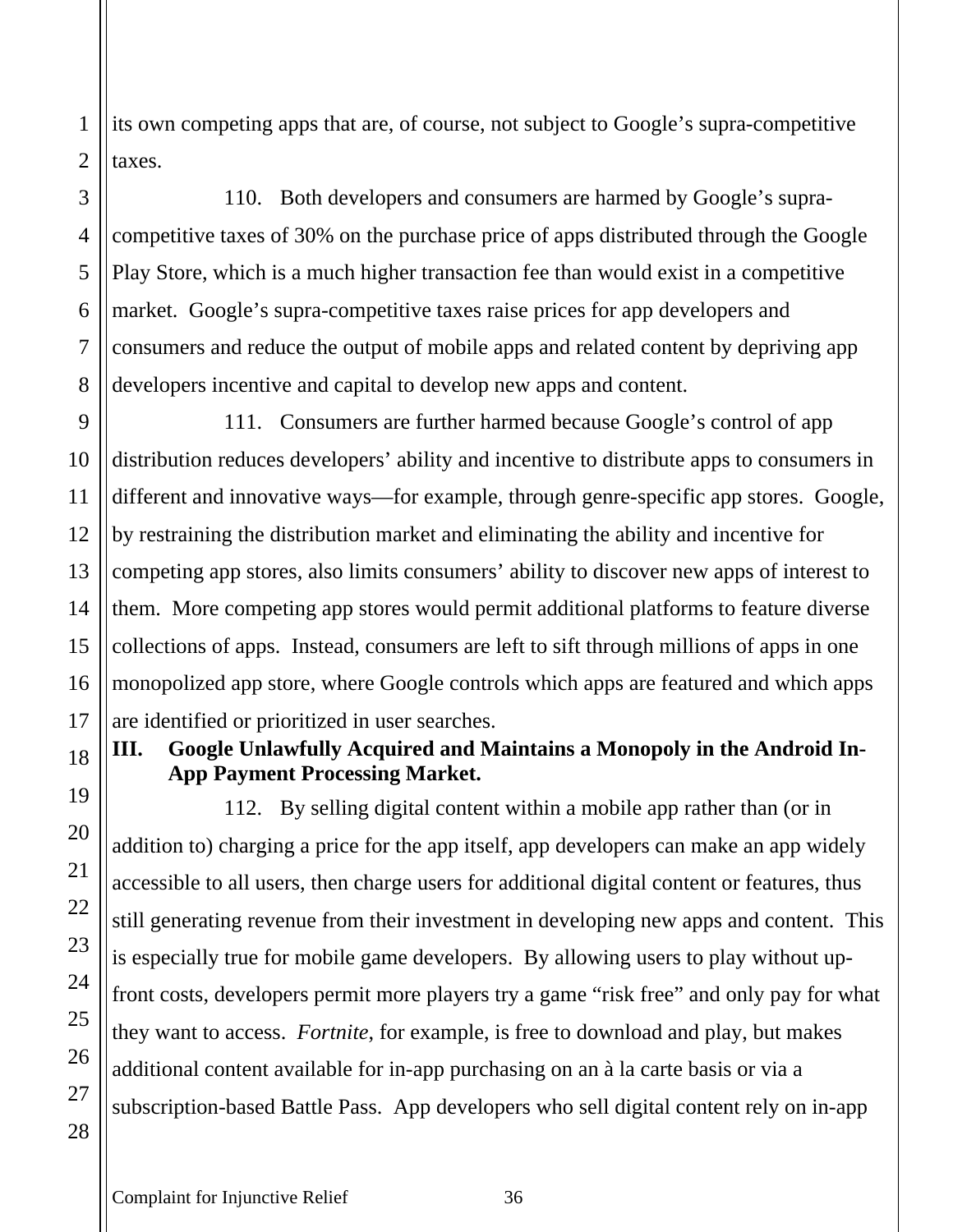its own competing apps that are, of course, not subject to Google's supra-competitive taxes.

110. Both developers and consumers are harmed by Google's supra-competitive taxes of 30% on the purchase price of apps distributed through the Google Play Store, which is a much higher transaction fee than would exist in a competitive market. Google's supra-competitive taxes raise prices for app developers and consumers and reduce the output of mobile apps and related content by depriving app developers incentive and capital to develop new apps and content.

111. Consumers are further harmed because Google's control of app distribution reduces developers' ability and incentive to distribute apps to consumers in different and innovative ways—for example, through genre-specific app stores. Google, by restraining the distribution market and eliminating the ability and incentive for competing app stores, also limits consumers' ability to discover new apps of interest to them. More competing app stores would permit additional platforms to feature diverse collections of apps. Instead, consumers are left to sift through millions of apps in one monopolized app store, where Google controls which apps are featured and which apps are identified or prioritized in user searches.

## III. Google Unlawfully Acquired and Maintains a Monopoly in the Android In-App Payment Processing Market.

112. By selling digital content within a mobile app rather than (or in addition to) charging a price for the app itself, app developers can make an app widely accessible to all users, then charge users for additional digital content or features, thus still generating revenue from their investment in developing new apps and content. This is especially true for mobile game developers. By allowing users to play without up-front costs, developers permit more players try a game "risk free" and only pay for what they want to access. *Fortnite*, for example, is free to download and play, but makes additional content available for in-app purchasing on an à la carte basis or via a subscription-based Battle Pass. App developers who sell digital content rely on in-app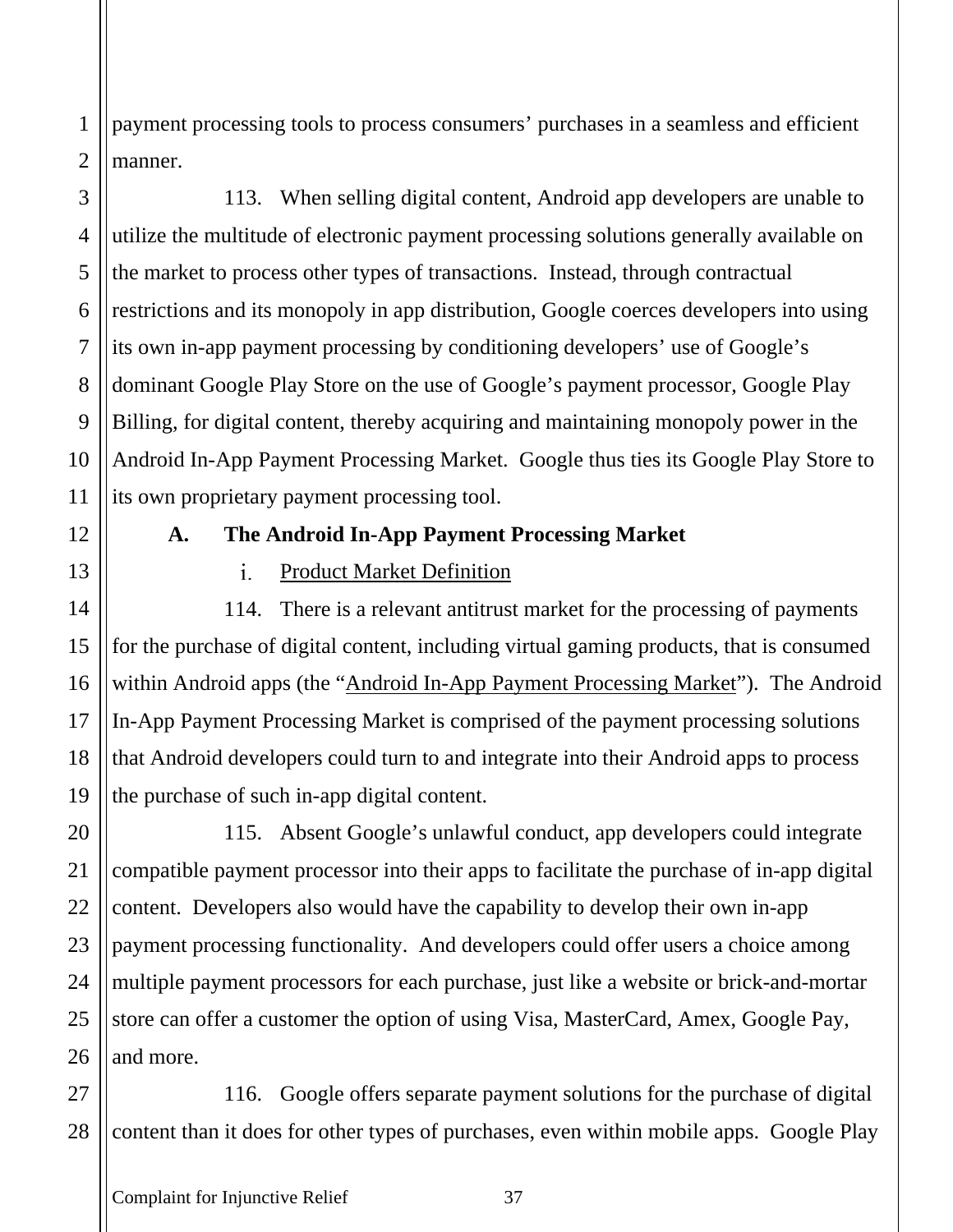payment processing tools to process consumers' purchases in a seamless and efficient manner.

113. When selling digital content, Android app developers are unable to utilize the multitude of electronic payment processing solutions generally available on the market to process other types of transactions. Instead, through contractual restrictions and its monopoly in app distribution, Google coerces developers into using its own in-app payment processing by conditioning developers' use of Google's dominant Google Play Store on the use of Google's payment processor, Google Play Billing, for digital content, thereby acquiring and maintaining monopoly power in the Android In-App Payment Processing Market. Google thus ties its Google Play Store to its own proprietary payment processing tool.

### A. The Android In-App Payment Processing Market

#### i. Product Market Definition

114. There is a relevant antitrust market for the processing of payments for the purchase of digital content, including virtual gaming products, that is consumed within Android apps (the "Android In-App Payment Processing Market"). The Android In-App Payment Processing Market is comprised of the payment processing solutions that Android developers could turn to and integrate into their Android apps to process the purchase of such in-app digital content.

115. Absent Google's unlawful conduct, app developers could integrate compatible payment processor into their apps to facilitate the purchase of in-app digital content. Developers also would have the capability to develop their own in-app payment processing functionality. And developers could offer users a choice among multiple payment processors for each purchase, just like a website or brick-and-mortar store can offer a customer the option of using Visa, MasterCard, Amex, Google Pay, and more.

116. Google offers separate payment solutions for the purchase of digital content than it does for other types of purchases, even within mobile apps. Google Play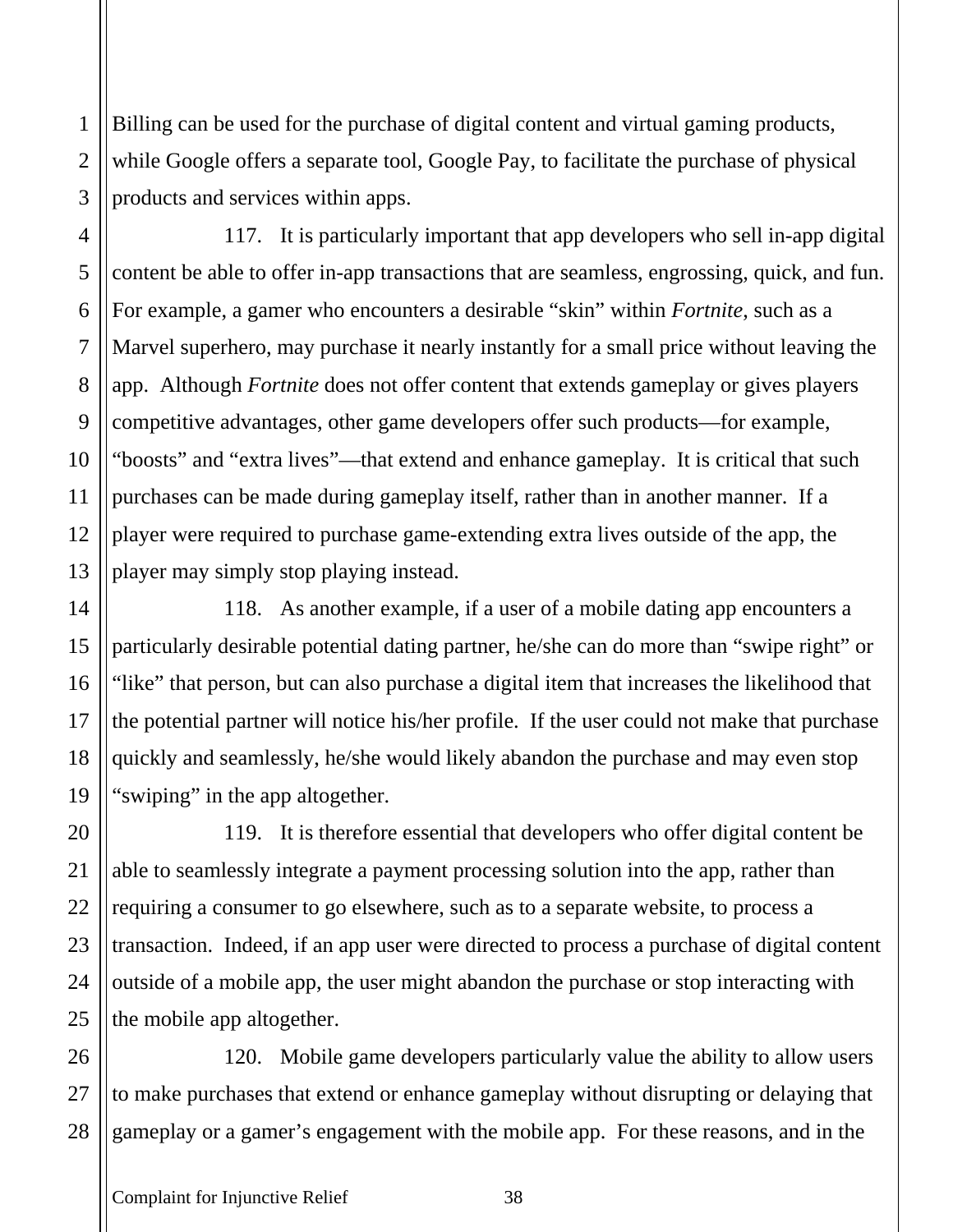Billing can be used for the purchase of digital content and virtual gaming products, while Google offers a separate tool, Google Pay, to facilitate the purchase of physical products and services within apps.

117. It is particularly important that app developers who sell in-app digital content be able to offer in-app transactions that are seamless, engrossing, quick, and fun. For example, a gamer who encounters a desirable "skin" within *Fortnite*, such as a Marvel superhero, may purchase it nearly instantly for a small price without leaving the app. Although *Fortnite* does not offer content that extends gameplay or gives players competitive advantages, other game developers offer such products—for example, "boosts" and "extra lives"—that extend and enhance gameplay. It is critical that such purchases can be made during gameplay itself, rather than in another manner. If a player were required to purchase game-extending extra lives outside of the app, the player may simply stop playing instead.

118. As another example, if a user of a mobile dating app encounters a particularly desirable potential dating partner, he/she can do more than "swipe right" or "like" that person, but can also purchase a digital item that increases the likelihood that the potential partner will notice his/her profile. If the user could not make that purchase quickly and seamlessly, he/she would likely abandon the purchase and may even stop "swiping" in the app altogether.

119. It is therefore essential that developers who offer digital content be able to seamlessly integrate a payment processing solution into the app, rather than requiring a consumer to go elsewhere, such as to a separate website, to process a transaction. Indeed, if an app user were directed to process a purchase of digital content outside of a mobile app, the user might abandon the purchase or stop interacting with the mobile app altogether.

120. Mobile game developers particularly value the ability to allow users to make purchases that extend or enhance gameplay without disrupting or delaying that gameplay or a gamer's engagement with the mobile app. For these reasons, and in the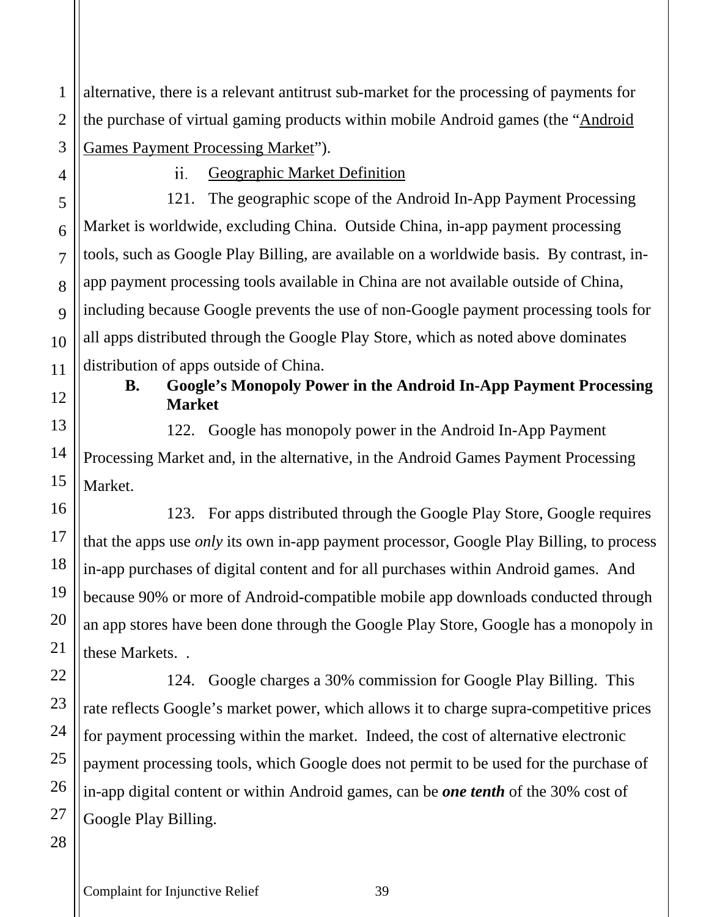alternative, there is a relevant antitrust sub-market for the processing of payments for the purchase of virtual gaming products within mobile Android games (the "Android Games Payment Processing Market").

ii. Geographic Market Definition

121. The geographic scope of the Android In-App Payment Processing Market is worldwide, excluding China. Outside China, in-app payment processing tools, such as Google Play Billing, are available on a worldwide basis. By contrast, in-app payment processing tools available in China are not available outside of China, including because Google prevents the use of non-Google payment processing tools for all apps distributed through the Google Play Store, which as noted above dominates distribution of apps outside of China.

**B. Google's Monopoly Power in the Android In-App Payment Processing Market**

122. Google has monopoly power in the Android In-App Payment Processing Market and, in the alternative, in the Android Games Payment Processing Market.

123. For apps distributed through the Google Play Store, Google requires that the apps use *only* its own in-app payment processor, Google Play Billing, to process in-app purchases of digital content and for all purchases within Android games. And because 90% or more of Android-compatible mobile app downloads conducted through an app stores have been done through the Google Play Store, Google has a monopoly in these Markets. .

124. Google charges a 30% commission for Google Play Billing. This rate reflects Google's market power, which allows it to charge supra-competitive prices for payment processing within the market. Indeed, the cost of alternative electronic payment processing tools, which Google does not permit to be used for the purchase of in-app digital content or within Android games, can be ***one tenth*** of the 30% cost of Google Play Billing.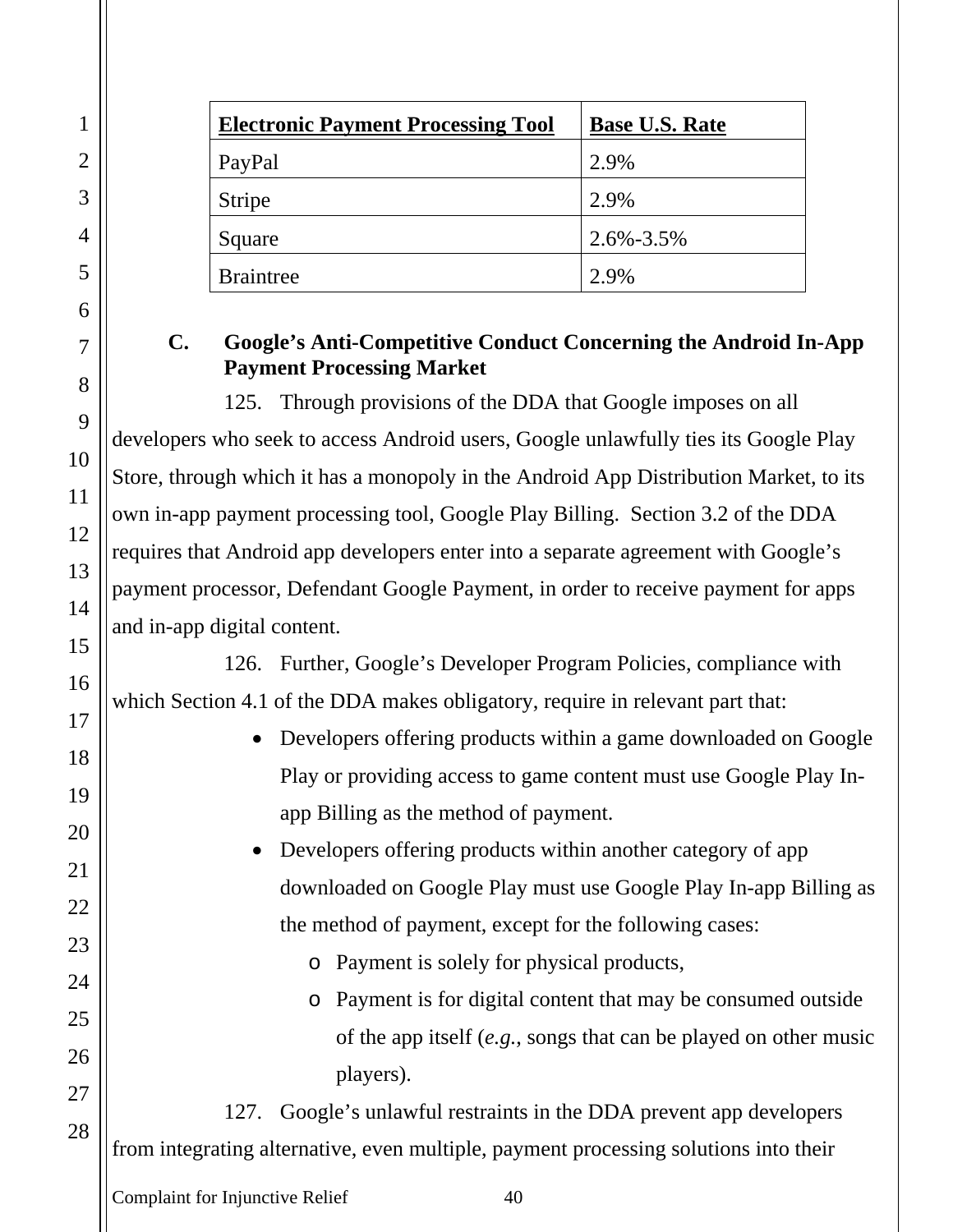| **Electronic Payment Processing Tool** | **Base U.S. Rate** |
| --- | --- |
| PayPal | 2.9% |
| Stripe | 2.9% |
| Square | 2.6%-3.5% |
| Braintree | 2.9% |

### C. Google's Anti-Competitive Conduct Concerning the Android In-App Payment Processing Market

125. Through provisions of the DDA that Google imposes on all developers who seek to access Android users, Google unlawfully ties its Google Play Store, through which it has a monopoly in the Android App Distribution Market, to its own in-app payment processing tool, Google Play Billing. Section 3.2 of the DDA requires that Android app developers enter into a separate agreement with Google's payment processor, Defendant Google Payment, in order to receive payment for apps and in-app digital content.

126. Further, Google's Developer Program Policies, compliance with which Section 4.1 of the DDA makes obligatory, require in relevant part that:

- Developers offering products within a game downloaded on Google Play or providing access to game content must use Google Play In-app Billing as the method of payment.
- Developers offering products within another category of app downloaded on Google Play must use Google Play In-app Billing as the method of payment, except for the following cases:
  - Payment is solely for physical products,
  - Payment is for digital content that may be consumed outside of the app itself (*e.g.*, songs that can be played on other music players).

127. Google's unlawful restraints in the DDA prevent app developers from integrating alternative, even multiple, payment processing solutions into their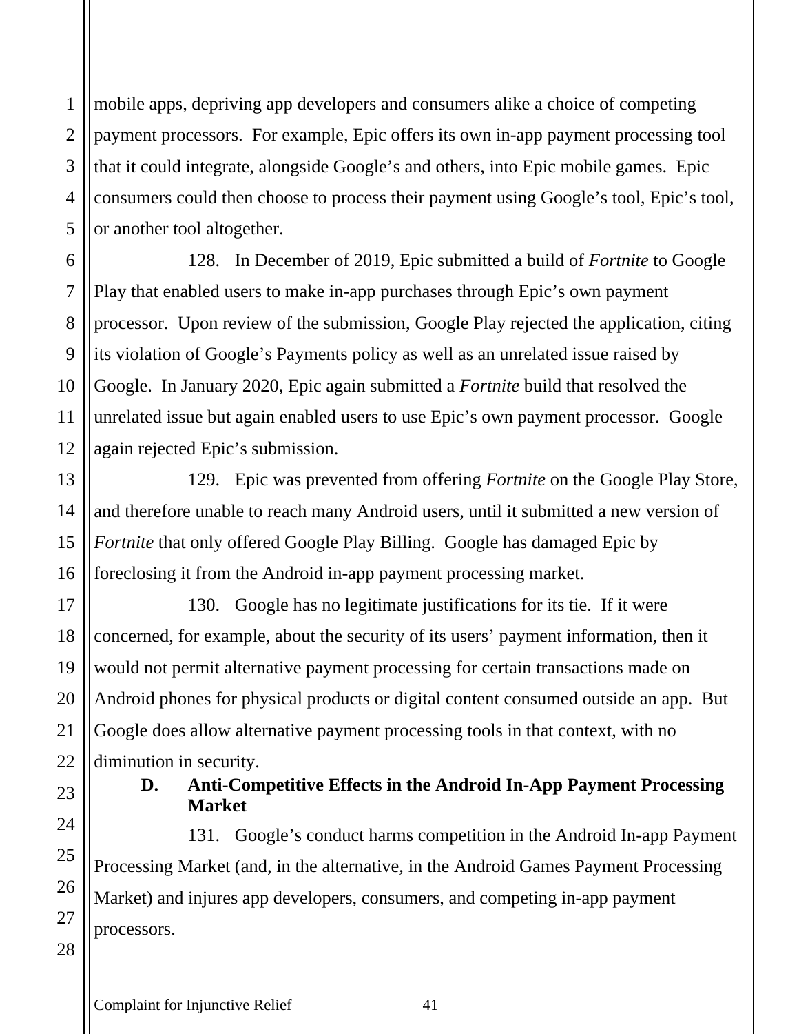mobile apps, depriving app developers and consumers alike a choice of competing payment processors. For example, Epic offers its own in-app payment processing tool that it could integrate, alongside Google's and others, into Epic mobile games. Epic consumers could then choose to process their payment using Google's tool, Epic's tool, or another tool altogether.

128. In December of 2019, Epic submitted a build of *Fortnite* to Google Play that enabled users to make in-app purchases through Epic's own payment processor. Upon review of the submission, Google Play rejected the application, citing its violation of Google's Payments policy as well as an unrelated issue raised by Google. In January 2020, Epic again submitted a *Fortnite* build that resolved the unrelated issue but again enabled users to use Epic's own payment processor. Google again rejected Epic's submission.

129. Epic was prevented from offering *Fortnite* on the Google Play Store, and therefore unable to reach many Android users, until it submitted a new version of *Fortnite* that only offered Google Play Billing. Google has damaged Epic by foreclosing it from the Android in-app payment processing market.

130. Google has no legitimate justifications for its tie. If it were concerned, for example, about the security of its users' payment information, then it would not permit alternative payment processing for certain transactions made on Android phones for physical products or digital content consumed outside an app. But Google does allow alternative payment processing tools in that context, with no diminution in security.

### D. Anti-Competitive Effects in the Android In-App Payment Processing Market

131. Google's conduct harms competition in the Android In-app Payment Processing Market (and, in the alternative, in the Android Games Payment Processing Market) and injures app developers, consumers, and competing in-app payment processors.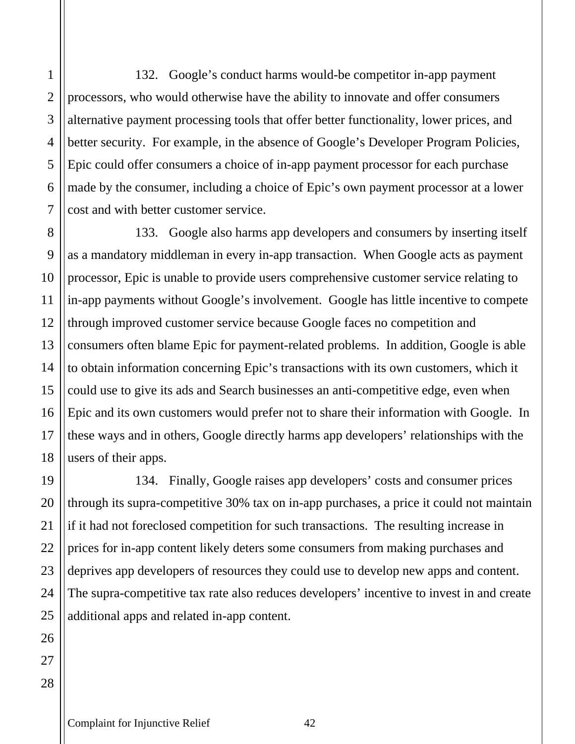132. Google's conduct harms would-be competitor in-app payment processors, who would otherwise have the ability to innovate and offer consumers alternative payment processing tools that offer better functionality, lower prices, and better security. For example, in the absence of Google's Developer Program Policies, Epic could offer consumers a choice of in-app payment processor for each purchase made by the consumer, including a choice of Epic's own payment processor at a lower cost and with better customer service.

133. Google also harms app developers and consumers by inserting itself as a mandatory middleman in every in-app transaction. When Google acts as payment processor, Epic is unable to provide users comprehensive customer service relating to in-app payments without Google's involvement. Google has little incentive to compete through improved customer service because Google faces no competition and consumers often blame Epic for payment-related problems. In addition, Google is able to obtain information concerning Epic's transactions with its own customers, which it could use to give its ads and Search businesses an anti-competitive edge, even when Epic and its own customers would prefer not to share their information with Google. In these ways and in others, Google directly harms app developers' relationships with the users of their apps.

134. Finally, Google raises app developers' costs and consumer prices through its supra-competitive 30% tax on in-app purchases, a price it could not maintain if it had not foreclosed competition for such transactions. The resulting increase in prices for in-app content likely deters some consumers from making purchases and deprives app developers of resources they could use to develop new apps and content. The supra-competitive tax rate also reduces developers' incentive to invest in and create additional apps and related in-app content.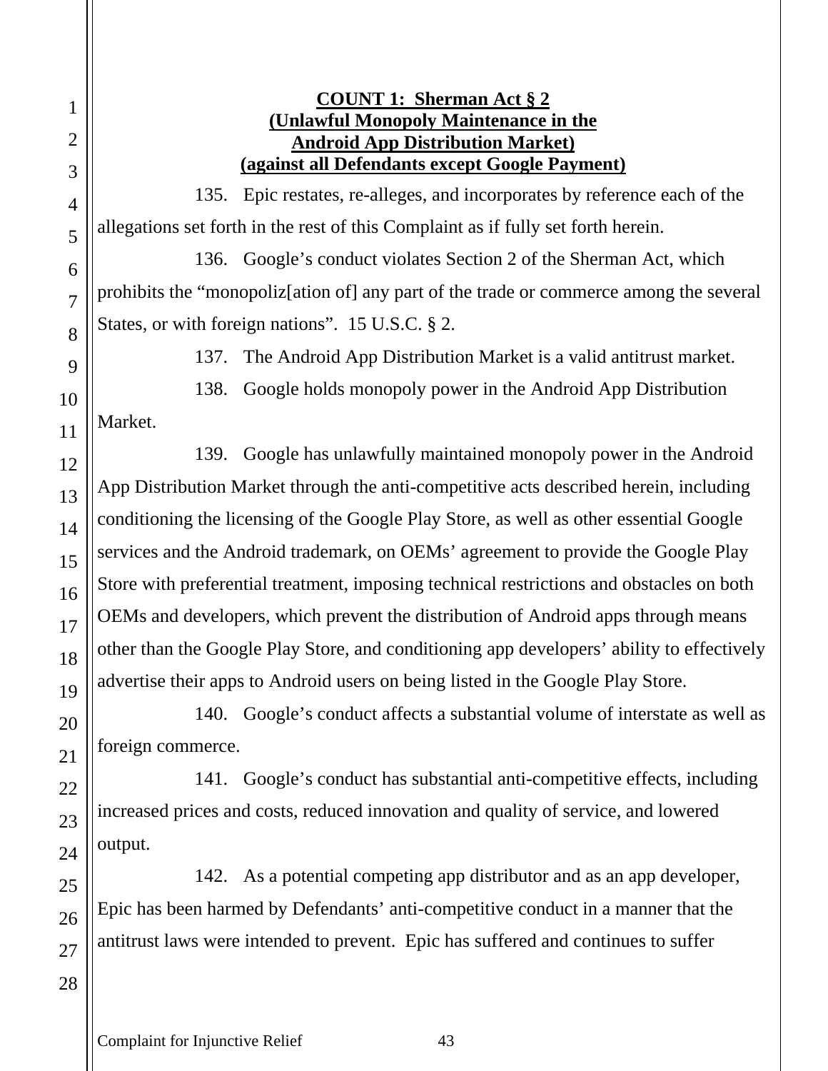**COUNT 1: Sherman Act § 2**
**(Unlawful Monopoly Maintenance in the Android App Distribution Market)**
**(against all Defendants except Google Payment)**

135. Epic restates, re-alleges, and incorporates by reference each of the allegations set forth in the rest of this Complaint as if fully set forth herein.

136. Google's conduct violates Section 2 of the Sherman Act, which prohibits the "monopoliz[ation of] any part of the trade or commerce among the several States, or with foreign nations". 15 U.S.C. § 2.

137. The Android App Distribution Market is a valid antitrust market.

138. Google holds monopoly power in the Android App Distribution Market.

139. Google has unlawfully maintained monopoly power in the Android App Distribution Market through the anti-competitive acts described herein, including conditioning the licensing of the Google Play Store, as well as other essential Google services and the Android trademark, on OEMs' agreement to provide the Google Play Store with preferential treatment, imposing technical restrictions and obstacles on both OEMs and developers, which prevent the distribution of Android apps through means other than the Google Play Store, and conditioning app developers' ability to effectively advertise their apps to Android users on being listed in the Google Play Store.

140. Google's conduct affects a substantial volume of interstate as well as foreign commerce.

141. Google's conduct has substantial anti-competitive effects, including increased prices and costs, reduced innovation and quality of service, and lowered output.

142. As a potential competing app distributor and as an app developer, Epic has been harmed by Defendants' anti-competitive conduct in a manner that the antitrust laws were intended to prevent. Epic has suffered and continues to suffer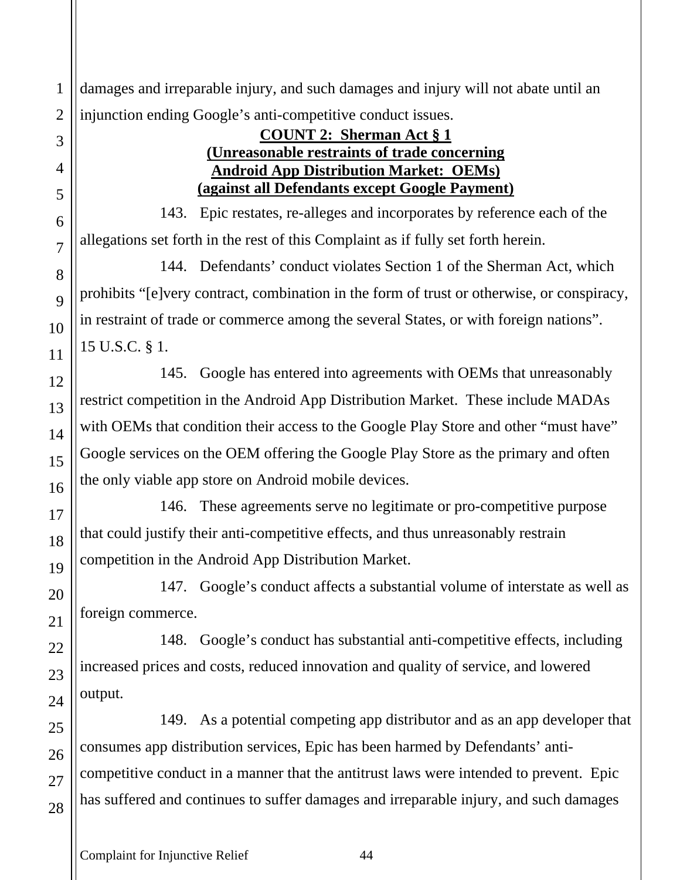damages and irreparable injury, and such damages and injury will not abate until an injunction ending Google's anti-competitive conduct issues.

**COUNT 2: Sherman Act § 1**
**(Unreasonable restraints of trade concerning Android App Distribution Market: OEMs)**
**(against all Defendants except Google Payment)**

143. Epic restates, re-alleges and incorporates by reference each of the allegations set forth in the rest of this Complaint as if fully set forth herein.

144. Defendants' conduct violates Section 1 of the Sherman Act, which prohibits "[e]very contract, combination in the form of trust or otherwise, or conspiracy, in restraint of trade or commerce among the several States, or with foreign nations". 15 U.S.C. § 1.

145. Google has entered into agreements with OEMs that unreasonably restrict competition in the Android App Distribution Market. These include MADAs with OEMs that condition their access to the Google Play Store and other "must have" Google services on the OEM offering the Google Play Store as the primary and often the only viable app store on Android mobile devices.

146. These agreements serve no legitimate or pro-competitive purpose that could justify their anti-competitive effects, and thus unreasonably restrain competition in the Android App Distribution Market.

147. Google's conduct affects a substantial volume of interstate as well as foreign commerce.

148. Google's conduct has substantial anti-competitive effects, including increased prices and costs, reduced innovation and quality of service, and lowered output.

149. As a potential competing app distributor and as an app developer that consumes app distribution services, Epic has been harmed by Defendants' anti-competitive conduct in a manner that the antitrust laws were intended to prevent. Epic has suffered and continues to suffer damages and irreparable injury, and such damages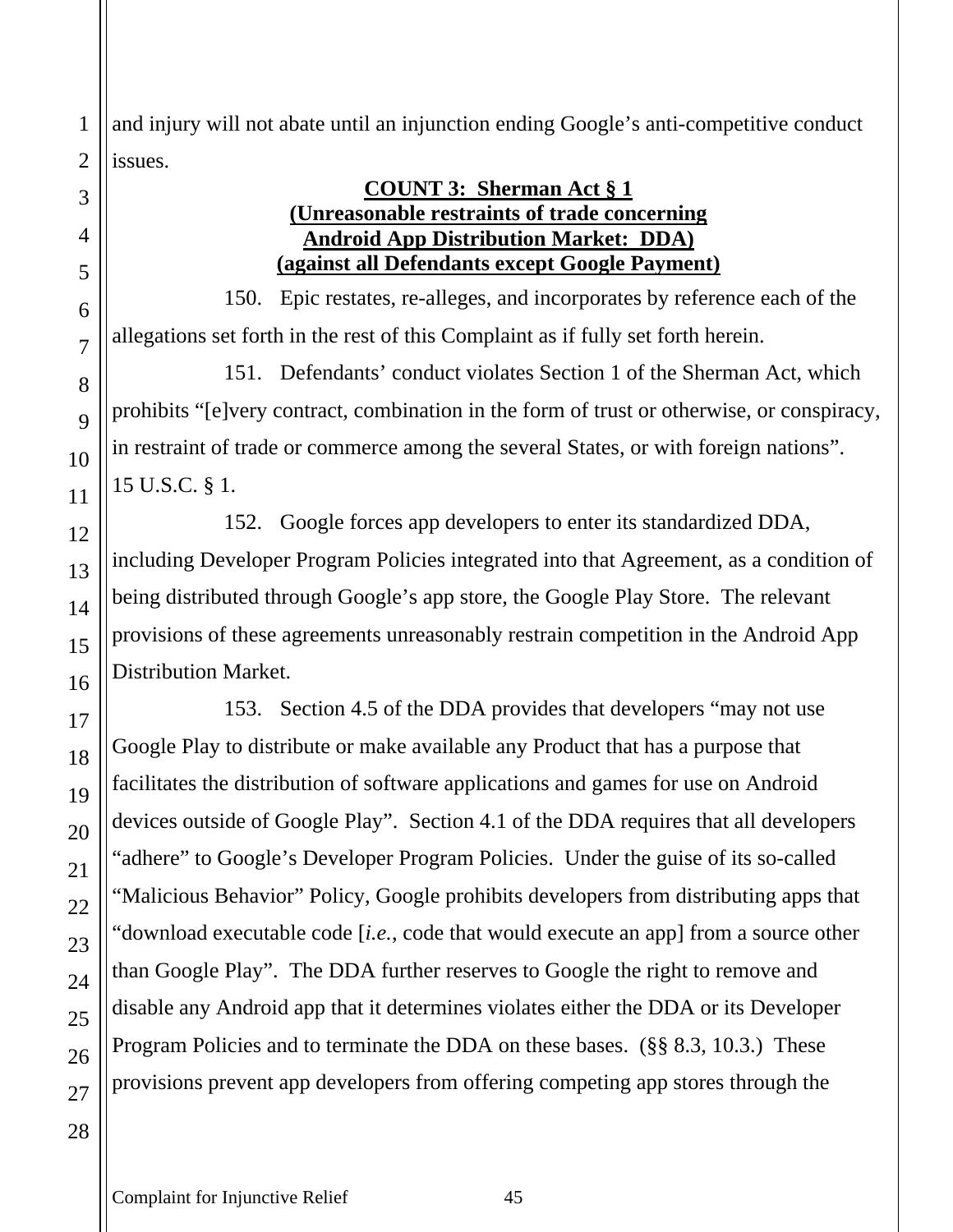and injury will not abate until an injunction ending Google's anti-competitive conduct issues.

**COUNT 3: Sherman Act § 1**
**(Unreasonable restraints of trade concerning Android App Distribution Market: DDA)**
**(against all Defendants except Google Payment)**

150. Epic restates, re-alleges, and incorporates by reference each of the allegations set forth in the rest of this Complaint as if fully set forth herein.

151. Defendants' conduct violates Section 1 of the Sherman Act, which prohibits "[e]very contract, combination in the form of trust or otherwise, or conspiracy, in restraint of trade or commerce among the several States, or with foreign nations". 15 U.S.C. § 1.

152. Google forces app developers to enter its standardized DDA, including Developer Program Policies integrated into that Agreement, as a condition of being distributed through Google's app store, the Google Play Store. The relevant provisions of these agreements unreasonably restrain competition in the Android App Distribution Market.

153. Section 4.5 of the DDA provides that developers "may not use Google Play to distribute or make available any Product that has a purpose that facilitates the distribution of software applications and games for use on Android devices outside of Google Play". Section 4.1 of the DDA requires that all developers "adhere" to Google's Developer Program Policies. Under the guise of its so-called "Malicious Behavior" Policy, Google prohibits developers from distributing apps that "download executable code [*i.e.*, code that would execute an app] from a source other than Google Play". The DDA further reserves to Google the right to remove and disable any Android app that it determines violates either the DDA or its Developer Program Policies and to terminate the DDA on these bases. (§§ 8.3, 10.3.) These provisions prevent app developers from offering competing app stores through the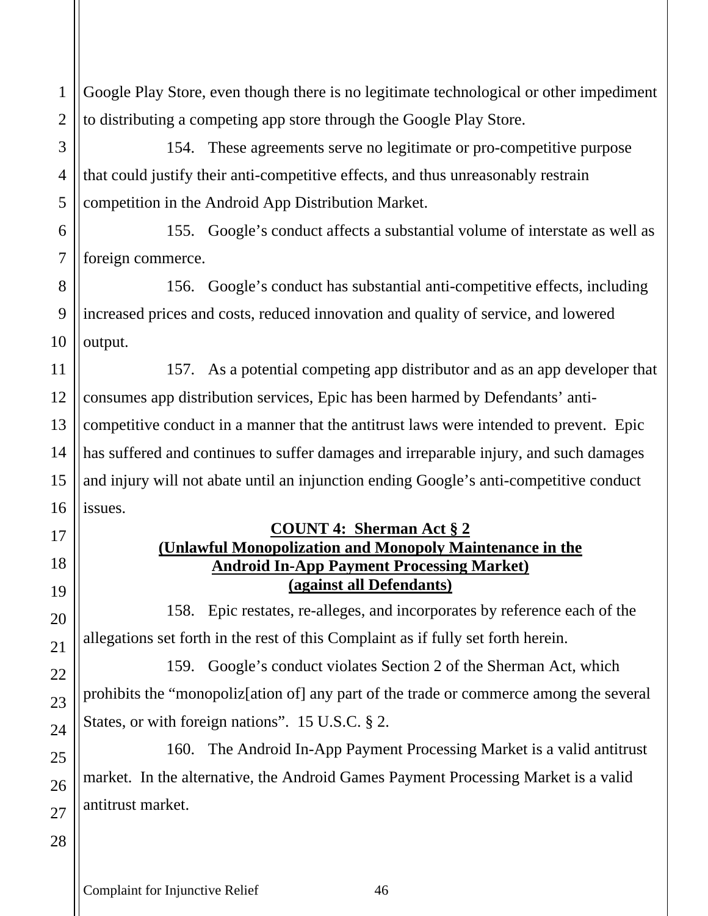Google Play Store, even though there is no legitimate technological or other impediment to distributing a competing app store through the Google Play Store.

154. These agreements serve no legitimate or pro-competitive purpose that could justify their anti-competitive effects, and thus unreasonably restrain competition in the Android App Distribution Market.

155. Google's conduct affects a substantial volume of interstate as well as foreign commerce.

156. Google's conduct has substantial anti-competitive effects, including increased prices and costs, reduced innovation and quality of service, and lowered output.

157. As a potential competing app distributor and as an app developer that consumes app distribution services, Epic has been harmed by Defendants' anti-competitive conduct in a manner that the antitrust laws were intended to prevent. Epic has suffered and continues to suffer damages and irreparable injury, and such damages and injury will not abate until an injunction ending Google's anti-competitive conduct issues.

**COUNT 4: Sherman Act § 2**
**(Unlawful Monopolization and Monopoly Maintenance in the Android In-App Payment Processing Market)**
**(against all Defendants)**

158. Epic restates, re-alleges, and incorporates by reference each of the allegations set forth in the rest of this Complaint as if fully set forth herein.

159. Google's conduct violates Section 2 of the Sherman Act, which prohibits the "monopoliz[ation of] any part of the trade or commerce among the several States, or with foreign nations". 15 U.S.C. § 2.

160. The Android In-App Payment Processing Market is a valid antitrust market. In the alternative, the Android Games Payment Processing Market is a valid antitrust market.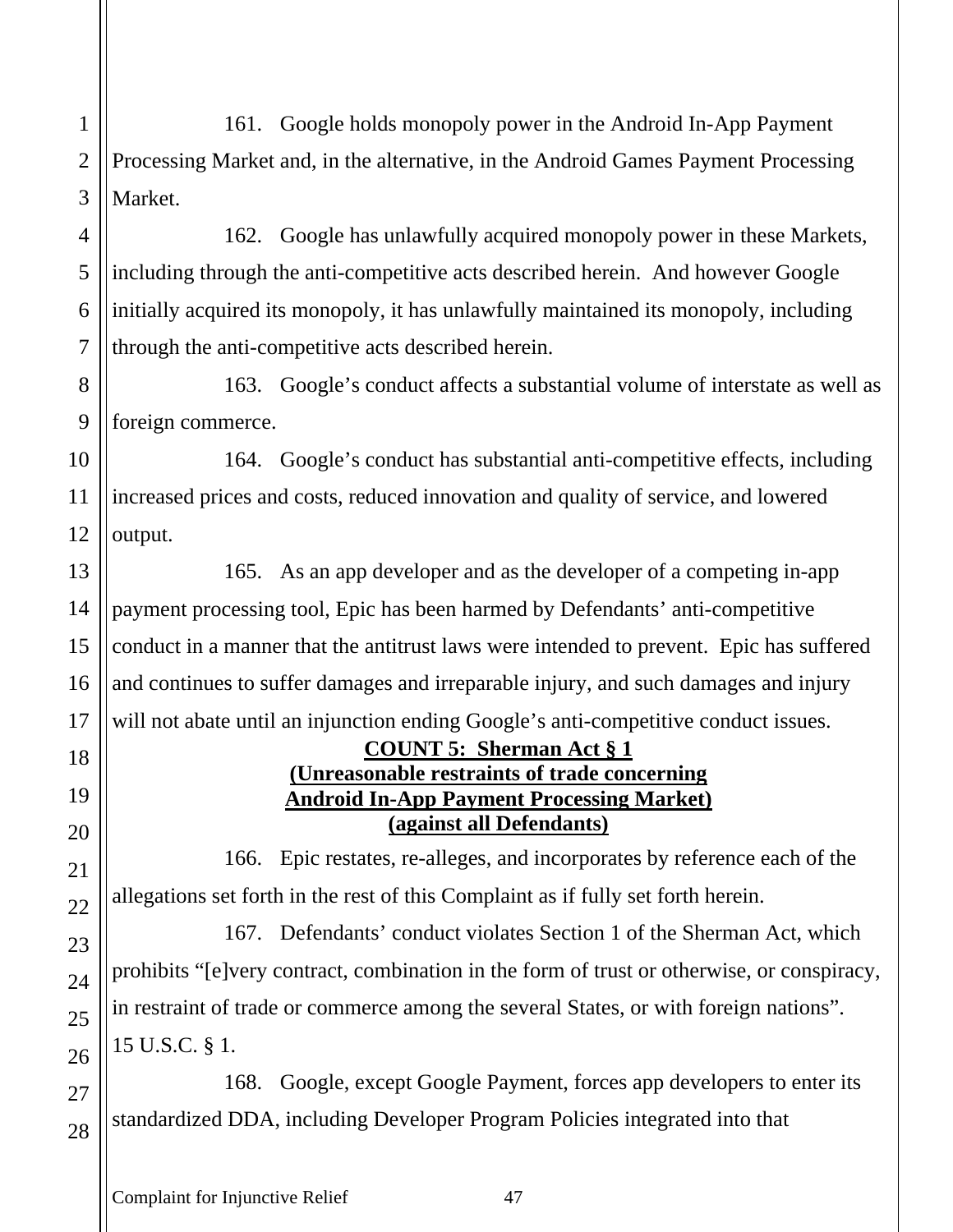161. Google holds monopoly power in the Android In-App Payment Processing Market and, in the alternative, in the Android Games Payment Processing Market.

162. Google has unlawfully acquired monopoly power in these Markets, including through the anti-competitive acts described herein. And however Google initially acquired its monopoly, it has unlawfully maintained its monopoly, including through the anti-competitive acts described herein.

163. Google's conduct affects a substantial volume of interstate as well as foreign commerce.

164. Google's conduct has substantial anti-competitive effects, including increased prices and costs, reduced innovation and quality of service, and lowered output.

165. As an app developer and as the developer of a competing in-app payment processing tool, Epic has been harmed by Defendants' anti-competitive conduct in a manner that the antitrust laws were intended to prevent. Epic has suffered and continues to suffer damages and irreparable injury, and such damages and injury will not abate until an injunction ending Google's anti-competitive conduct issues.

**COUNT 5: Sherman Act § 1**
**(Unreasonable restraints of trade concerning Android In-App Payment Processing Market)**
**(against all Defendants)**

166. Epic restates, re-alleges, and incorporates by reference each of the allegations set forth in the rest of this Complaint as if fully set forth herein.

167. Defendants' conduct violates Section 1 of the Sherman Act, which prohibits "[e]very contract, combination in the form of trust or otherwise, or conspiracy, in restraint of trade or commerce among the several States, or with foreign nations". 15 U.S.C. § 1.

168. Google, except Google Payment, forces app developers to enter its standardized DDA, including Developer Program Policies integrated into that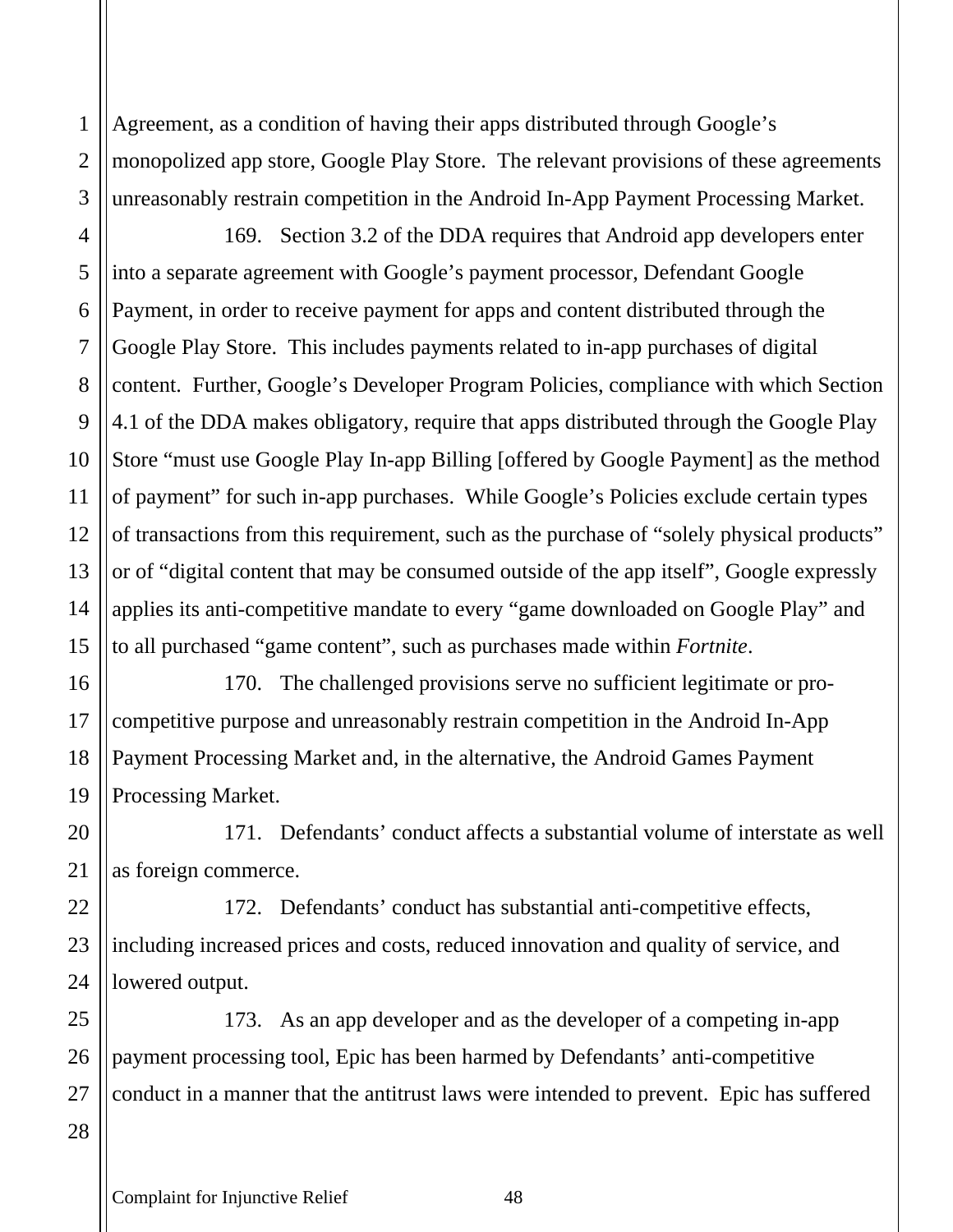Agreement, as a condition of having their apps distributed through Google's monopolized app store, Google Play Store. The relevant provisions of these agreements unreasonably restrain competition in the Android In-App Payment Processing Market.

169. Section 3.2 of the DDA requires that Android app developers enter into a separate agreement with Google's payment processor, Defendant Google Payment, in order to receive payment for apps and content distributed through the Google Play Store. This includes payments related to in-app purchases of digital content. Further, Google's Developer Program Policies, compliance with which Section 4.1 of the DDA makes obligatory, require that apps distributed through the Google Play Store "must use Google Play In-app Billing [offered by Google Payment] as the method of payment" for such in-app purchases. While Google's Policies exclude certain types of transactions from this requirement, such as the purchase of "solely physical products" or of "digital content that may be consumed outside of the app itself", Google expressly applies its anti-competitive mandate to every "game downloaded on Google Play" and to all purchased "game content", such as purchases made within *Fortnite*.

170. The challenged provisions serve no sufficient legitimate or pro-competitive purpose and unreasonably restrain competition in the Android In-App Payment Processing Market and, in the alternative, the Android Games Payment Processing Market.

171. Defendants' conduct affects a substantial volume of interstate as well as foreign commerce.

172. Defendants' conduct has substantial anti-competitive effects, including increased prices and costs, reduced innovation and quality of service, and lowered output.

173. As an app developer and as the developer of a competing in-app payment processing tool, Epic has been harmed by Defendants' anti-competitive conduct in a manner that the antitrust laws were intended to prevent. Epic has suffered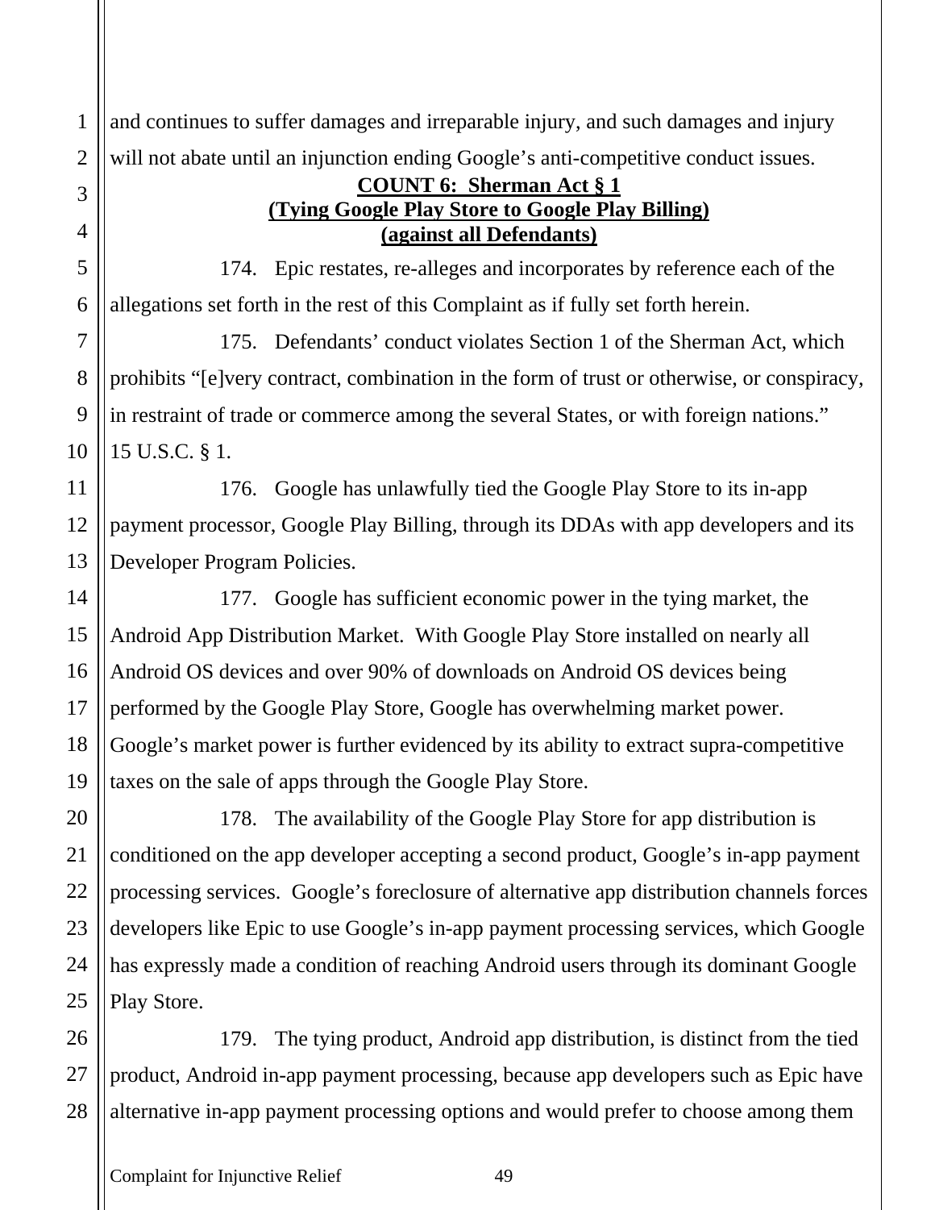and continues to suffer damages and irreparable injury, and such damages and injury will not abate until an injunction ending Google's anti-competitive conduct issues.

**COUNT 6: Sherman Act § 1**
**(Tying Google Play Store to Google Play Billing)**
**(against all Defendants)**

174. Epic restates, re-alleges and incorporates by reference each of the allegations set forth in the rest of this Complaint as if fully set forth herein.

175. Defendants' conduct violates Section 1 of the Sherman Act, which prohibits "[e]very contract, combination in the form of trust or otherwise, or conspiracy, in restraint of trade or commerce among the several States, or with foreign nations." 15 U.S.C. § 1.

176. Google has unlawfully tied the Google Play Store to its in-app payment processor, Google Play Billing, through its DDAs with app developers and its Developer Program Policies.

177. Google has sufficient economic power in the tying market, the Android App Distribution Market. With Google Play Store installed on nearly all Android OS devices and over 90% of downloads on Android OS devices being performed by the Google Play Store, Google has overwhelming market power. Google's market power is further evidenced by its ability to extract supra-competitive taxes on the sale of apps through the Google Play Store.

178. The availability of the Google Play Store for app distribution is conditioned on the app developer accepting a second product, Google's in-app payment processing services. Google's foreclosure of alternative app distribution channels forces developers like Epic to use Google's in-app payment processing services, which Google has expressly made a condition of reaching Android users through its dominant Google Play Store.

179. The tying product, Android app distribution, is distinct from the tied product, Android in-app payment processing, because app developers such as Epic have alternative in-app payment processing options and would prefer to choose among them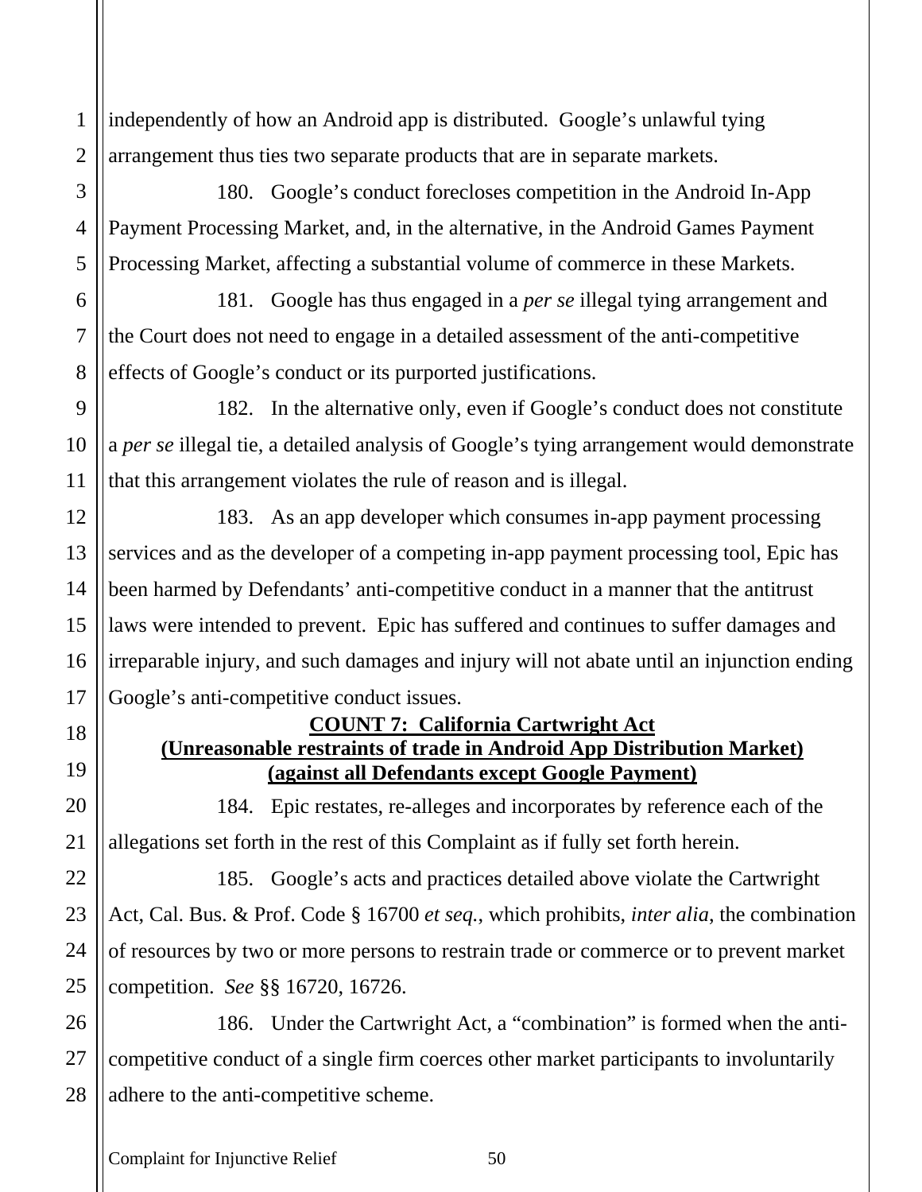independently of how an Android app is distributed. Google's unlawful tying arrangement thus ties two separate products that are in separate markets.

180. Google's conduct forecloses competition in the Android In-App Payment Processing Market, and, in the alternative, in the Android Games Payment Processing Market, affecting a substantial volume of commerce in these Markets.

181. Google has thus engaged in a *per se* illegal tying arrangement and the Court does not need to engage in a detailed assessment of the anti-competitive effects of Google's conduct or its purported justifications.

182. In the alternative only, even if Google's conduct does not constitute a *per se* illegal tie, a detailed analysis of Google's tying arrangement would demonstrate that this arrangement violates the rule of reason and is illegal.

183. As an app developer which consumes in-app payment processing services and as the developer of a competing in-app payment processing tool, Epic has been harmed by Defendants' anti-competitive conduct in a manner that the antitrust laws were intended to prevent. Epic has suffered and continues to suffer damages and irreparable injury, and such damages and injury will not abate until an injunction ending Google's anti-competitive conduct issues.

## COUNT 7: California Cartwright Act
## (Unreasonable restraints of trade in Android App Distribution Market)
## (against all Defendants except Google Payment)

184. Epic restates, re-alleges and incorporates by reference each of the allegations set forth in the rest of this Complaint as if fully set forth herein.

185. Google's acts and practices detailed above violate the Cartwright Act, Cal. Bus. & Prof. Code § 16700 *et seq.*, which prohibits, *inter alia*, the combination of resources by two or more persons to restrain trade or commerce or to prevent market competition. *See* §§ 16720, 16726.

186. Under the Cartwright Act, a "combination" is formed when the anti-competitive conduct of a single firm coerces other market participants to involuntarily adhere to the anti-competitive scheme.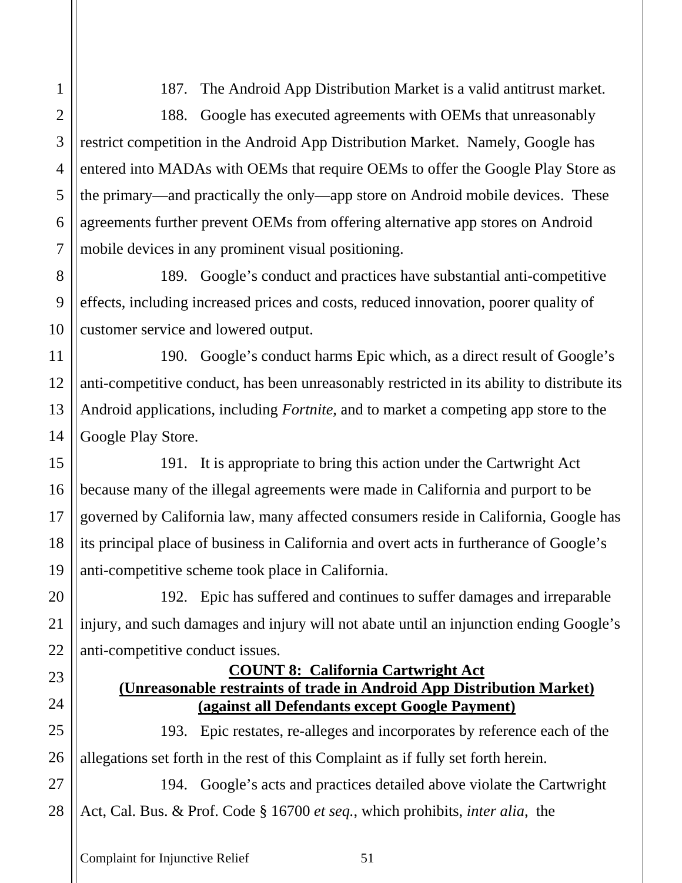187. The Android App Distribution Market is a valid antitrust market.

188. Google has executed agreements with OEMs that unreasonably restrict competition in the Android App Distribution Market. Namely, Google has entered into MADAs with OEMs that require OEMs to offer the Google Play Store as the primary—and practically the only—app store on Android mobile devices. These agreements further prevent OEMs from offering alternative app stores on Android mobile devices in any prominent visual positioning.

189. Google's conduct and practices have substantial anti-competitive effects, including increased prices and costs, reduced innovation, poorer quality of customer service and lowered output.

190. Google's conduct harms Epic which, as a direct result of Google's anti-competitive conduct, has been unreasonably restricted in its ability to distribute its Android applications, including *Fortnite,* and to market a competing app store to the Google Play Store.

191. It is appropriate to bring this action under the Cartwright Act because many of the illegal agreements were made in California and purport to be governed by California law, many affected consumers reside in California, Google has its principal place of business in California and overt acts in furtherance of Google's anti-competitive scheme took place in California.

192. Epic has suffered and continues to suffer damages and irreparable injury, and such damages and injury will not abate until an injunction ending Google's anti-competitive conduct issues.

**COUNT 8: California Cartwright Act**
**(Unreasonable restraints of trade in Android App Distribution Market)**
**(against all Defendants except Google Payment)**

193. Epic restates, re-alleges and incorporates by reference each of the allegations set forth in the rest of this Complaint as if fully set forth herein.

194. Google's acts and practices detailed above violate the Cartwright Act, Cal. Bus. & Prof. Code § 16700 *et seq.*, which prohibits, *inter alia,* the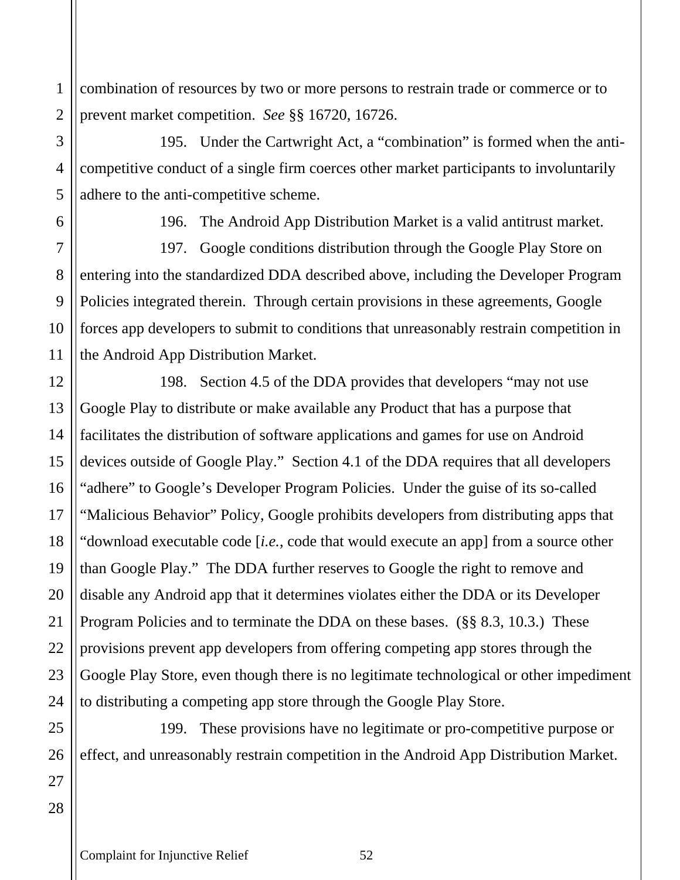combination of resources by two or more persons to restrain trade or commerce or to prevent market competition. *See* §§ 16720, 16726.

195. Under the Cartwright Act, a "combination" is formed when the anti-competitive conduct of a single firm coerces other market participants to involuntarily adhere to the anti-competitive scheme.

196. The Android App Distribution Market is a valid antitrust market.

197. Google conditions distribution through the Google Play Store on entering into the standardized DDA described above, including the Developer Program Policies integrated therein. Through certain provisions in these agreements, Google forces app developers to submit to conditions that unreasonably restrain competition in the Android App Distribution Market.

198. Section 4.5 of the DDA provides that developers "may not use Google Play to distribute or make available any Product that has a purpose that facilitates the distribution of software applications and games for use on Android devices outside of Google Play." Section 4.1 of the DDA requires that all developers "adhere" to Google's Developer Program Policies. Under the guise of its so-called "Malicious Behavior" Policy, Google prohibits developers from distributing apps that "download executable code [*i.e.*, code that would execute an app] from a source other than Google Play." The DDA further reserves to Google the right to remove and disable any Android app that it determines violates either the DDA or its Developer Program Policies and to terminate the DDA on these bases. (§§ 8.3, 10.3.) These provisions prevent app developers from offering competing app stores through the Google Play Store, even though there is no legitimate technological or other impediment to distributing a competing app store through the Google Play Store.

199. These provisions have no legitimate or pro-competitive purpose or effect, and unreasonably restrain competition in the Android App Distribution Market.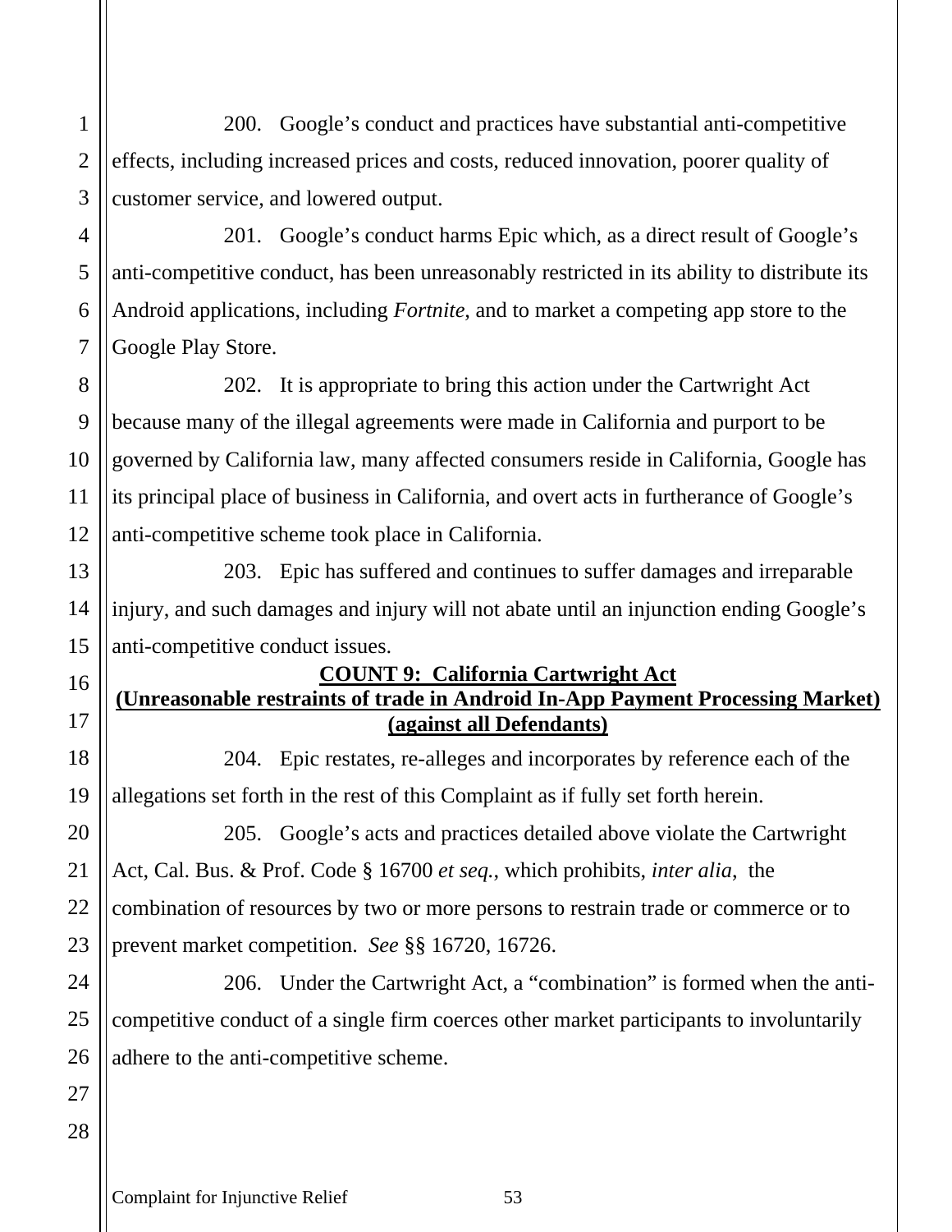200. Google's conduct and practices have substantial anti-competitive effects, including increased prices and costs, reduced innovation, poorer quality of customer service, and lowered output.

201. Google's conduct harms Epic which, as a direct result of Google's anti-competitive conduct, has been unreasonably restricted in its ability to distribute its Android applications, including *Fortnite*, and to market a competing app store to the Google Play Store.

202. It is appropriate to bring this action under the Cartwright Act because many of the illegal agreements were made in California and purport to be governed by California law, many affected consumers reside in California, Google has its principal place of business in California, and overt acts in furtherance of Google's anti-competitive scheme took place in California.

203. Epic has suffered and continues to suffer damages and irreparable injury, and such damages and injury will not abate until an injunction ending Google's anti-competitive conduct issues.

**COUNT 9: California Cartwright Act**
**(Unreasonable restraints of trade in Android In-App Payment Processing Market)**
**(against all Defendants)**

204. Epic restates, re-alleges and incorporates by reference each of the allegations set forth in the rest of this Complaint as if fully set forth herein.

205. Google's acts and practices detailed above violate the Cartwright Act, Cal. Bus. & Prof. Code § 16700 *et seq.*, which prohibits, *inter alia*, the combination of resources by two or more persons to restrain trade or commerce or to prevent market competition. *See* §§ 16720, 16726.

206. Under the Cartwright Act, a "combination" is formed when the anti-competitive conduct of a single firm coerces other market participants to involuntarily adhere to the anti-competitive scheme.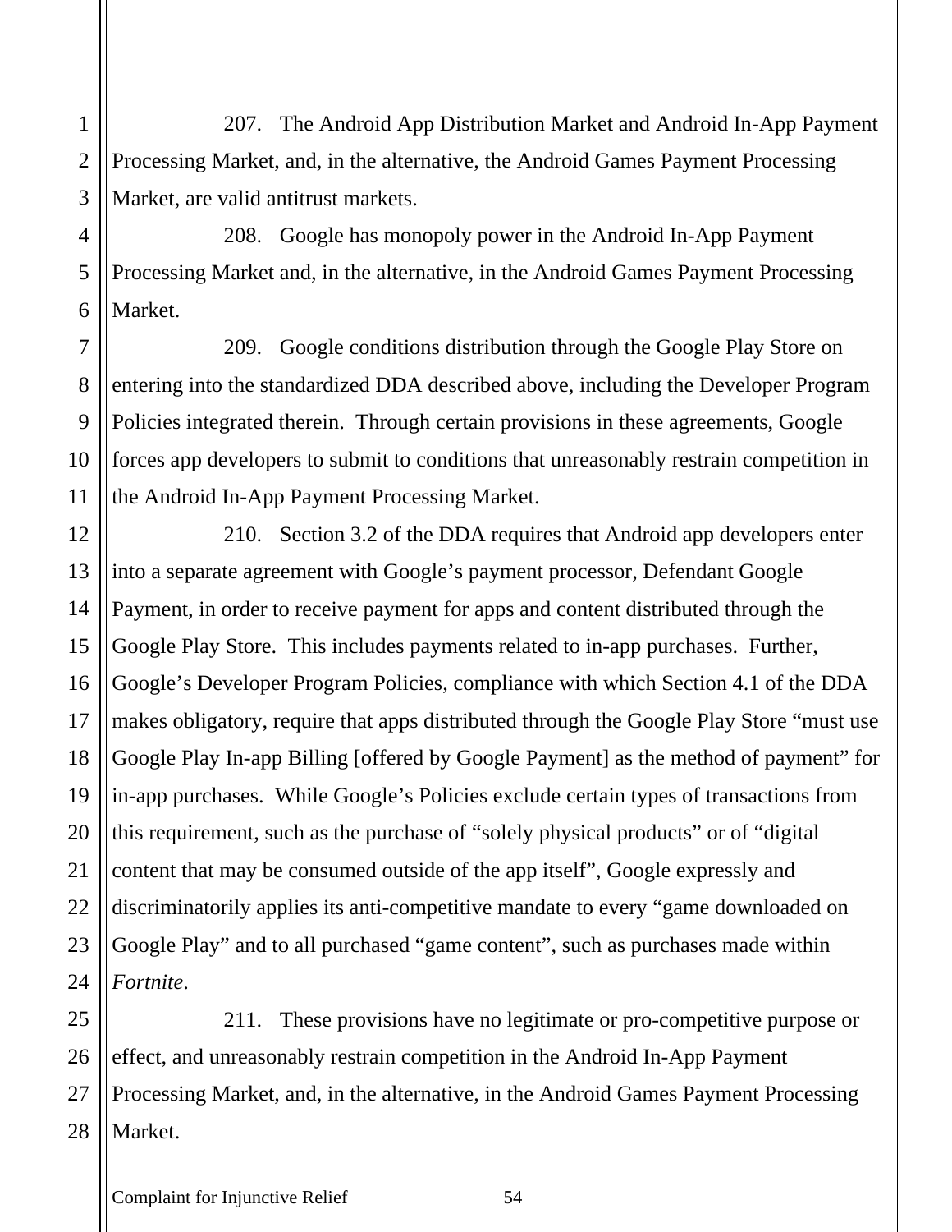207. The Android App Distribution Market and Android In-App Payment Processing Market, and, in the alternative, the Android Games Payment Processing Market, are valid antitrust markets.

208. Google has monopoly power in the Android In-App Payment Processing Market and, in the alternative, in the Android Games Payment Processing Market.

209. Google conditions distribution through the Google Play Store on entering into the standardized DDA described above, including the Developer Program Policies integrated therein. Through certain provisions in these agreements, Google forces app developers to submit to conditions that unreasonably restrain competition in the Android In-App Payment Processing Market.

210. Section 3.2 of the DDA requires that Android app developers enter into a separate agreement with Google's payment processor, Defendant Google Payment, in order to receive payment for apps and content distributed through the Google Play Store. This includes payments related to in-app purchases. Further, Google's Developer Program Policies, compliance with which Section 4.1 of the DDA makes obligatory, require that apps distributed through the Google Play Store "must use Google Play In-app Billing [offered by Google Payment] as the method of payment" for in-app purchases. While Google's Policies exclude certain types of transactions from this requirement, such as the purchase of "solely physical products" or of "digital content that may be consumed outside of the app itself", Google expressly and discriminatorily applies its anti-competitive mandate to every "game downloaded on Google Play" and to all purchased "game content", such as purchases made within *Fortnite*.

211. These provisions have no legitimate or pro-competitive purpose or effect, and unreasonably restrain competition in the Android In-App Payment Processing Market, and, in the alternative, in the Android Games Payment Processing Market.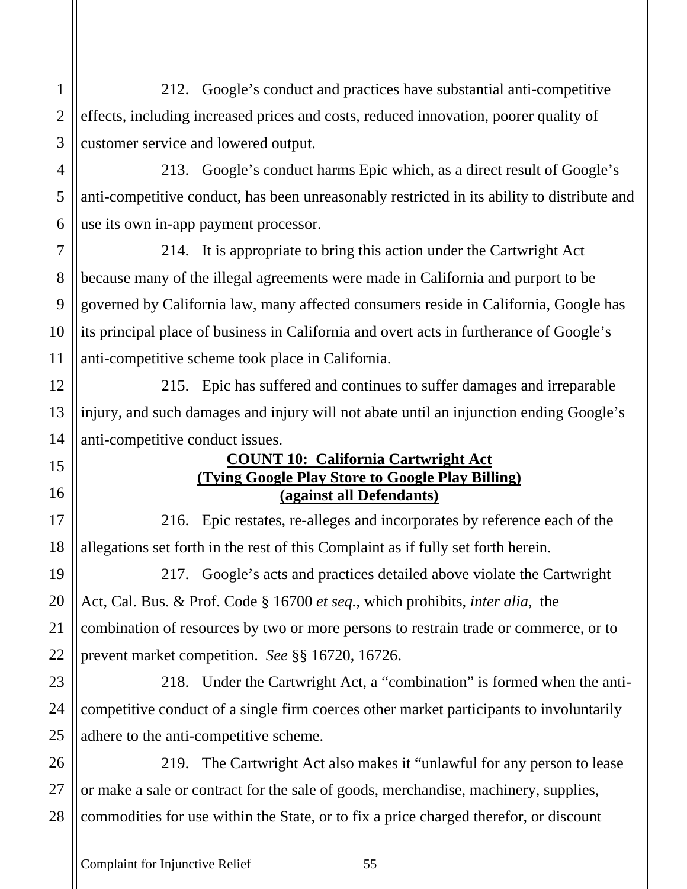212. Google's conduct and practices have substantial anti-competitive effects, including increased prices and costs, reduced innovation, poorer quality of customer service and lowered output.

213. Google's conduct harms Epic which, as a direct result of Google's anti-competitive conduct, has been unreasonably restricted in its ability to distribute and use its own in-app payment processor.

214. It is appropriate to bring this action under the Cartwright Act because many of the illegal agreements were made in California and purport to be governed by California law, many affected consumers reside in California, Google has its principal place of business in California and overt acts in furtherance of Google's anti-competitive scheme took place in California.

215. Epic has suffered and continues to suffer damages and irreparable injury, and such damages and injury will not abate until an injunction ending Google's anti-competitive conduct issues.

**COUNT 10: California Cartwright Act**
**(Tying Google Play Store to Google Play Billing)**
**(against all Defendants)**

216. Epic restates, re-alleges and incorporates by reference each of the allegations set forth in the rest of this Complaint as if fully set forth herein.

217. Google's acts and practices detailed above violate the Cartwright Act, Cal. Bus. & Prof. Code § 16700 *et seq.*, which prohibits, *inter alia*, the combination of resources by two or more persons to restrain trade or commerce, or to prevent market competition. *See* §§ 16720, 16726.

218. Under the Cartwright Act, a "combination" is formed when the anti-competitive conduct of a single firm coerces other market participants to involuntarily adhere to the anti-competitive scheme.

219. The Cartwright Act also makes it "unlawful for any person to lease or make a sale or contract for the sale of goods, merchandise, machinery, supplies, commodities for use within the State, or to fix a price charged therefor, or discount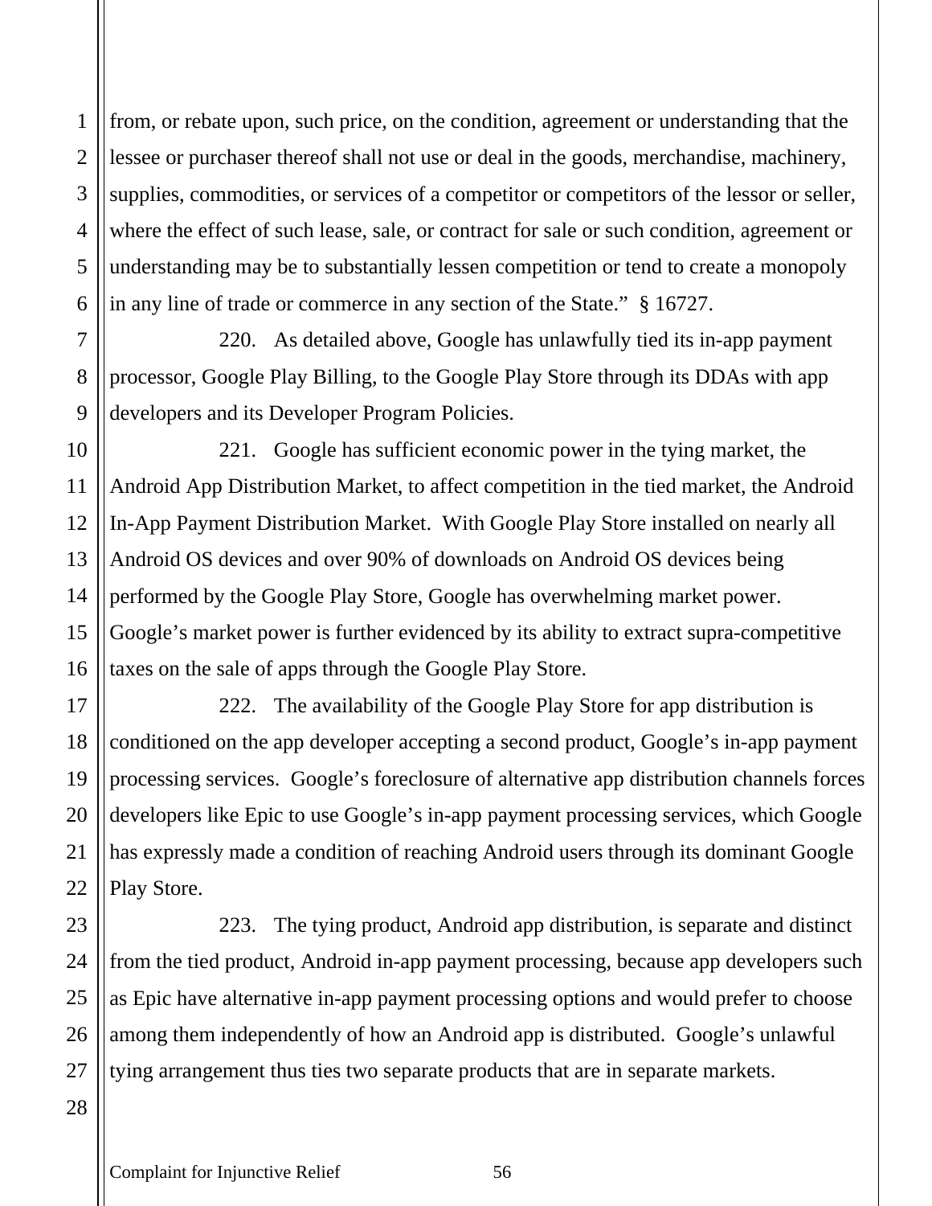from, or rebate upon, such price, on the condition, agreement or understanding that the lessee or purchaser thereof shall not use or deal in the goods, merchandise, machinery, supplies, commodities, or services of a competitor or competitors of the lessor or seller, where the effect of such lease, sale, or contract for sale or such condition, agreement or understanding may be to substantially lessen competition or tend to create a monopoly in any line of trade or commerce in any section of the State." § 16727.

220. As detailed above, Google has unlawfully tied its in-app payment processor, Google Play Billing, to the Google Play Store through its DDAs with app developers and its Developer Program Policies.

221. Google has sufficient economic power in the tying market, the Android App Distribution Market, to affect competition in the tied market, the Android In-App Payment Distribution Market. With Google Play Store installed on nearly all Android OS devices and over 90% of downloads on Android OS devices being performed by the Google Play Store, Google has overwhelming market power. Google's market power is further evidenced by its ability to extract supra-competitive taxes on the sale of apps through the Google Play Store.

222. The availability of the Google Play Store for app distribution is conditioned on the app developer accepting a second product, Google's in-app payment processing services. Google's foreclosure of alternative app distribution channels forces developers like Epic to use Google's in-app payment processing services, which Google has expressly made a condition of reaching Android users through its dominant Google Play Store.

223. The tying product, Android app distribution, is separate and distinct from the tied product, Android in-app payment processing, because app developers such as Epic have alternative in-app payment processing options and would prefer to choose among them independently of how an Android app is distributed. Google's unlawful tying arrangement thus ties two separate products that are in separate markets.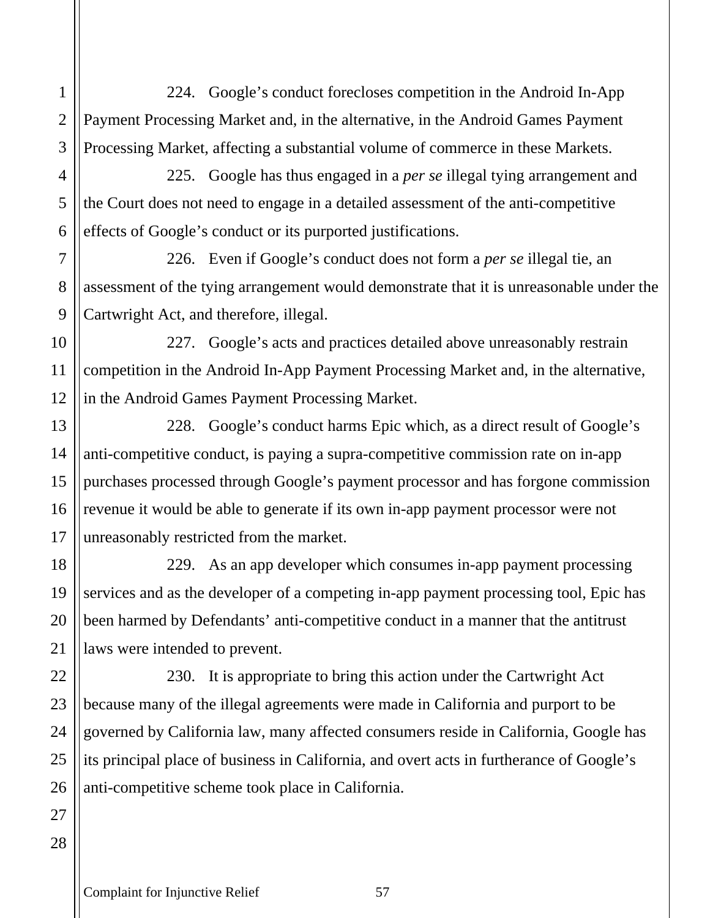224. Google's conduct forecloses competition in the Android In-App Payment Processing Market and, in the alternative, in the Android Games Payment Processing Market, affecting a substantial volume of commerce in these Markets.

225. Google has thus engaged in a *per se* illegal tying arrangement and the Court does not need to engage in a detailed assessment of the anti-competitive effects of Google's conduct or its purported justifications.

226. Even if Google's conduct does not form a *per se* illegal tie, an assessment of the tying arrangement would demonstrate that it is unreasonable under the Cartwright Act, and therefore, illegal.

227. Google's acts and practices detailed above unreasonably restrain competition in the Android In-App Payment Processing Market and, in the alternative, in the Android Games Payment Processing Market.

228. Google's conduct harms Epic which, as a direct result of Google's anti-competitive conduct, is paying a supra-competitive commission rate on in-app purchases processed through Google's payment processor and has forgone commission revenue it would be able to generate if its own in-app payment processor were not unreasonably restricted from the market.

229. As an app developer which consumes in-app payment processing services and as the developer of a competing in-app payment processing tool, Epic has been harmed by Defendants' anti-competitive conduct in a manner that the antitrust laws were intended to prevent.

230. It is appropriate to bring this action under the Cartwright Act because many of the illegal agreements were made in California and purport to be governed by California law, many affected consumers reside in California, Google has its principal place of business in California, and overt acts in furtherance of Google's anti-competitive scheme took place in California.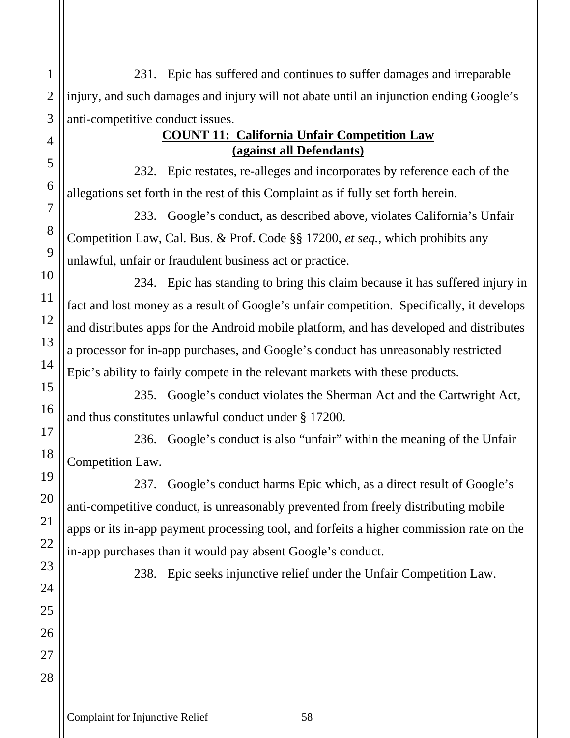231. Epic has suffered and continues to suffer damages and irreparable injury, and such damages and injury will not abate until an injunction ending Google's anti-competitive conduct issues.

**COUNT 11: California Unfair Competition Law**
**(against all Defendants)**

232. Epic restates, re-alleges and incorporates by reference each of the allegations set forth in the rest of this Complaint as if fully set forth herein.

233. Google's conduct, as described above, violates California's Unfair Competition Law, Cal. Bus. & Prof. Code §§ 17200, *et seq.*, which prohibits any unlawful, unfair or fraudulent business act or practice.

234. Epic has standing to bring this claim because it has suffered injury in fact and lost money as a result of Google's unfair competition. Specifically, it develops and distributes apps for the Android mobile platform, and has developed and distributes a processor for in-app purchases, and Google's conduct has unreasonably restricted Epic's ability to fairly compete in the relevant markets with these products.

235. Google's conduct violates the Sherman Act and the Cartwright Act, and thus constitutes unlawful conduct under § 17200.

236. Google's conduct is also "unfair" within the meaning of the Unfair Competition Law.

237. Google's conduct harms Epic which, as a direct result of Google's anti-competitive conduct, is unreasonably prevented from freely distributing mobile apps or its in-app payment processing tool, and forfeits a higher commission rate on the in-app purchases than it would pay absent Google's conduct.

238. Epic seeks injunctive relief under the Unfair Competition Law.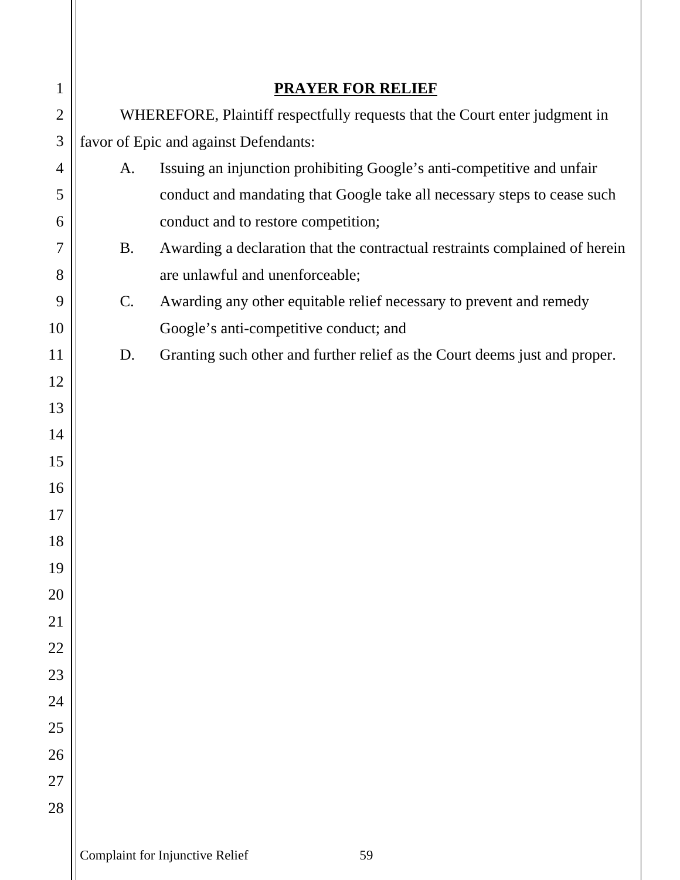## PRAYER FOR RELIEF

WHEREFORE, Plaintiff respectfully requests that the Court enter judgment in favor of Epic and against Defendants:

A. Issuing an injunction prohibiting Google's anti-competitive and unfair conduct and mandating that Google take all necessary steps to cease such conduct and to restore competition;

B. Awarding a declaration that the contractual restraints complained of herein are unlawful and unenforceable;

C. Awarding any other equitable relief necessary to prevent and remedy Google's anti-competitive conduct; and

D. Granting such other and further relief as the Court deems just and proper.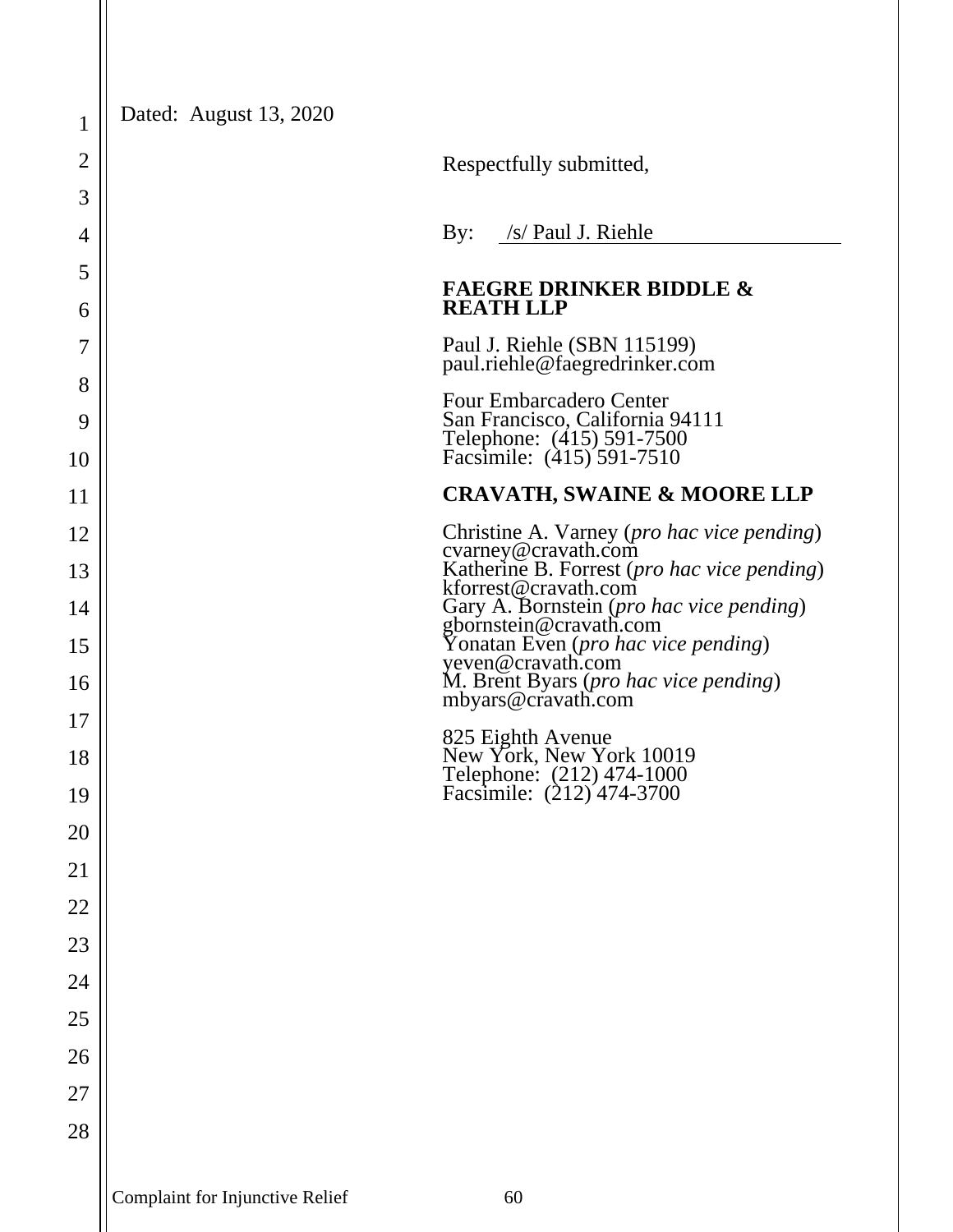Dated: August 13, 2020

Respectfully submitted,

By: /s/ Paul J. Riehle

**FAEGRE DRINKER BIDDLE & REATH LLP**

Paul J. Riehle (SBN 115199)
paul.riehle@faegredrinker.com

Four Embarcadero Center
San Francisco, California 94111
Telephone: (415) 591-7500
Facsimile: (415) 591-7510

**CRAVATH, SWAINE & MOORE LLP**

Christine A. Varney (*pro hac vice pending*)
cvarney@cravath.com
Katherine B. Forrest (*pro hac vice pending*)
kforrest@cravath.com
Gary A. Bornstein (*pro hac vice pending*)
gbornstein@cravath.com
Yonatan Even (*pro hac vice pending*)
yeven@cravath.com
M. Brent Byars (*pro hac vice pending*)
mbyars@cravath.com

825 Eighth Avenue
New York, New York 10019
Telephone: (212) 474-1000
Facsimile: (212) 474-3700